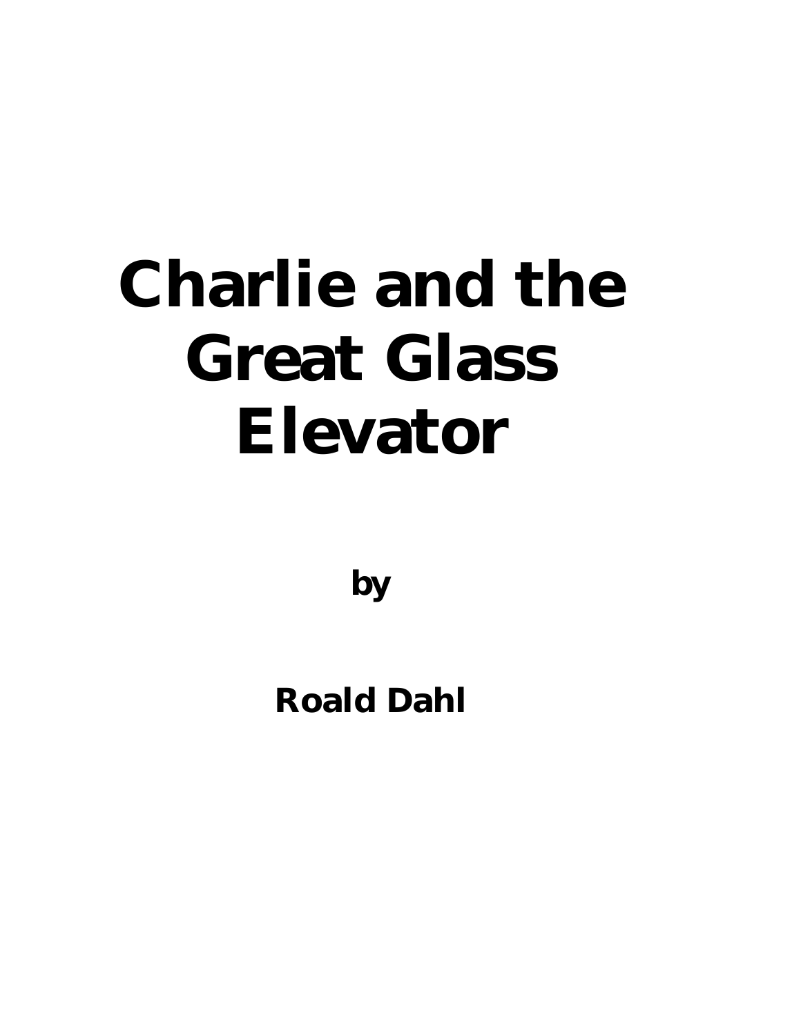# Charlie and the Great Glass Elevator

**by**

**Roald Dahl**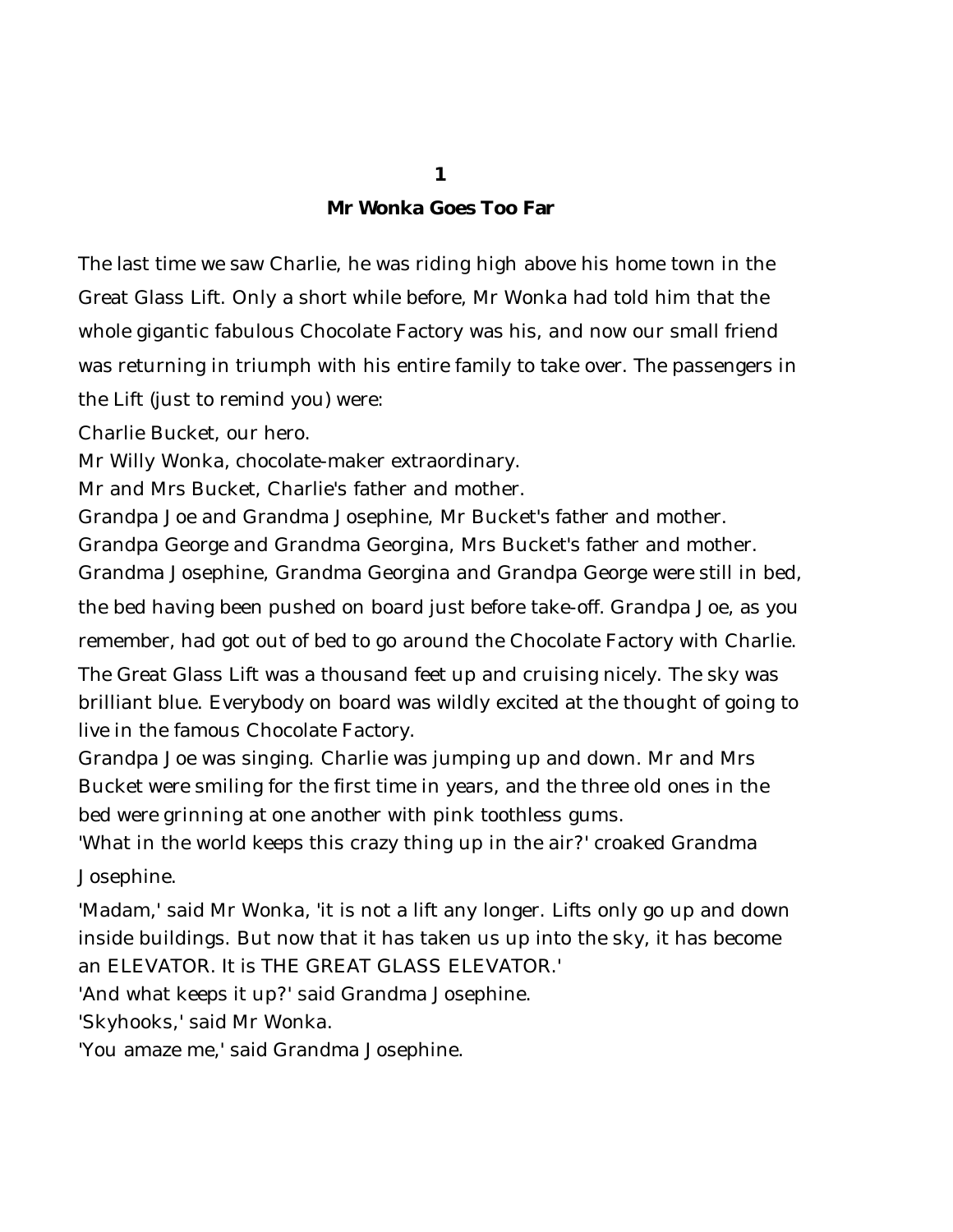## 1

## Mr Wonka Goes Too Far

The last time we saw Charlie, he was riding high above his home town in the Great Glass Lift. Only a short while before, Mr Wonka had told him that the whole gigantic fabulous Chocolate Factory was his, and now our small friend was returning in triumph with his entire family to take over. The passengers in the Lift (just to remind you) were:

Charlie Bucket, our hero.

Mr Willy Wonka, chocolate-maker extraordinary.

Mr and Mrs Bucket, Charlie's father and mother.

Grandpa Joe and Grandma Josephine, Mr Bucket's father and mother.

Grandpa George and Grandma Georgina, Mrs Bucket's father and mother.

Grandma Josephine, Grandma Georgina and Grandpa George were still in bed, the bed having been pushed on board just before take-off. Grandpa Joe, as you remember, had got out of bed to go around the Chocolate Factory with Charlie.

The Great Glass Lift was a thousand feet up and cruising nicely. The sky was brilliant blue. Everybody on board was wildly excited at the thought of going to live in the famous Chocolate Factory.

Grandpa Joe was singing. Charlie was jumping up and down. Mr and Mrs Bucket were smiling for the first time in years, and the three old ones in the bed were grinning at one another with pink toothless gums.

'What in the world keeps this crazy thing up in the air?' croaked Grandma Josephine.

'Madam,' said Mr Wonka, 'it is not a lift any longer. Lifts only go up and down inside buildings. But now that it has taken us up into the sky, it has become an ELEVATOR. It is THE GREAT GLASS ELEVATOR.'

'And what keeps it up?' said Grandma Josephine.

'Skyhooks,' said Mr Wonka.

'You amaze me,' said Grandma Josephine.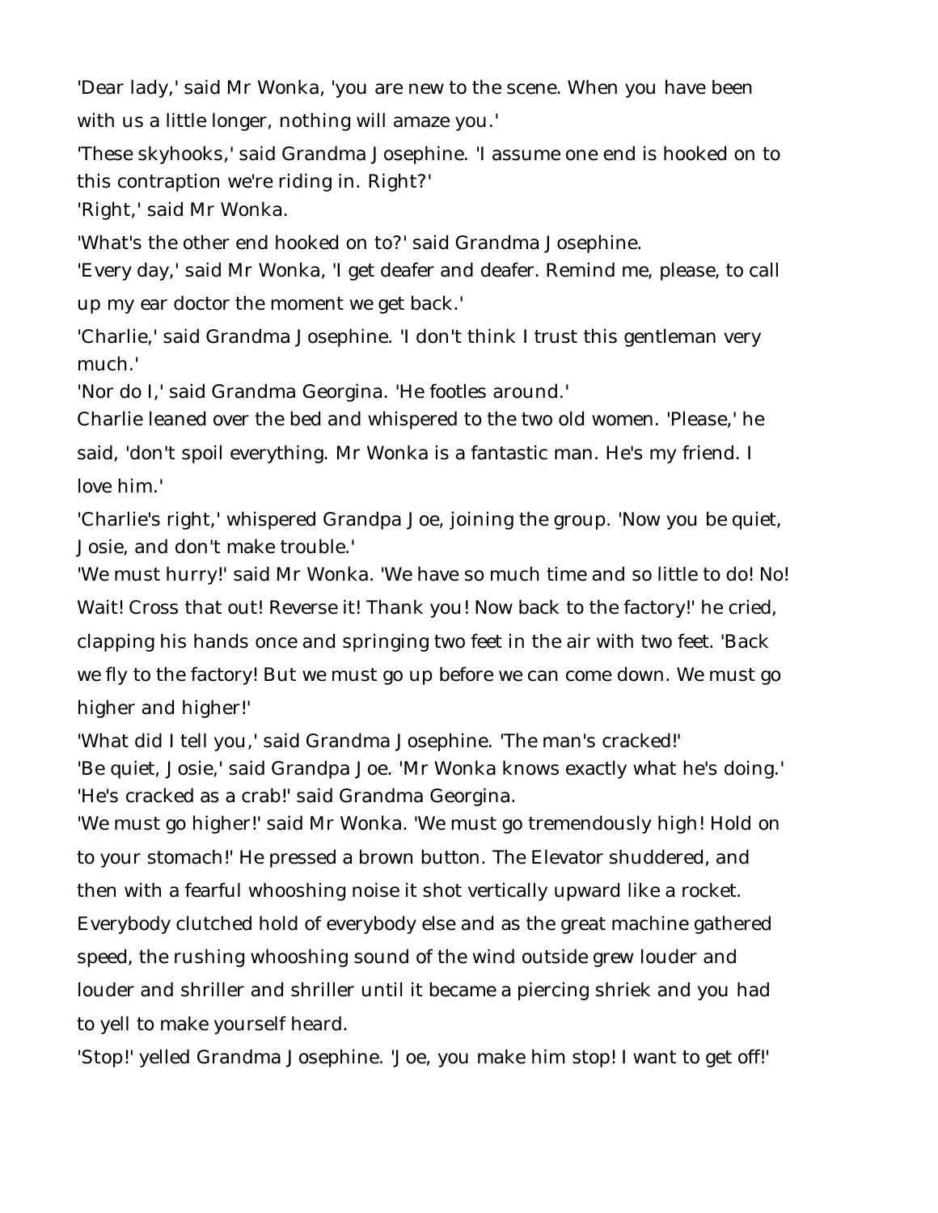'Dear lady,' said Mr Wonka, 'you are new to the scene. When you have been with us a little longer, nothing will amaze you.'

'These skyhooks,' said Grandma Josephine. 'I assume one end is hooked on to this contraption we're riding in. Right?'

'Right,' said Mr Wonka.

'What's the other end hooked on to?' said Grandma Josephine.

'Every day,' said Mr Wonka, 'I get deafer and deafer. Remind me, please, to call up my ear doctor the moment we get back.'

'Charlie,' said Grandma Josephine. 'I don't think I trust this gentleman very much.'

'Nor do I,' said Grandma Georgina. 'He footles around.'

Charlie leaned over the bed and whispered to the two old women. 'Please,' he said, 'don't spoil everything. Mr Wonka is a fantastic man. He's my friend. I love him.'

'Charlie's right,' whispered Grandpa Joe, joining the group. 'Now you be quiet, Josie, and don't make trouble.'

'We must hurry!' said Mr Wonka. 'We have so much time and so little to do! No! Wait! Cross that out! Reverse it! Thank you! Now back to the factory!' he cried, clapping his hands once and springing two feet in the air with two feet. 'Back we fly to the factory! But we must go up before we can come down. We must go higher and higher!'

'What did I tell you,' said Grandma Josephine. 'The man's cracked!'

'Be quiet, Josie,' said Grandpa Joe. 'Mr Wonka knows exactly what he's doing.'

'He's cracked as a crab!' said Grandma Georgina.

'We must go higher!' said Mr Wonka. 'We must go tremendously high! Hold on to your stomach!' He pressed a brown button. The Elevator shuddered, and then with a fearful whooshing noise it shot vertically upward like a rocket. Everybody clutched hold of everybody else and as the great machine gathered speed, the rushing whooshing sound of the wind outside grew louder and louder and shriller and shriller until it became a piercing shriek and you had to yell to make yourself heard.

'Stop!' yelled Grandma Josephine. 'Joe, you make him stop! I want to get off!'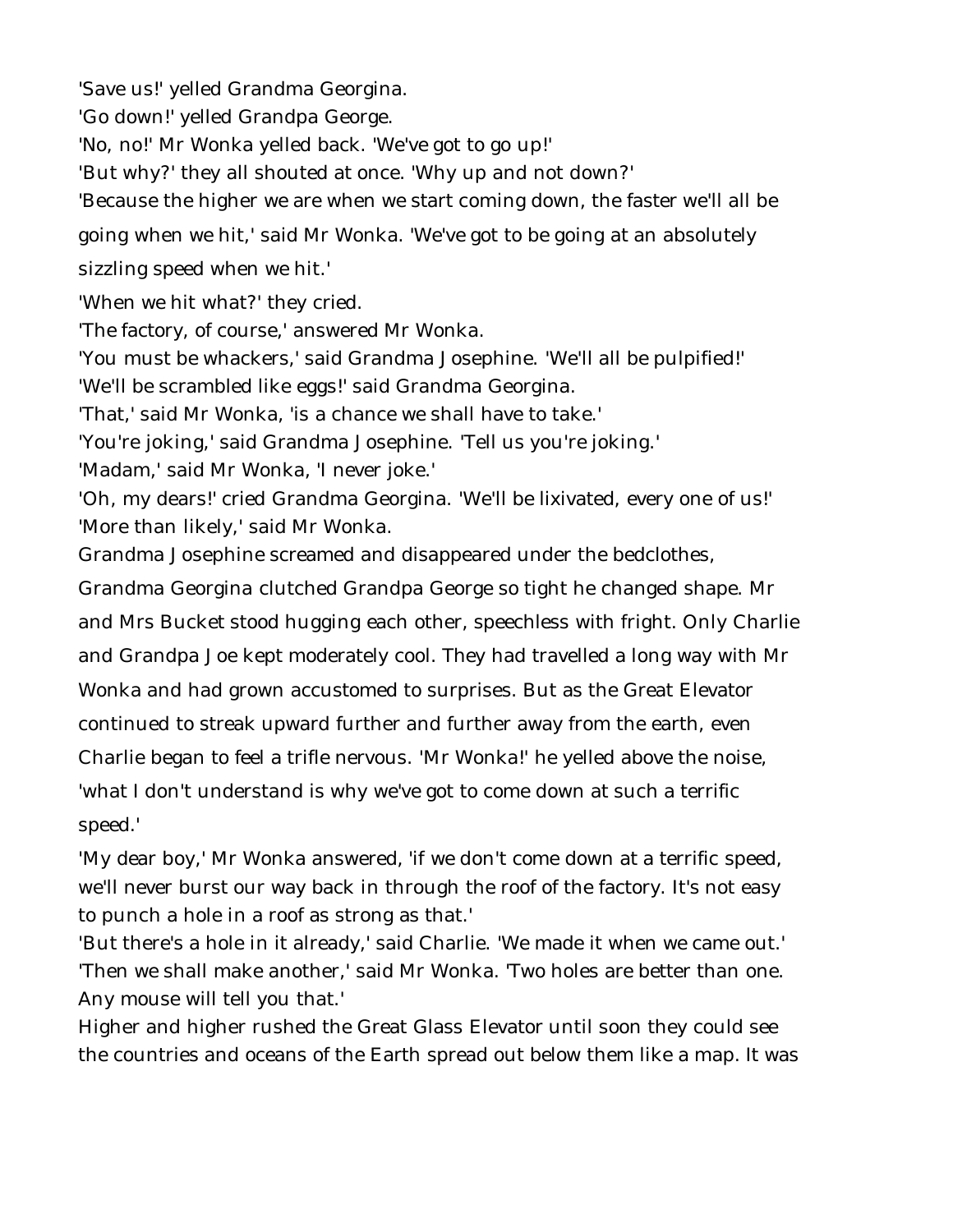'Save us!' yelled Grandma Georgina.

'Go down!' yelled Grandpa George.

'No, no!' Mr Wonka yelled back. 'We've got to go up!'

'But why?' they all shouted at once. 'Why up and not down?'

'Because the higher we are when we start coming down, the faster we'll all be going when we hit,' said Mr Wonka. 'We've got to be going at an absolutely sizzling speed when we hit.'

'When we hit what?' they cried.

'The factory, of course,' answered Mr Wonka.

'You must be whackers,' said Grandma Josephine. 'We'll all be pulpified!'

'We'll be scrambled like eggs!' said Grandma Georgina.

'That,' said Mr Wonka, 'is a chance we shall have to take.'

'You're joking,' said Grandma Josephine. 'Tell us you're joking.'

'Madam,' said Mr Wonka, 'I never joke.'

'Oh, my dears!' cried Grandma Georgina. 'We'll be lixivated, every one of us!'

'More than likely,' said Mr Wonka.

Grandma Josephine screamed and disappeared under the bedclothes, Grandma Georgina clutched Grandpa George so tight he changed shape. Mr and Mrs Bucket stood hugging each other, speechless with fright. Only Charlie and Grandpa Joe kept moderately cool. They had travelled a long way with Mr Wonka and had grown accustomed to surprises. But as the Great Elevator continued to streak upward further and further away from the earth, even Charlie began to feel a trifle nervous. 'Mr Wonka!' he yelled above the noise, 'what I don't understand is why we've got to come down at such a terrific speed.'

'My dear boy,' Mr Wonka answered, 'if we don't come down at a terrific speed, we'll never burst our way back in through the roof of the factory. It's not easy to punch a hole in a roof as strong as that.'

'But there's a hole in it already,' said Charlie. 'We made it when we came out.'

'Then we shall make another,' said Mr Wonka. 'Two holes are better than one. Any mouse will tell you that.'

Higher and higher rushed the Great Glass Elevator until soon they could see the countries and oceans of the Earth spread out below them like a map. It was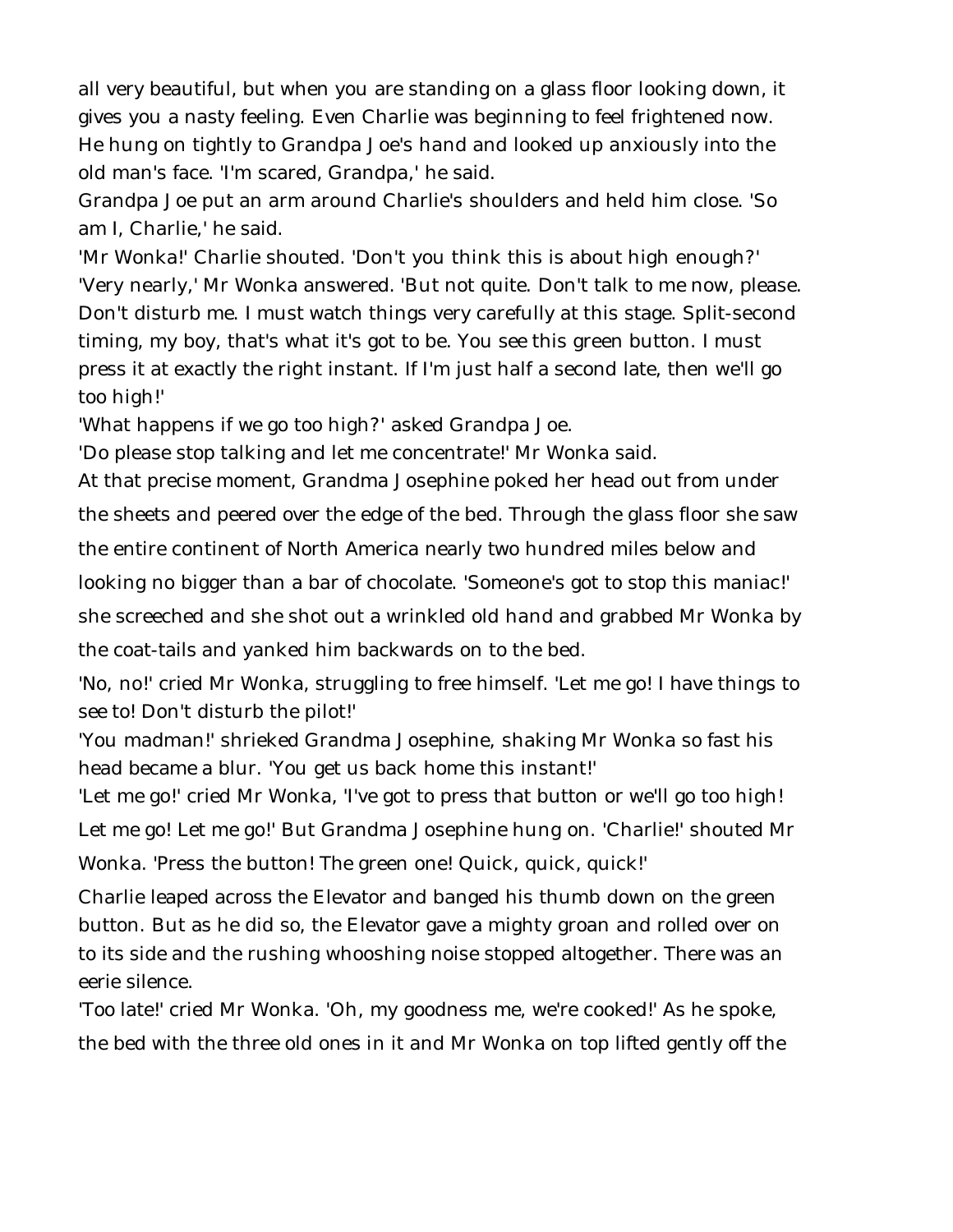all very beautiful, but when you are standing on a glass floor looking down, it gives you a nasty feeling. Even Charlie was beginning to feel frightened now. He hung on tightly to Grandpa Joe's hand and looked up anxiously into the old man's face. 'I'm scared, Grandpa,' he said.

Grandpa Joe put an arm around Charlie's shoulders and held him close. 'So am I, Charlie,' he said.

'Mr Wonka!' Charlie shouted. 'Don't you think this is about high enough?'

'Very nearly,' Mr Wonka answered. 'But not quite. Don't talk to me now, please. Don't disturb me. I must watch things very carefully at this stage. Split-second timing, my boy, that's what it's got to be. You see this green button. I must press it at exactly the right instant. If I'm just half a second late, then we'll go too high!'

'What happens if we go too high?' asked Grandpa Joe.

'Do please stop talking and let me concentrate!' Mr Wonka said.

At that precise moment, Grandma Josephine poked her head out from under the sheets and peered over the edge of the bed. Through the glass floor she saw the entire continent of North America nearly two hundred miles below and looking no bigger than a bar of chocolate. 'Someone's got to stop this maniac!' she screeched and she shot out a wrinkled old hand and grabbed Mr Wonka by the coat-tails and yanked him backwards on to the bed.

'No, no!' cried Mr Wonka, struggling to free himself. 'Let me go! I have things to see to! Don't disturb the pilot!'

'You madman!' shrieked Grandma Josephine, shaking Mr Wonka so fast his head became a blur. 'You get us back home this instant!'

'Let me go!' cried Mr Wonka, 'I've got to press that button or we'll go too high! Let me go! Let me go!' But Grandma Josephine hung on. 'Charlie!' shouted Mr Wonka. 'Press the button! The green one! Quick, quick, quick!'

Charlie leaped across the Elevator and banged his thumb down on the green button. But as he did so, the Elevator gave a mighty groan and rolled over on to its side and the rushing whooshing noise stopped altogether. There was an eerie silence.

'Too late!' cried Mr Wonka. 'Oh, my goodness me, we're cooked!' As he spoke, the bed with the three old ones in it and Mr Wonka on top lifted gently off the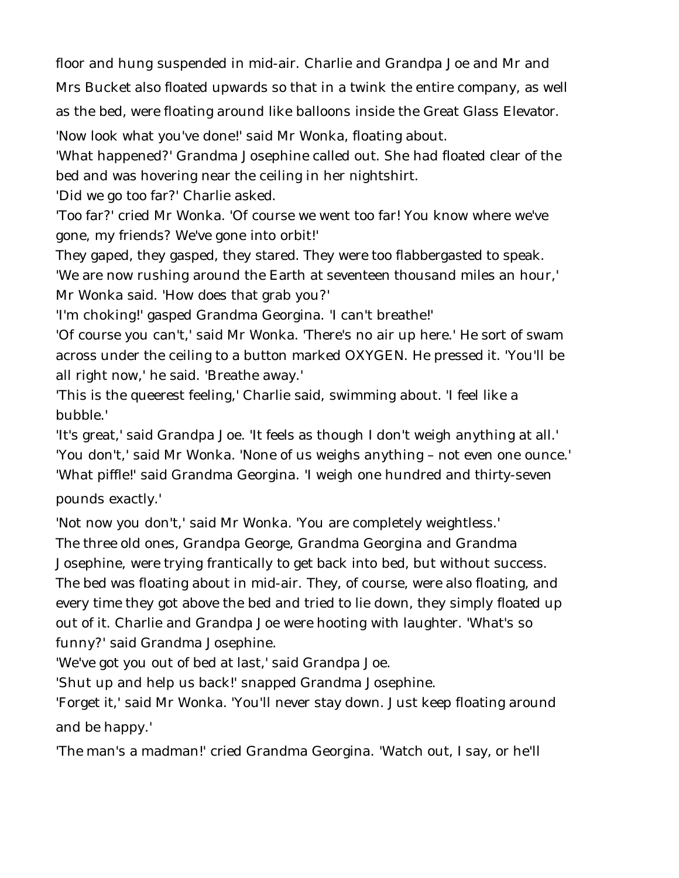floor and hung suspended in mid-air. Charlie and Grandpa Joe and Mr and Mrs Bucket also floated upwards so that in a twink the entire company, as well as the bed, were floating around like balloons inside the Great Glass Elevator.

'Now look what you've done!' said Mr Wonka, floating about.

'What happened?' Grandma Josephine called out. She had floated clear of the bed and was hovering near the ceiling in her nightshirt.

'Did we go too far?' Charlie asked.

'Too far?' cried Mr Wonka. 'Of course we went too far! You know where we've gone, my friends? We've gone into orbit!'

They gaped, they gasped, they stared. They were too flabbergasted to speak.

'We are now rushing around the Earth at seventeen thousand miles an hour,' Mr Wonka said. 'How does that grab you?'

'I'm choking!' gasped Grandma Georgina. 'I can't breathe!'

'Of course you can't,' said Mr Wonka. 'There's no air up here.' He sort of swam across under the ceiling to a button marked OXYGEN. He pressed it. 'You'll be all right now,' he said. 'Breathe away.'

'This is the queerest feeling,' Charlie said, swimming about. 'I feel like a bubble.'

'It's great,' said Grandpa Joe. 'It feels as though I don't weigh anything at all.'

'You don't,' said Mr Wonka. 'None of us weighs anything – not even one ounce.'

'What piffle!' said Grandma Georgina. 'I weigh one hundred and thirty-seven pounds exactly.'

'Not now you don't,' said Mr Wonka. 'You are completely weightless.'

The three old ones, Grandpa George, Grandma Georgina and Grandma Josephine, were trying frantically to get back into bed, but without success. The bed was floating about in mid-air. They, of course, were also floating, and every time they got above the bed and tried to lie down, they simply floated up out of it. Charlie and Grandpa Joe were hooting with laughter. 'What's so funny?' said Grandma Josephine.

'We've got you out of bed at last,' said Grandpa Joe.

'Shut up and help us back!' snapped Grandma Josephine.

'Forget it,' said Mr Wonka. 'You'll never stay down. Just keep floating around and be happy.'

'The man's a madman!' cried Grandma Georgina. 'Watch out, I say, or he'll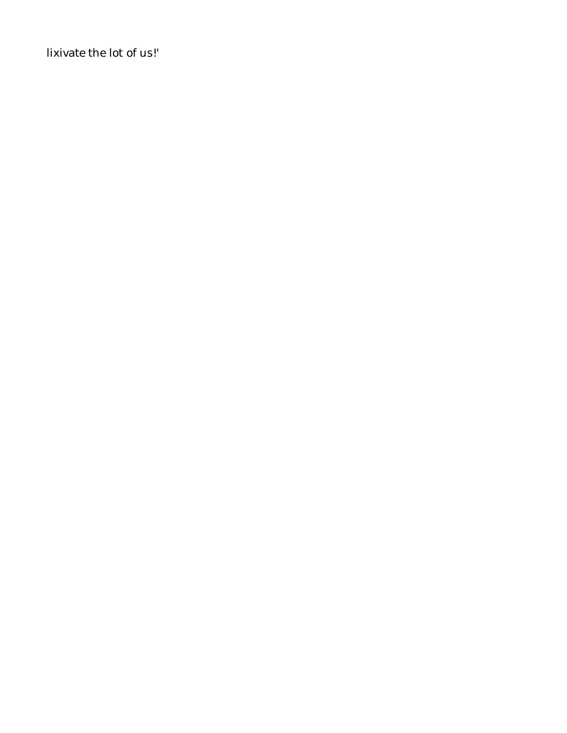lixivate the lot of us!'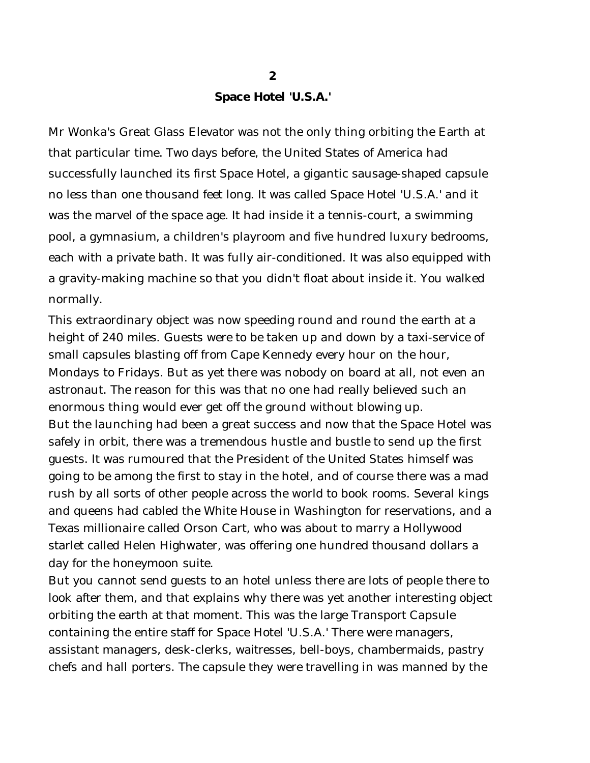## 2

## Space Hotel 'U.S.A.'

Mr Wonka's Great Glass Elevator was not the only thing orbiting the Earth at that particular time. Two days before, the United States of America had successfully launched its first Space Hotel, a gigantic sausage-shaped capsule no less than one thousand feet long. It was called Space Hotel 'U.S.A.' and it was the marvel of the space age. It had inside it a tennis-court, a swimming pool, a gymnasium, a children's playroom and five hundred luxury bedrooms, each with a private bath. It was fully air-conditioned. It was also equipped with a gravity-making machine so that you didn't float about inside it. You walked normally.

This extraordinary object was now speeding round and round the earth at a height of 240 miles. Guests were to be taken up and down by a taxi-service of small capsules blasting off from Cape Kennedy every hour on the hour, Mondays to Fridays. But as yet there was nobody on board at all, not even an astronaut. The reason for this was that no one had really believed such an enormous thing would ever get off the ground without blowing up.

But the launching had been a great success and now that the Space Hotel was safely in orbit, there was a tremendous hustle and bustle to send up the first guests. It was rumoured that the President of the United States himself was going to be among the first to stay in the hotel, and of course there was a mad rush by all sorts of other people across the world to book rooms. Several kings and queens had cabled the White House in Washington for reservations, and a Texas millionaire called Orson Cart, who was about to marry a Hollywood starlet called Helen Highwater, was offering one hundred thousand dollars a day for the honeymoon suite.

But you cannot send guests to an hotel unless there are lots of people there to look after them, and that explains why there was yet another interesting object orbiting the earth at that moment. This was the large Transport Capsule containing the entire staff for Space Hotel 'U.S.A.' There were managers, assistant managers, desk-clerks, waitresses, bell-boys, chambermaids, pastry chefs and hall porters. The capsule they were travelling in was manned by the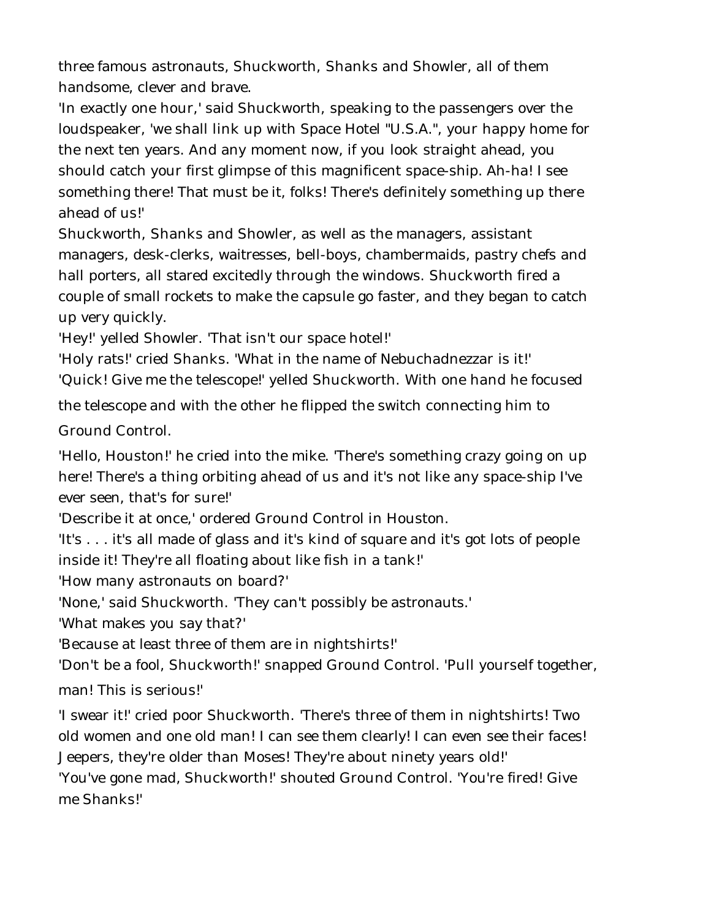three famous astronauts, Shuckworth, Shanks and Showler, all of them handsome, clever and brave.

'In exactly one hour,' said Shuckworth, speaking to the passengers over the loudspeaker, 'we shall link up with Space Hotel "U.S.A.", your happy home for the next ten years. And any moment now, if you look straight ahead, you should catch your first glimpse of this magnificent space-ship. Ah-ha! I see something there! That must be it, folks! There's definitely something up there ahead of us!'

Shuckworth, Shanks and Showler, as well as the managers, assistant managers, desk-clerks, waitresses, bell-boys, chambermaids, pastry chefs and hall porters, all stared excitedly through the windows. Shuckworth fired a couple of small rockets to make the capsule go faster, and they began to catch up very quickly.

'Hey!' yelled Showler. 'That isn't our space hotel!'

'Holy rats!' cried Shanks. 'What in the name of Nebuchadnezzar is it!'

'Quick! Give me the telescope!' yelled Shuckworth. With one hand he focused the telescope and with the other he flipped the switch connecting him to Ground Control.

'Hello, Houston!' he cried into the mike. 'There's something crazy going on up here! There's a thing orbiting ahead of us and it's not like any space-ship I've ever seen, that's for sure!'

'Describe it at once,' ordered Ground Control in Houston.

'It's . . . it's all made of glass and it's kind of square and it's got lots of people inside it! They're all floating about like fish in a tank!'

'How many astronauts on board?'

'None,' said Shuckworth. 'They can't possibly be astronauts.'

'What makes you say that?'

'Because at least three of them are in nightshirts!'

'Don't be a fool, Shuckworth!' snapped Ground Control. 'Pull yourself together, man! This is serious!'

'I swear it!' cried poor Shuckworth. 'There's three of them in nightshirts! Two old women and one old man! I can see them clearly! I can even see their faces! Jeepers, they're older than Moses! They're about ninety years old!'

'You've gone mad, Shuckworth!' shouted Ground Control. 'You're fired! Give me Shanks!'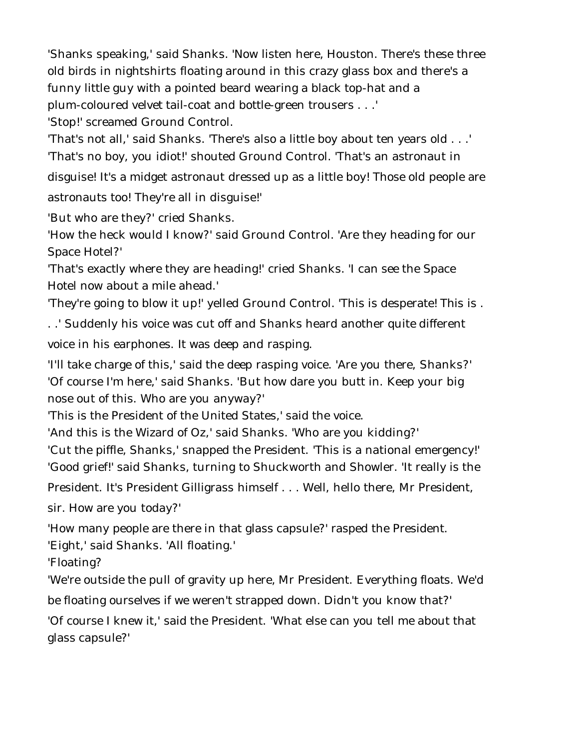'Shanks speaking,' said Shanks. 'Now listen here, Houston. There's these three old birds in nightshirts floating around in this crazy glass box and there's a funny little guy with a pointed beard wearing a black top-hat and a plum-coloured velvet tail-coat and bottle-green trousers . . .'

'Stop!' screamed Ground Control.

'That's not all,' said Shanks. 'There's also a little boy about ten years old . . .'

'That's no boy, you idiot!' shouted Ground Control. 'That's an astronaut in disguise! It's a midget astronaut dressed up as a little boy! Those old people are astronauts too! They're all in disguise!'

'But who are they?' cried Shanks.

'How the heck would I know?' said Ground Control. 'Are they heading for our Space Hotel?'

'That's exactly where they are heading!' cried Shanks. 'I can see the Space Hotel now about a mile ahead.'

'They're going to blow it up!' yelled Ground Control. 'This is desperate! This is . . .' Suddenly his voice was cut off and Shanks heard another quite different voice in his earphones. It was deep and rasping.

'I'll take charge of this,' said the deep rasping voice. 'Are you there, Shanks?'

'Of course I'm here,' said Shanks. 'But how dare you butt in. Keep your big nose out of this. Who are you anyway?'

'This is the President of the United States,' said the voice.

'And this is the Wizard of Oz,' said Shanks. 'Who are you kidding?'

'Cut the piffle, Shanks,' snapped the President. 'This is a national emergency!'

'Good grief!' said Shanks, turning to Shuckworth and Showler. 'It really is the President. It's President Gilligrass himself . . . Well, hello there, Mr President, sir. How are you today?'

'How many people are there in that glass capsule?' rasped the President.

'Eight,' said Shanks. 'All floating.'

'Floating?

'We're outside the pull of gravity up here, Mr President. Everything floats. We'd be floating ourselves if we weren't strapped down. Didn't you know that?'

'Of course I knew it,' said the President. 'What else can you tell me about that glass capsule?'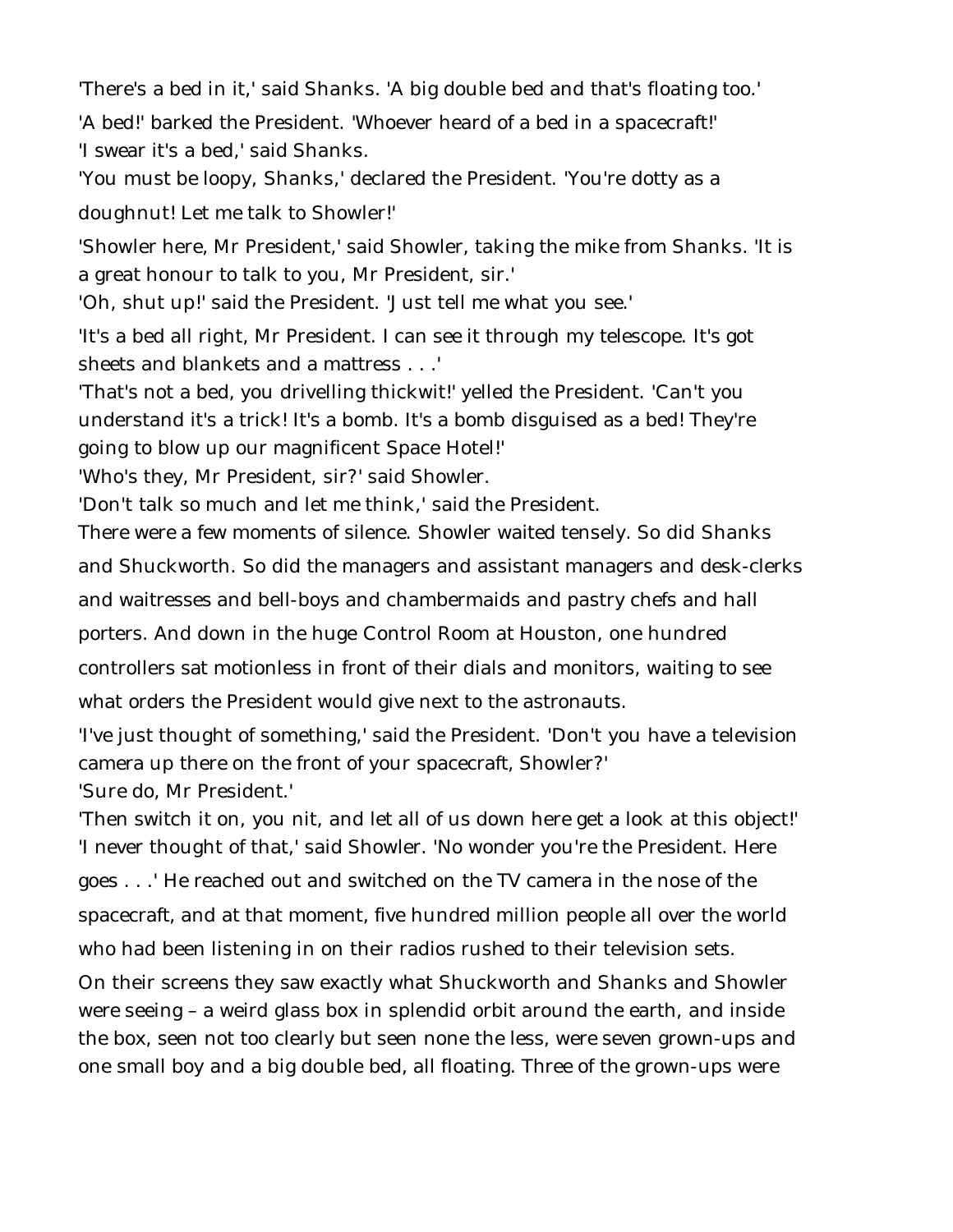'There's a bed in it,' said Shanks. 'A big double bed and that's floating too.'

'A bed!' barked the President. 'Whoever heard of a bed in a spacecraft!'

'I swear it's a bed,' said Shanks.

'You must be loopy, Shanks,' declared the President. 'You're dotty as a doughnut! Let me talk to Showler!'

'Showler here, Mr President,' said Showler, taking the mike from Shanks. 'It is a great honour to talk to you, Mr President, sir.'

'Oh, shut up!' said the President. 'Just tell me what you see.'

'It's a bed all right, Mr President. I can see it through my telescope. It's got sheets and blankets and a mattress . . .'

'That's not a bed, you drivelling thickwit!' yelled the President. 'Can't you understand it's a trick! It's a bomb. It's a bomb disguised as a bed! They're going to blow up our magnificent Space Hotel!'

'Who's they, Mr President, sir?' said Showler.

'Don't talk so much and let me think,' said the President.

There were a few moments of silence. Showler waited tensely. So did Shanks and Shuckworth. So did the managers and assistant managers and desk-clerks and waitresses and bell-boys and chambermaids and pastry chefs and hall porters. And down in the huge Control Room at Houston, one hundred controllers sat motionless in front of their dials and monitors, waiting to see what orders the President would give next to the astronauts.

'I've just thought of something,' said the President. 'Don't you have a television camera up there on the front of your spacecraft, Showler?'

'Sure do, Mr President.'

'Then switch it on, you nit, and let all of us down here get a look at this object!'

'I never thought of that,' said Showler. 'No wonder you're the President. Here goes . . .' He reached out and switched on the TV camera in the nose of the spacecraft, and at that moment, five hundred million people all over the world who had been listening in on their radios rushed to their television sets.

On their screens they saw exactly what Shuckworth and Shanks and Showler were seeing – a weird glass box in splendid orbit around the earth, and inside the box, seen not too clearly but seen none the less, were seven grown-ups and one small boy and a big double bed, all floating. Three of the grown-ups were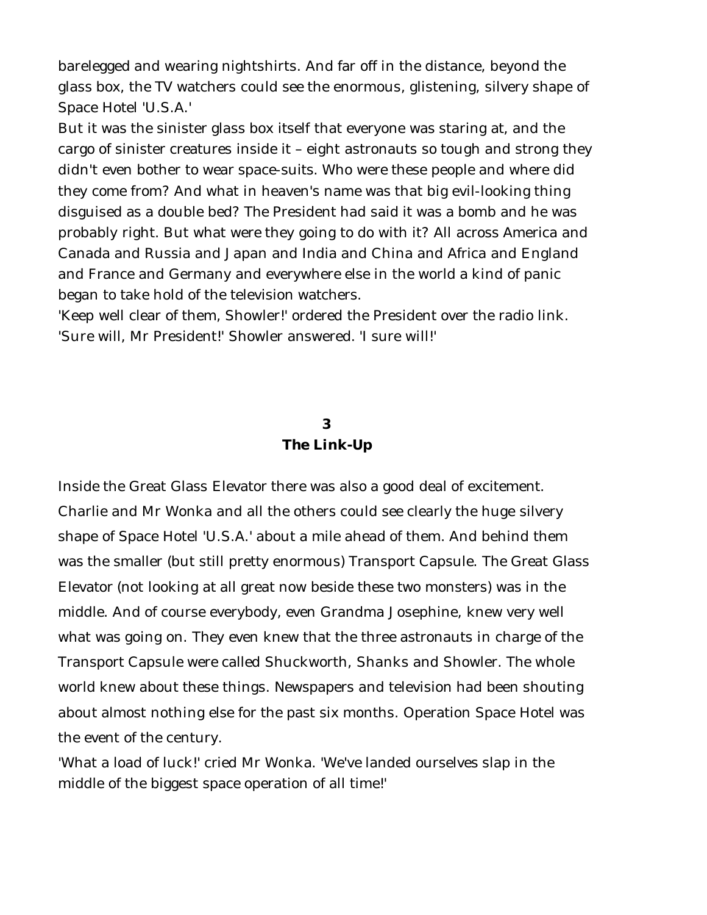barelegged and wearing nightshirts. And far off in the distance, beyond the glass box, the TV watchers could see the enormous, glistening, silvery shape of Space Hotel 'U.S.A.'

But it was the sinister glass box itself that everyone was staring at, and the cargo of sinister creatures inside it – eight astronauts so tough and strong they didn't even bother to wear space-suits. Who were these people and where did they come from? And what in heaven's name was that big evil-looking thing disguised as a double bed? The President had said it was a bomb and he was probably right. But what were they going to do with it? All across America and Canada and Russia and Japan and India and China and Africa and England and France and Germany and everywhere else in the world a kind of panic began to take hold of the television watchers.

'Keep well clear of them, Showler!' ordered the President over the radio link.

'Sure will, Mr President!' Showler answered. 'I sure will!'

## 3
## The Link-Up

Inside the Great Glass Elevator there was also a good deal of excitement. Charlie and Mr Wonka and all the others could see clearly the huge silvery shape of Space Hotel 'U.S.A.' about a mile ahead of them. And behind them was the smaller (but still pretty enormous) Transport Capsule. The Great Glass Elevator (not looking at all great now beside these two monsters) was in the middle. And of course everybody, even Grandma Josephine, knew very well what was going on. They even knew that the three astronauts in charge of the Transport Capsule were called Shuckworth, Shanks and Showler. The whole world knew about these things. Newspapers and television had been shouting about almost nothing else for the past six months. Operation Space Hotel was the event of the century.

'What a load of luck!' cried Mr Wonka. 'We've landed ourselves slap in the middle of the biggest space operation of all time!'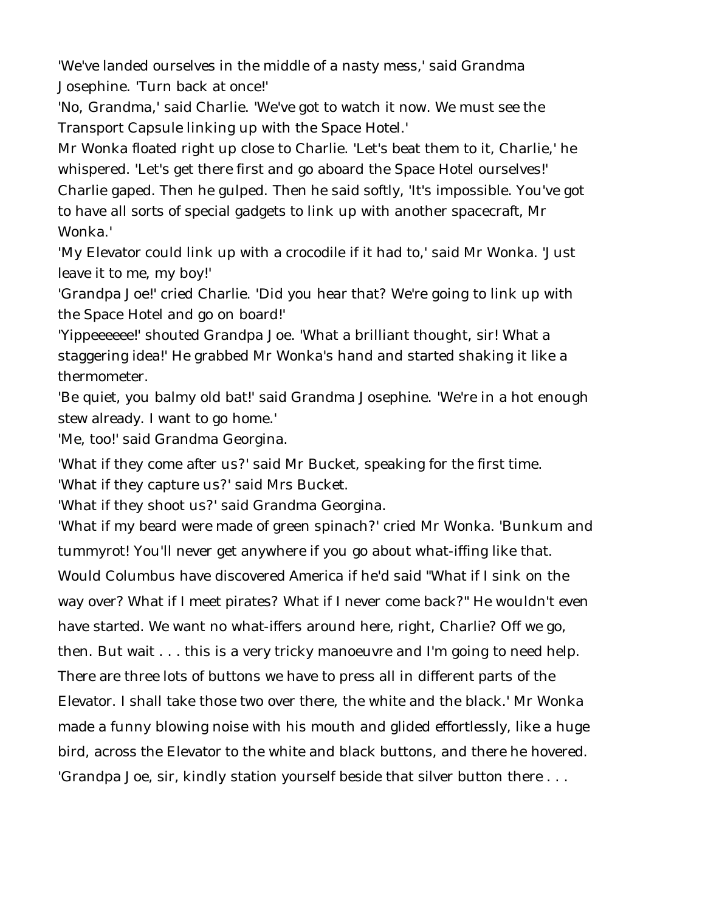'We've landed ourselves in the middle of a nasty mess,' said Grandma Josephine. 'Turn back at once!'

'No, Grandma,' said Charlie. 'We've got to watch it now. We must see the Transport Capsule linking up with the Space Hotel.'

Mr Wonka floated right up close to Charlie. 'Let's beat them to it, Charlie,' he whispered. 'Let's get there first and go aboard the Space Hotel ourselves!'

Charlie gaped. Then he gulped. Then he said softly, 'It's impossible. You've got to have all sorts of special gadgets to link up with another spacecraft, Mr Wonka.'

'My Elevator could link up with a crocodile if it had to,' said Mr Wonka. 'Just leave it to me, my boy!'

'Grandpa Joe!' cried Charlie. 'Did you hear that? We're going to link up with the Space Hotel and go on board!'

'Yippeeeeee!' shouted Grandpa Joe. 'What a brilliant thought, sir! What a staggering idea!' He grabbed Mr Wonka's hand and started shaking it like a thermometer.

'Be quiet, you balmy old bat!' said Grandma Josephine. 'We're in a hot enough stew already. I want to go home.'

'Me, too!' said Grandma Georgina.

'What if they come after us?' said Mr Bucket, speaking for the first time.

'What if they capture us?' said Mrs Bucket.

'What if they shoot us?' said Grandma Georgina.

'What if my beard were made of green spinach?' cried Mr Wonka. 'Bunkum and tummyrot! You'll never get anywhere if you go about what-iffing like that. Would Columbus have discovered America if he'd said "What if I sink on the way over? What if I meet pirates? What if I never come back?" He wouldn't even have started. We want no what-iffers around here, right, Charlie? Off we go, then. But wait . . . this is a very tricky manoeuvre and I'm going to need help. There are three lots of buttons we have to press all in different parts of the Elevator. I shall take those two over there, the white and the black.' Mr Wonka made a funny blowing noise with his mouth and glided effortlessly, like a huge bird, across the Elevator to the white and black buttons, and there he hovered. 'Grandpa Joe, sir, kindly station yourself beside that silver button there . . .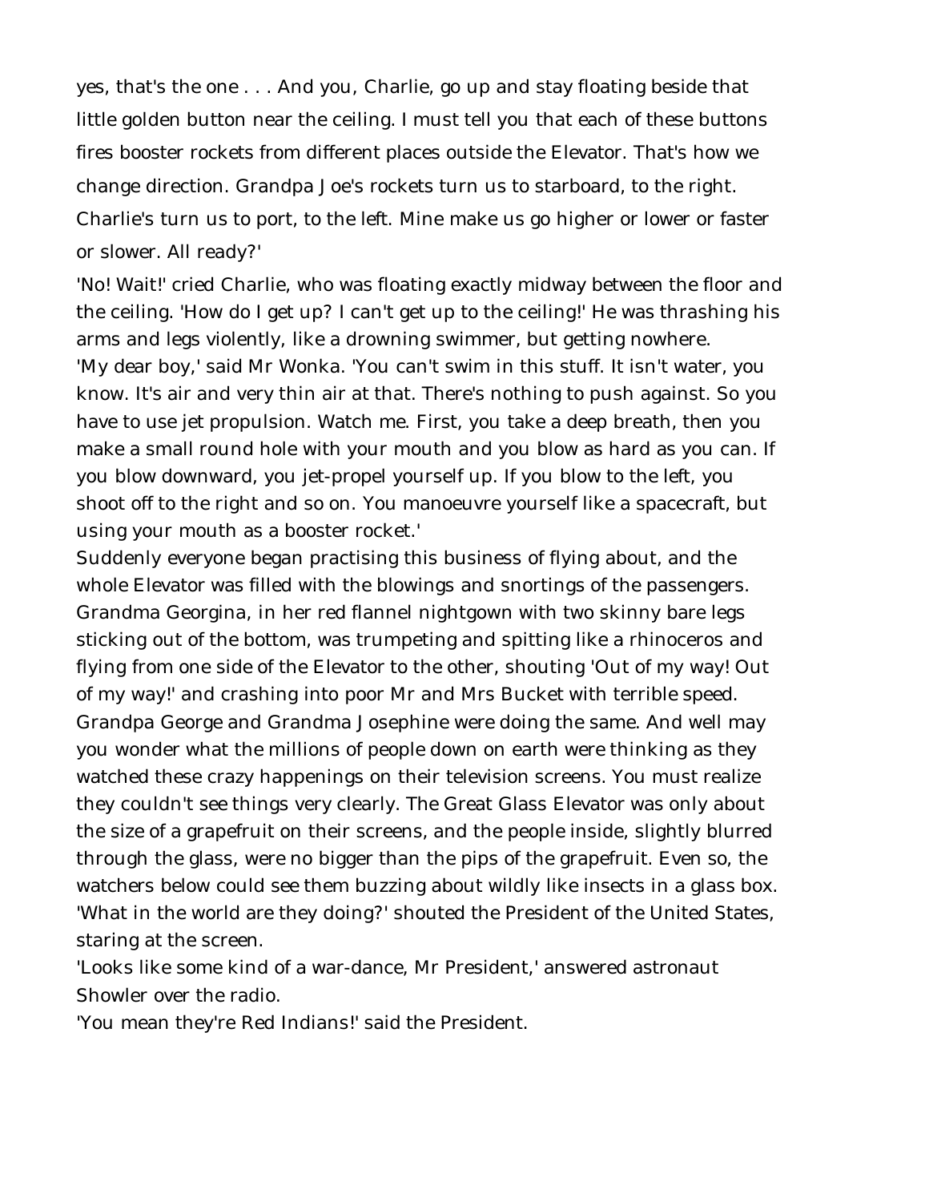yes, that's the one . . . And you, Charlie, go up and stay floating beside that little golden button near the ceiling. I must tell you that each of these buttons fires booster rockets from different places outside the Elevator. That's how we change direction. Grandpa Joe's rockets turn us to starboard, to the right. Charlie's turn us to port, to the left. Mine make us go higher or lower or faster or slower. All ready?'

'No! Wait!' cried Charlie, who was floating exactly midway between the floor and the ceiling. 'How do I get up? I can't get up to the ceiling!' He was thrashing his arms and legs violently, like a drowning swimmer, but getting nowhere.

'My dear boy,' said Mr Wonka. 'You can't swim in this stuff. It isn't water, you know. It's air and very thin air at that. There's nothing to push against. So you have to use jet propulsion. Watch me. First, you take a deep breath, then you make a small round hole with your mouth and you blow as hard as you can. If you blow downward, you jet-propel yourself up. If you blow to the left, you shoot off to the right and so on. You manoeuvre yourself like a spacecraft, but using your mouth as a booster rocket.'

Suddenly everyone began practising this business of flying about, and the whole Elevator was filled with the blowings and snortings of the passengers. Grandma Georgina, in her red flannel nightgown with two skinny bare legs sticking out of the bottom, was trumpeting and spitting like a rhinoceros and flying from one side of the Elevator to the other, shouting 'Out of my way! Out of my way!' and crashing into poor Mr and Mrs Bucket with terrible speed. Grandpa George and Grandma Josephine were doing the same. And well may you wonder what the millions of people down on earth were thinking as they watched these crazy happenings on their television screens. You must realize they couldn't see things very clearly. The Great Glass Elevator was only about the size of a grapefruit on their screens, and the people inside, slightly blurred through the glass, were no bigger than the pips of the grapefruit. Even so, the watchers below could see them buzzing about wildly like insects in a glass box.

'What in the world are they doing?' shouted the President of the United States, staring at the screen.

'Looks like some kind of a war-dance, Mr President,' answered astronaut Showler over the radio.

'You mean they're Red Indians!' said the President.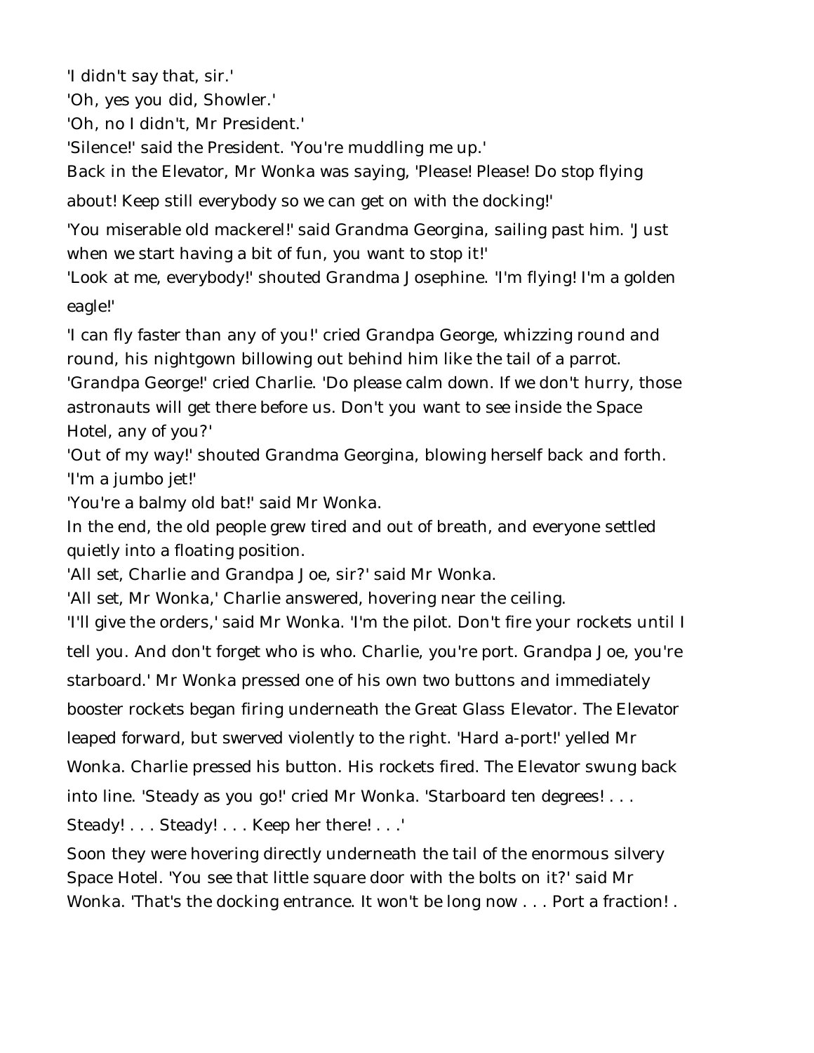'I didn't say that, sir.'

'Oh, yes you did, Showler.'

'Oh, no I didn't, Mr President.'

'Silence!' said the President. 'You're muddling me up.'

Back in the Elevator, Mr Wonka was saying, 'Please! Please! Do stop flying about! Keep still everybody so we can get on with the docking!'

'You miserable old mackerel!' said Grandma Georgina, sailing past him. 'Just when we start having a bit of fun, you want to stop it!'

'Look at me, everybody!' shouted Grandma Josephine. 'I'm flying! I'm a golden eagle!'

'I can fly faster than any of you!' cried Grandpa George, whizzing round and round, his nightgown billowing out behind him like the tail of a parrot.

'Grandpa George!' cried Charlie. 'Do please calm down. If we don't hurry, those astronauts will get there before us. Don't you want to see inside the Space Hotel, any of you?'

'Out of my way!' shouted Grandma Georgina, blowing herself back and forth. 'I'm a jumbo jet!'

'You're a balmy old bat!' said Mr Wonka.

In the end, the old people grew tired and out of breath, and everyone settled quietly into a floating position.

'All set, Charlie and Grandpa Joe, sir?' said Mr Wonka.

'All set, Mr Wonka,' Charlie answered, hovering near the ceiling.

'I'll give the orders,' said Mr Wonka. 'I'm the pilot. Don't fire your rockets until I tell you. And don't forget who is who. Charlie, you're port. Grandpa Joe, you're starboard.' Mr Wonka pressed one of his own two buttons and immediately booster rockets began firing underneath the Great Glass Elevator. The Elevator leaped forward, but swerved violently to the right. 'Hard a-port!' yelled Mr Wonka. Charlie pressed his button. His rockets fired. The Elevator swung back into line. 'Steady as you go!' cried Mr Wonka. 'Starboard ten degrees! . . . Steady! . . . Steady! . . . Keep her there! . . .'

Soon they were hovering directly underneath the tail of the enormous silvery Space Hotel. 'You see that little square door with the bolts on it?' said Mr Wonka. 'That's the docking entrance. It won't be long now . . . Port a fraction! .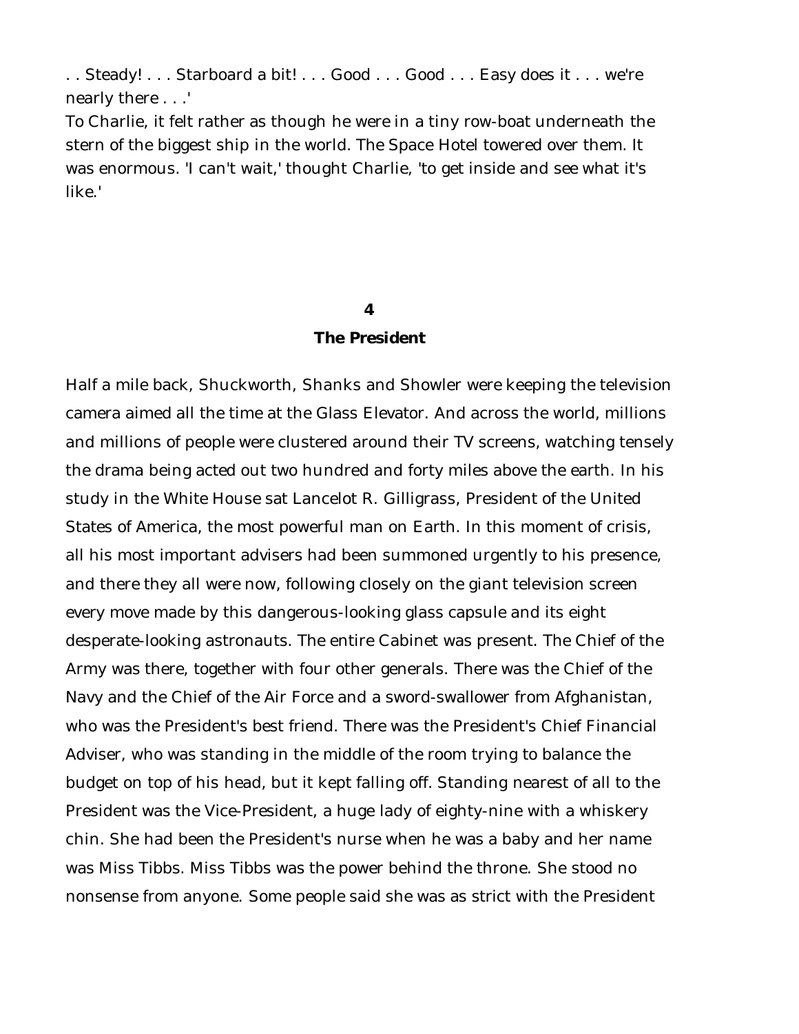. . Steady! . . . Starboard a bit! . . . Good . . . Good . . . Easy does it . . . we're nearly there . . .'

To Charlie, it felt rather as though he were in a tiny row-boat underneath the stern of the biggest ship in the world. The Space Hotel towered over them. It was enormous. 'I can't wait,' thought Charlie, 'to get inside and see what it's like.'

## 4
## The President

Half a mile back, Shuckworth, Shanks and Showler were keeping the television camera aimed all the time at the Glass Elevator. And across the world, millions and millions of people were clustered around their TV screens, watching tensely the drama being acted out two hundred and forty miles above the earth. In his study in the White House sat Lancelot R. Gilligrass, President of the United States of America, the most powerful man on Earth. In this moment of crisis, all his most important advisers had been summoned urgently to his presence, and there they all were now, following closely on the giant television screen every move made by this dangerous-looking glass capsule and its eight desperate-looking astronauts. The entire Cabinet was present. The Chief of the Army was there, together with four other generals. There was the Chief of the Navy and the Chief of the Air Force and a sword-swallower from Afghanistan, who was the President's best friend. There was the President's Chief Financial Adviser, who was standing in the middle of the room trying to balance the budget on top of his head, but it kept falling off. Standing nearest of all to the President was the Vice-President, a huge lady of eighty-nine with a whiskery chin. She had been the President's nurse when he was a baby and her name was Miss Tibbs. Miss Tibbs was the power behind the throne. She stood no nonsense from anyone. Some people said she was as strict with the President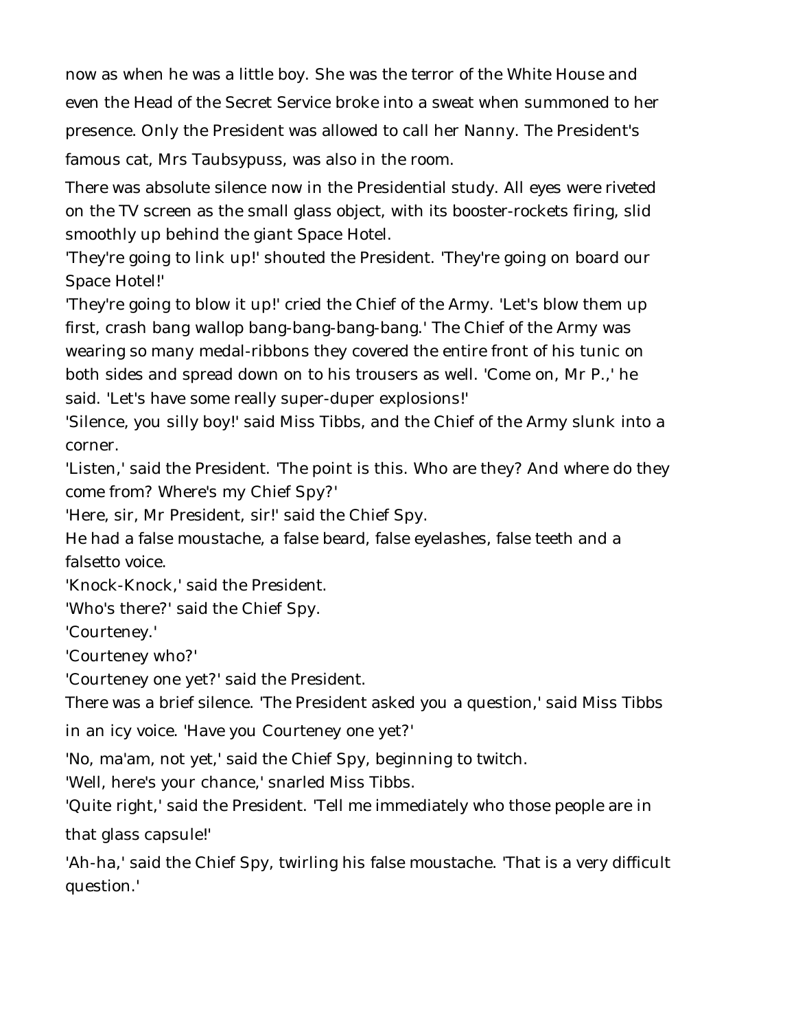now as when he was a little boy. She was the terror of the White House and even the Head of the Secret Service broke into a sweat when summoned to her presence. Only the President was allowed to call her Nanny. The President's famous cat, Mrs Taubsypuss, was also in the room.

There was absolute silence now in the Presidential study. All eyes were riveted on the TV screen as the small glass object, with its booster-rockets firing, slid smoothly up behind the giant Space Hotel.

'They're going to link up!' shouted the President. 'They're going on board our Space Hotel!'

'They're going to blow it up!' cried the Chief of the Army. 'Let's blow them up first, crash bang wallop bang-bang-bang-bang.' The Chief of the Army was wearing so many medal-ribbons they covered the entire front of his tunic on both sides and spread down on to his trousers as well. 'Come on, Mr P.,' he said. 'Let's have some really super-duper explosions!'

'Silence, you silly boy!' said Miss Tibbs, and the Chief of the Army slunk into a corner.

'Listen,' said the President. 'The point is this. Who are they? And where do they come from? Where's my Chief Spy?'

'Here, sir, Mr President, sir!' said the Chief Spy.

He had a false moustache, a false beard, false eyelashes, false teeth and a falsetto voice.

'Knock-Knock,' said the President.

'Who's there?' said the Chief Spy.

'Courteney.'

'Courteney who?'

'Courteney one yet?' said the President.

There was a brief silence. 'The President asked you a question,' said Miss Tibbs in an icy voice. 'Have you Courteney one yet?'

'No, ma'am, not yet,' said the Chief Spy, beginning to twitch.

'Well, here's your chance,' snarled Miss Tibbs.

'Quite right,' said the President. 'Tell me immediately who those people are in that glass capsule!'

'Ah-ha,' said the Chief Spy, twirling his false moustache. 'That is a very difficult question.'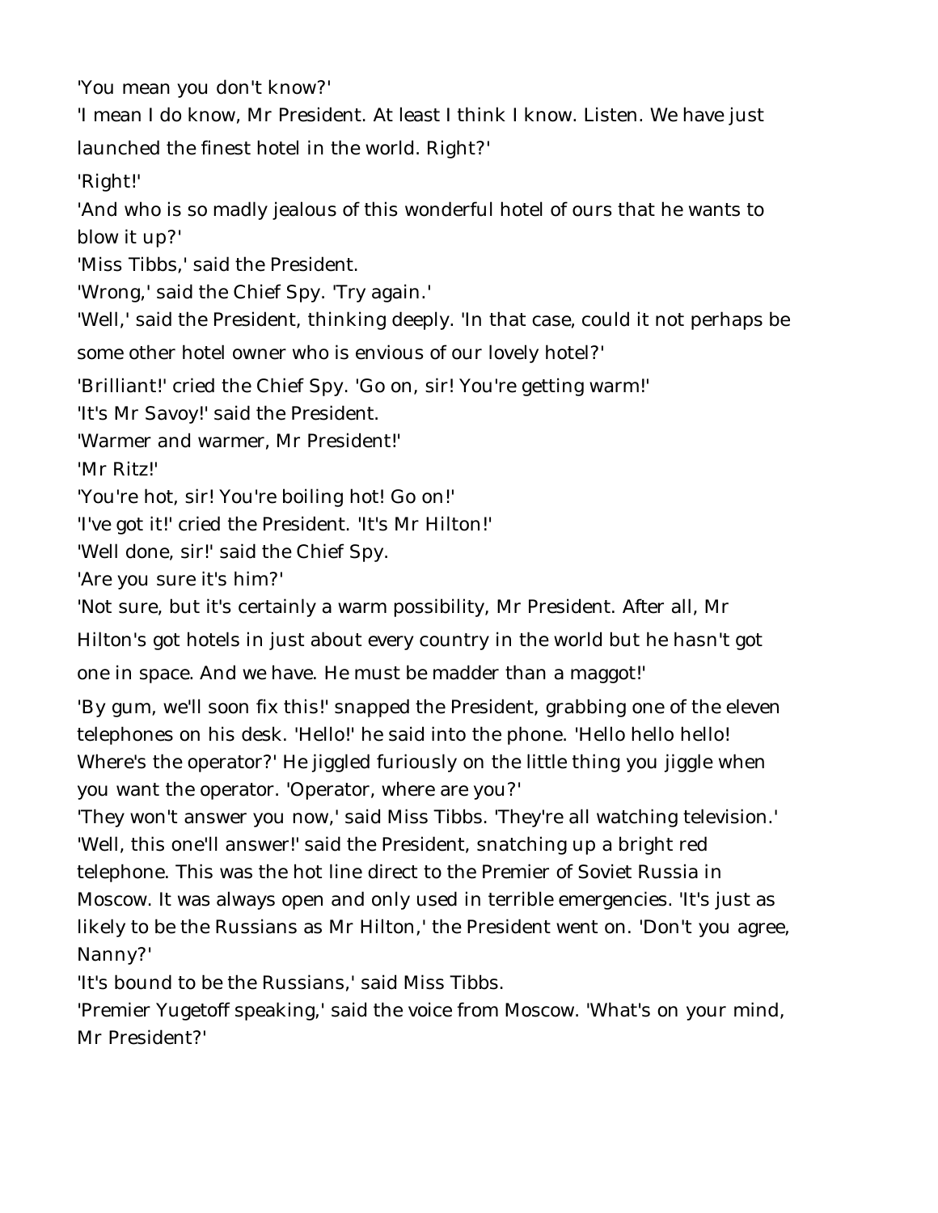'You mean you don't know?'

'I mean I do know, Mr President. At least I think I know. Listen. We have just launched the finest hotel in the world. Right?'

'Right!'

'And who is so madly jealous of this wonderful hotel of ours that he wants to blow it up?'

'Miss Tibbs,' said the President.

'Wrong,' said the Chief Spy. 'Try again.'

'Well,' said the President, thinking deeply. 'In that case, could it not perhaps be some other hotel owner who is envious of our lovely hotel?'

'Brilliant!' cried the Chief Spy. 'Go on, sir! You're getting warm!'

'It's Mr Savoy!' said the President.

'Warmer and warmer, Mr President!'

'Mr Ritz!'

'You're hot, sir! You're boiling hot! Go on!'

'I've got it!' cried the President. 'It's Mr Hilton!'

'Well done, sir!' said the Chief Spy.

'Are you sure it's him?'

'Not sure, but it's certainly a warm possibility, Mr President. After all, Mr Hilton's got hotels in just about every country in the world but he hasn't got one in space. And we have. He must be madder than a maggot!'

'By gum, we'll soon fix this!' snapped the President, grabbing one of the eleven telephones on his desk. 'Hello!' he said into the phone. 'Hello hello hello! Where's the operator?' He jiggled furiously on the little thing you jiggle when you want the operator. 'Operator, where are you?'

'They won't answer you now,' said Miss Tibbs. 'They're all watching television.'

'Well, this one'll answer!' said the President, snatching up a bright red telephone. This was the hot line direct to the Premier of Soviet Russia in Moscow. It was always open and only used in terrible emergencies. 'It's just as likely to be the Russians as Mr Hilton,' the President went on. 'Don't you agree, Nanny?'

'It's bound to be the Russians,' said Miss Tibbs.

'Premier Yugetoff speaking,' said the voice from Moscow. 'What's on your mind, Mr President?'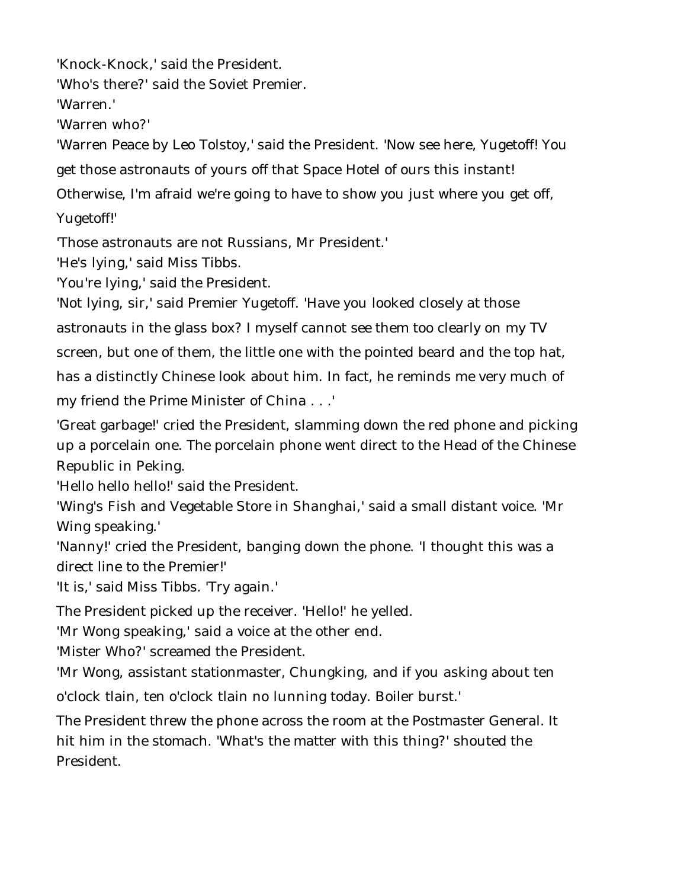'Knock-Knock,' said the President.

'Who's there?' said the Soviet Premier.

'Warren.'

'Warren who?'

'Warren Peace by Leo Tolstoy,' said the President. 'Now see here, Yugetoff! You get those astronauts of yours off that Space Hotel of ours this instant! Otherwise, I'm afraid we're going to have to show you just where you get off, Yugetoff!'

'Those astronauts are not Russians, Mr President.'

'He's lying,' said Miss Tibbs.

'You're lying,' said the President.

'Not lying, sir,' said Premier Yugetoff. 'Have you looked closely at those astronauts in the glass box? I myself cannot see them too clearly on my TV screen, but one of them, the little one with the pointed beard and the top hat, has a distinctly Chinese look about him. In fact, he reminds me very much of my friend the Prime Minister of China . . .'

'Great garbage!' cried the President, slamming down the red phone and picking up a porcelain one. The porcelain phone went direct to the Head of the Chinese Republic in Peking.

'Hello hello hello!' said the President.

'Wing's Fish and Vegetable Store in Shanghai,' said a small distant voice. 'Mr Wing speaking.'

'Nanny!' cried the President, banging down the phone. 'I thought this was a direct line to the Premier!'

'It is,' said Miss Tibbs. 'Try again.'

The President picked up the receiver. 'Hello!' he yelled.

'Mr Wong speaking,' said a voice at the other end.

'Mister Who?' screamed the President.

'Mr Wong, assistant stationmaster, Chungking, and if you asking about ten o'clock tlain, ten o'clock tlain no lunning today. Boiler burst.'

The President threw the phone across the room at the Postmaster General. It hit him in the stomach. 'What's the matter with this thing?' shouted the President.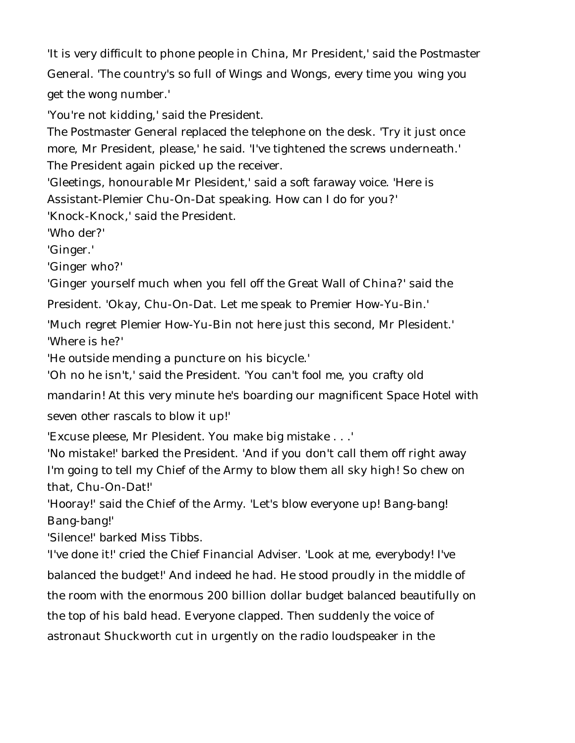'It is very difficult to phone people in China, Mr President,' said the Postmaster General. 'The country's so full of Wings and Wongs, every time you wing you get the wong number.'

'You're not kidding,' said the President.

The Postmaster General replaced the telephone on the desk. 'Try it just once more, Mr President, please,' he said. 'I've tightened the screws underneath.'

The President again picked up the receiver.

'Gleetings, honourable Mr Plesident,' said a soft faraway voice. 'Here is Assistant-Plemier Chu-On-Dat speaking. How can I do for you?'

'Knock-Knock,' said the President.

'Who der?'

'Ginger.'

'Ginger who?'

'Ginger yourself much when you fell off the Great Wall of China?' said the President. 'Okay, Chu-On-Dat. Let me speak to Premier How-Yu-Bin.'

'Much regret Plemier How-Yu-Bin not here just this second, Mr Plesident.'

'Where is he?'

'He outside mending a puncture on his bicycle.'

'Oh no he isn't,' said the President. 'You can't fool me, you crafty old mandarin! At this very minute he's boarding our magnificent Space Hotel with seven other rascals to blow it up!'

'Excuse pleese, Mr Plesident. You make big mistake . . .'

'No mistake!' barked the President. 'And if you don't call them off right away I'm going to tell my Chief of the Army to blow them all sky high! So chew on that, Chu-On-Dat!'

'Hooray!' said the Chief of the Army. 'Let's blow everyone up! Bang-bang! Bang-bang!'

'Silence!' barked Miss Tibbs.

'I've done it!' cried the Chief Financial Adviser. 'Look at me, everybody! I've balanced the budget!' And indeed he had. He stood proudly in the middle of the room with the enormous 200 billion dollar budget balanced beautifully on the top of his bald head. Everyone clapped. Then suddenly the voice of astronaut Shuckworth cut in urgently on the radio loudspeaker in the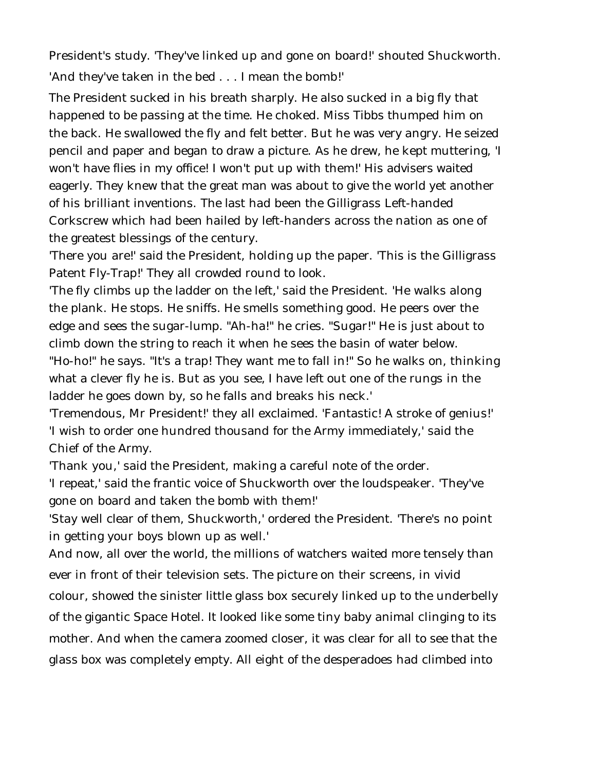President's study. 'They've linked up and gone on board!' shouted Shuckworth. 'And they've taken in the bed . . . I mean the bomb!'

The President sucked in his breath sharply. He also sucked in a big fly that happened to be passing at the time. He choked. Miss Tibbs thumped him on the back. He swallowed the fly and felt better. But he was very angry. He seized pencil and paper and began to draw a picture. As he drew, he kept muttering, 'I won't have flies in my office! I won't put up with them!' His advisers waited eagerly. They knew that the great man was about to give the world yet another of his brilliant inventions. The last had been the Gilligrass Left-handed Corkscrew which had been hailed by left-handers across the nation as one of the greatest blessings of the century.

'There you are!' said the President, holding up the paper. 'This is the Gilligrass Patent Fly-Trap!' They all crowded round to look.

'The fly climbs up the ladder on the left,' said the President. 'He walks along the plank. He stops. He sniffs. He smells something good. He peers over the edge and sees the sugar-lump. "Ah-ha!" he cries. "Sugar!" He is just about to climb down the string to reach it when he sees the basin of water below. "Ho-ho!" he says. "It's a trap! They want me to fall in!" So he walks on, thinking what a clever fly he is. But as you see, I have left out one of the rungs in the ladder he goes down by, so he falls and breaks his neck.'

'Tremendous, Mr President!' they all exclaimed. 'Fantastic! A stroke of genius!'

'I wish to order one hundred thousand for the Army immediately,' said the Chief of the Army.

'Thank you,' said the President, making a careful note of the order.

'I repeat,' said the frantic voice of Shuckworth over the loudspeaker. 'They've gone on board and taken the bomb with them!'

'Stay well clear of them, Shuckworth,' ordered the President. 'There's no point in getting your boys blown up as well.'

And now, all over the world, the millions of watchers waited more tensely than ever in front of their television sets. The picture on their screens, in vivid colour, showed the sinister little glass box securely linked up to the underbelly of the gigantic Space Hotel. It looked like some tiny baby animal clinging to its mother. And when the camera zoomed closer, it was clear for all to see that the glass box was completely empty. All eight of the desperadoes had climbed into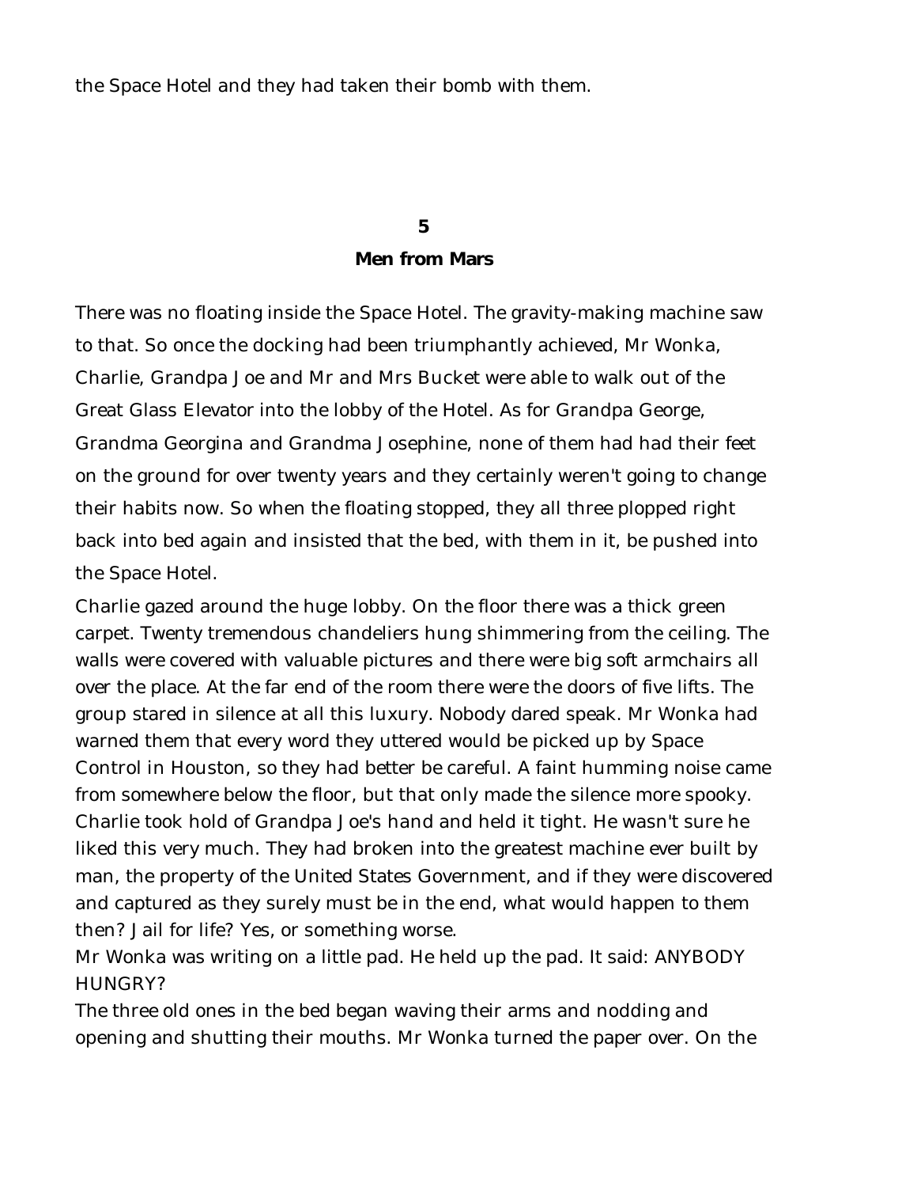the Space Hotel and they had taken their bomb with them.

## 5
## Men from Mars

There was no floating inside the Space Hotel. The gravity-making machine saw to that. So once the docking had been triumphantly achieved, Mr Wonka, Charlie, Grandpa Joe and Mr and Mrs Bucket were able to walk out of the Great Glass Elevator into the lobby of the Hotel. As for Grandpa George, Grandma Georgina and Grandma Josephine, none of them had had their feet on the ground for over twenty years and they certainly weren't going to change their habits now. So when the floating stopped, they all three plopped right back into bed again and insisted that the bed, with them in it, be pushed into the Space Hotel.

Charlie gazed around the huge lobby. On the floor there was a thick green carpet. Twenty tremendous chandeliers hung shimmering from the ceiling. The walls were covered with valuable pictures and there were big soft armchairs all over the place. At the far end of the room there were the doors of five lifts. The group stared in silence at all this luxury. Nobody dared speak. Mr Wonka had warned them that every word they uttered would be picked up by Space Control in Houston, so they had better be careful. A faint humming noise came from somewhere below the floor, but that only made the silence more spooky. Charlie took hold of Grandpa Joe's hand and held it tight. He wasn't sure he liked this very much. They had broken into the greatest machine ever built by man, the property of the United States Government, and if they were discovered and captured as they surely must be in the end, what would happen to them then? Jail for life? Yes, or something worse.

Mr Wonka was writing on a little pad. He held up the pad. It said: ANYBODY HUNGRY?

The three old ones in the bed began waving their arms and nodding and opening and shutting their mouths. Mr Wonka turned the paper over. On the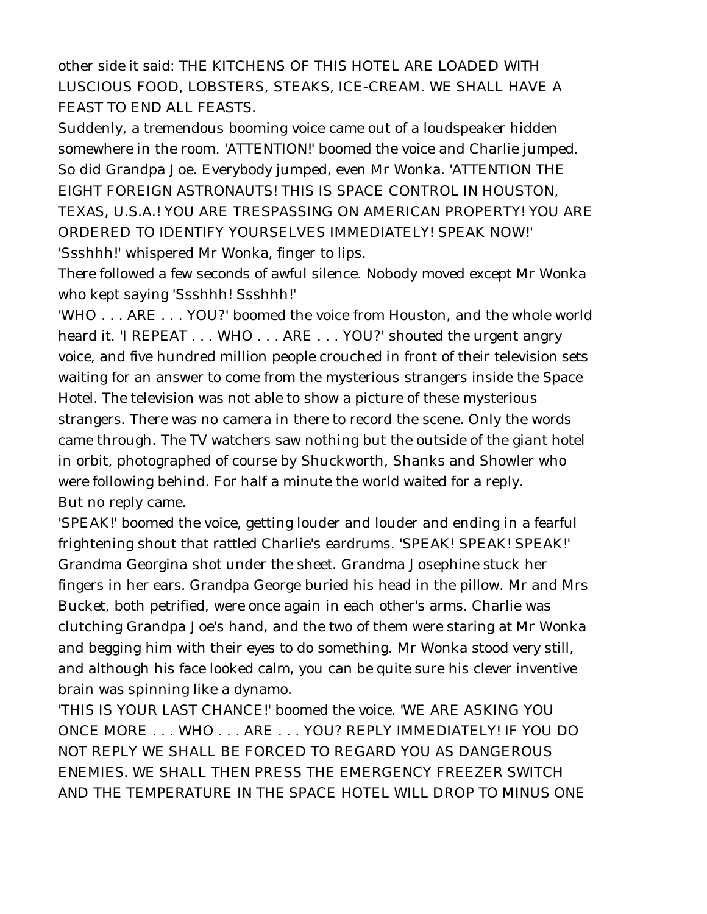other side it said: THE KITCHENS OF THIS HOTEL ARE LOADED WITH LUSCIOUS FOOD, LOBSTERS, STEAKS, ICE-CREAM. WE SHALL HAVE A FEAST TO END ALL FEASTS.

Suddenly, a tremendous booming voice came out of a loudspeaker hidden somewhere in the room. 'ATTENTION!' boomed the voice and Charlie jumped. So did Grandpa Joe. Everybody jumped, even Mr Wonka. 'ATTENTION THE EIGHT FOREIGN ASTRONAUTS! THIS IS SPACE CONTROL IN HOUSTON, TEXAS, U.S.A.! YOU ARE TRESPASSING ON AMERICAN PROPERTY! YOU ARE ORDERED TO IDENTIFY YOURSELVES IMMEDIATELY! SPEAK NOW!'

'Ssshhh!' whispered Mr Wonka, finger to lips.

There followed a few seconds of awful silence. Nobody moved except Mr Wonka who kept saying 'Ssshhh! Ssshhh!'

'WHO . . . ARE . . . YOU?' boomed the voice from Houston, and the whole world heard it. 'I REPEAT . . . WHO . . . ARE . . . YOU?' shouted the urgent angry voice, and five hundred million people crouched in front of their television sets waiting for an answer to come from the mysterious strangers inside the Space Hotel. The television was not able to show a picture of these mysterious strangers. There was no camera in there to record the scene. Only the words came through. The TV watchers saw nothing but the outside of the giant hotel in orbit, photographed of course by Shuckworth, Shanks and Showler who were following behind. For half a minute the world waited for a reply.

But no reply came.

'SPEAK!' boomed the voice, getting louder and louder and ending in a fearful frightening shout that rattled Charlie's eardrums. 'SPEAK! SPEAK! SPEAK!'

Grandma Georgina shot under the sheet. Grandma Josephine stuck her fingers in her ears. Grandpa George buried his head in the pillow. Mr and Mrs Bucket, both petrified, were once again in each other's arms. Charlie was clutching Grandpa Joe's hand, and the two of them were staring at Mr Wonka and begging him with their eyes to do something. Mr Wonka stood very still, and although his face looked calm, you can be quite sure his clever inventive brain was spinning like a dynamo.

'THIS IS YOUR LAST CHANCE!' boomed the voice. 'WE ARE ASKING YOU ONCE MORE . . . WHO . . . ARE . . . YOU? REPLY IMMEDIATELY! IF YOU DO NOT REPLY WE SHALL BE FORCED TO REGARD YOU AS DANGEROUS ENEMIES. WE SHALL THEN PRESS THE EMERGENCY FREEZER SWITCH AND THE TEMPERATURE IN THE SPACE HOTEL WILL DROP TO MINUS ONE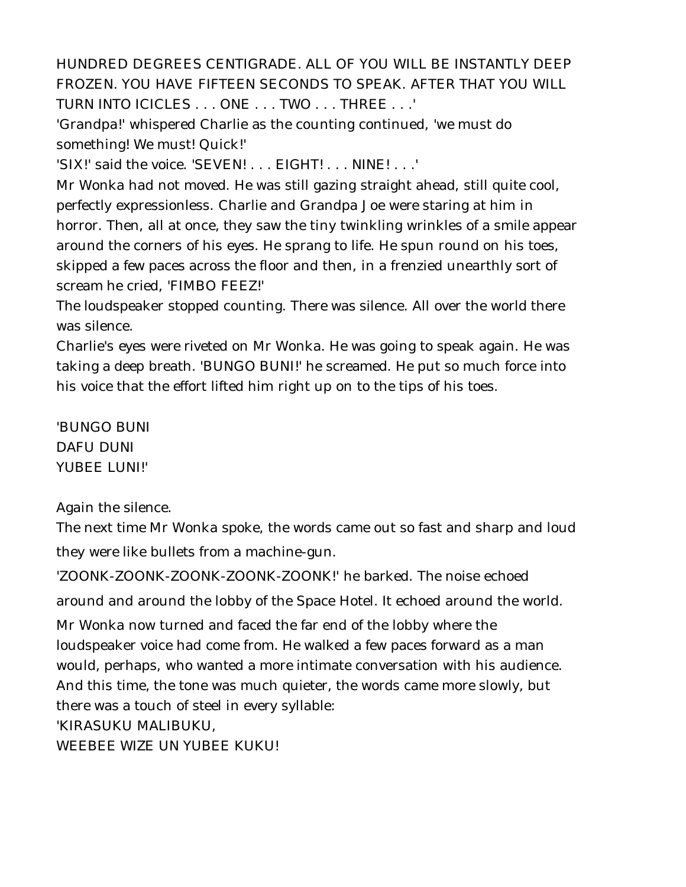HUNDRED DEGREES CENTIGRADE. ALL OF YOU WILL BE INSTANTLY DEEP FROZEN. YOU HAVE FIFTEEN SECONDS TO SPEAK. AFTER THAT YOU WILL TURN INTO ICICLES . . . ONE . . . TWO . . . THREE . . .'

'Grandpa!' whispered Charlie as the counting continued, 'we must do something! We must! Quick!'

'SIX!' said the voice. 'SEVEN! . . . EIGHT! . . . NINE! . . .'

Mr Wonka had not moved. He was still gazing straight ahead, still quite cool, perfectly expressionless. Charlie and Grandpa Joe were staring at him in horror. Then, all at once, they saw the tiny twinkling wrinkles of a smile appear around the corners of his eyes. He sprang to life. He spun round on his toes, skipped a few paces across the floor and then, in a frenzied unearthly sort of scream he cried, 'FIMBO FEEZ!'

The loudspeaker stopped counting. There was silence. All over the world there was silence.

Charlie's eyes were riveted on Mr Wonka. He was going to speak again. He was taking a deep breath. 'BUNGO BUNI!' he screamed. He put so much force into his voice that the effort lifted him right up on to the tips of his toes.

'BUNGO BUNI  
DAFU DUNI  
YUBEE LUNI!'

Again the silence.

The next time Mr Wonka spoke, the words came out so fast and sharp and loud they were like bullets from a machine-gun.

'ZOONK-ZOONK-ZOONK-ZOONK-ZOONK!' he barked. The noise echoed around and around the lobby of the Space Hotel. It echoed around the world.

Mr Wonka now turned and faced the far end of the lobby where the loudspeaker voice had come from. He walked a few paces forward as a man would, perhaps, who wanted a more intimate conversation with his audience. And this time, the tone was much quieter, the words came more slowly, but there was a touch of steel in every syllable:

'KIRASUKU MALIBUKU,  
WEEBEE WIZE UN YUBEE KUKU!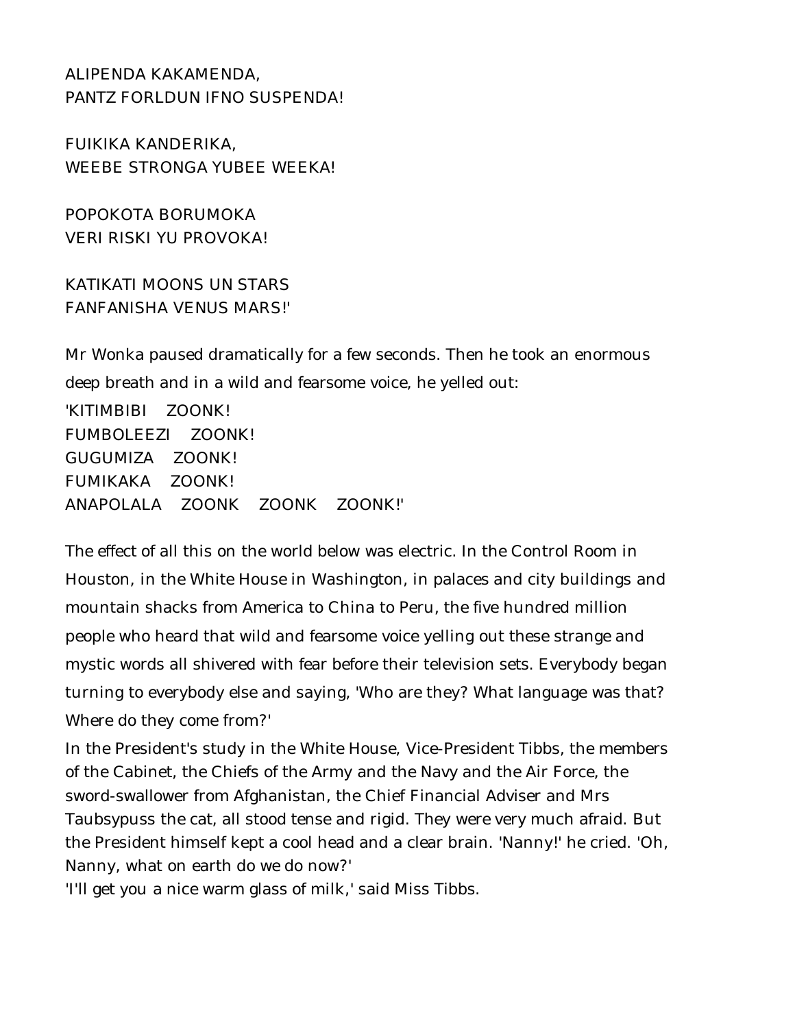ALIPENDA KAKAMENDA,
PANTZ FORLDUN IFNO SUSPENDA!

FUIKIKA KANDERIKA,
WEEBE STRONGA YUBEE WEEKA!

POPOKOTA BORUMOKA
VERI RISKI YU PROVOKA!

KATIKATI MOONS UN STARS
FANFANISHA VENUS MARS!'

Mr Wonka paused dramatically for a few seconds. Then he took an enormous deep breath and in a wild and fearsome voice, he yelled out:

'KITIMBIBI ZOONK!
FUMBOLEEZI ZOONK!
GUGUMIZA ZOONK!
FUMIKAKA ZOONK!
ANAPOLALA ZOONK ZOONK ZOONK!'

The effect of all this on the world below was electric. In the Control Room in Houston, in the White House in Washington, in palaces and city buildings and mountain shacks from America to China to Peru, the five hundred million people who heard that wild and fearsome voice yelling out these strange and mystic words all shivered with fear before their television sets. Everybody began turning to everybody else and saying, 'Who are they? What language was that? Where do they come from?'

In the President's study in the White House, Vice-President Tibbs, the members of the Cabinet, the Chiefs of the Army and the Navy and the Air Force, the sword-swallower from Afghanistan, the Chief Financial Adviser and Mrs Taubsypuss the cat, all stood tense and rigid. They were very much afraid. But the President himself kept a cool head and a clear brain. 'Nanny!' he cried. 'Oh, Nanny, what on earth do we do now?'

'I'll get you a nice warm glass of milk,' said Miss Tibbs.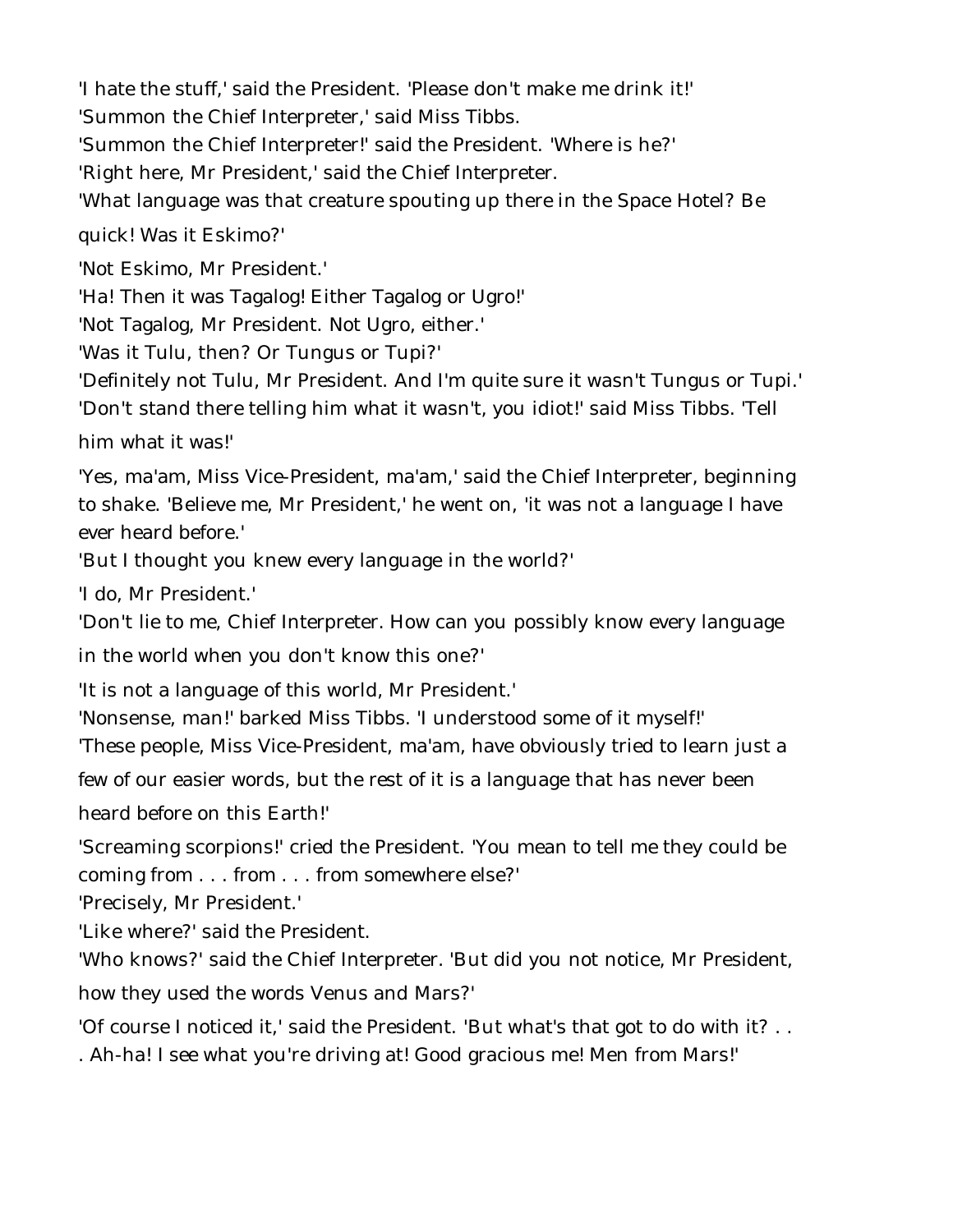'I hate the stuff,' said the President. 'Please don't make me drink it!'

'Summon the Chief Interpreter,' said Miss Tibbs.

'Summon the Chief Interpreter!' said the President. 'Where is he?'

'Right here, Mr President,' said the Chief Interpreter.

'What language was that creature spouting up there in the Space Hotel? Be quick! Was it Eskimo?'

'Not Eskimo, Mr President.'

'Ha! Then it was Tagalog! Either Tagalog or Ugro!'

'Not Tagalog, Mr President. Not Ugro, either.'

'Was it Tulu, then? Or Tungus or Tupi?'

'Definitely not Tulu, Mr President. And I'm quite sure it wasn't Tungus or Tupi.'

'Don't stand there telling him what it wasn't, you idiot!' said Miss Tibbs. 'Tell him what it was!'

'Yes, ma'am, Miss Vice-President, ma'am,' said the Chief Interpreter, beginning to shake. 'Believe me, Mr President,' he went on, 'it was not a language I have ever heard before.'

'But I thought you knew every language in the world?'

'I do, Mr President.'

'Don't lie to me, Chief Interpreter. How can you possibly know every language in the world when you don't know this one?'

'It is not a language of this world, Mr President.'

'Nonsense, man!' barked Miss Tibbs. 'I understood some of it myself!'

'These people, Miss Vice-President, ma'am, have obviously tried to learn just a few of our easier words, but the rest of it is a language that has never been heard before on this Earth!'

'Screaming scorpions!' cried the President. 'You mean to tell me they could be coming from . . . from . . . from somewhere else?'

'Precisely, Mr President.'

'Like where?' said the President.

'Who knows?' said the Chief Interpreter. 'But did you not notice, Mr President, how they used the words Venus and Mars?'

'Of course I noticed it,' said the President. 'But what's that got to do with it? . . . Ah-ha! I see what you're driving at! Good gracious me! Men from Mars!'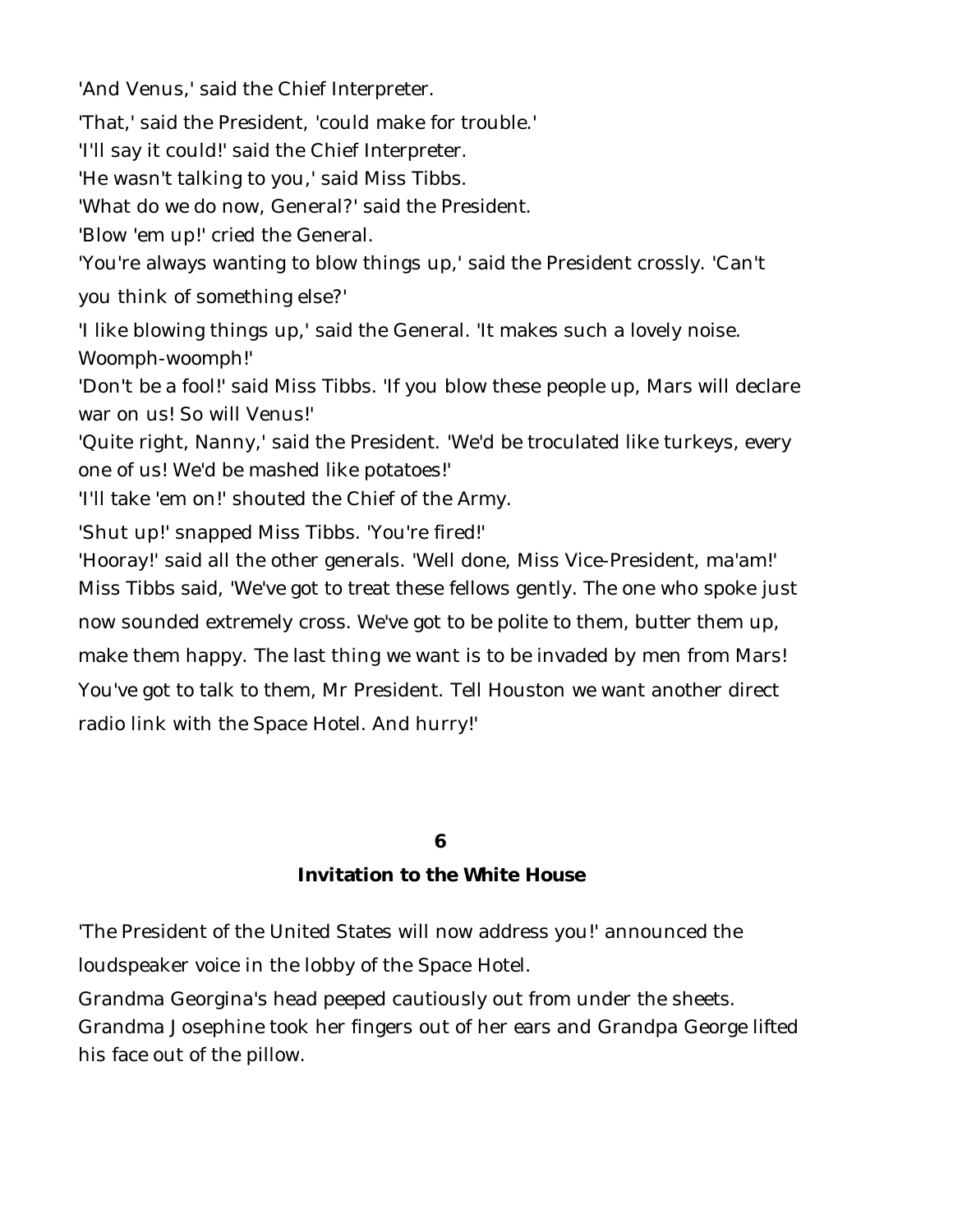'And Venus,' said the Chief Interpreter.

'That,' said the President, 'could make for trouble.'

'I'll say it could!' said the Chief Interpreter.

'He wasn't talking to you,' said Miss Tibbs.

'What do we do now, General?' said the President.

'Blow 'em up!' cried the General.

'You're always wanting to blow things up,' said the President crossly. 'Can't you think of something else?'

'I like blowing things up,' said the General. 'It makes such a lovely noise. Woomph-woomph!'

'Don't be a fool!' said Miss Tibbs. 'If you blow these people up, Mars will declare war on us! So will Venus!'

'Quite right, Nanny,' said the President. 'We'd be troculated like turkeys, every one of us! We'd be mashed like potatoes!'

'I'll take 'em on!' shouted the Chief of the Army.

'Shut up!' snapped Miss Tibbs. 'You're fired!'

'Hooray!' said all the other generals. 'Well done, Miss Vice-President, ma'am!'

Miss Tibbs said, 'We've got to treat these fellows gently. The one who spoke just now sounded extremely cross. We've got to be polite to them, butter them up, make them happy. The last thing we want is to be invaded by men from Mars! You've got to talk to them, Mr President. Tell Houston we want another direct radio link with the Space Hotel. And hurry!'

## 6

## Invitation to the White House

'The President of the United States will now address you!' announced the loudspeaker voice in the lobby of the Space Hotel.

Grandma Georgina's head peeped cautiously out from under the sheets. Grandma Josephine took her fingers out of her ears and Grandpa George lifted his face out of the pillow.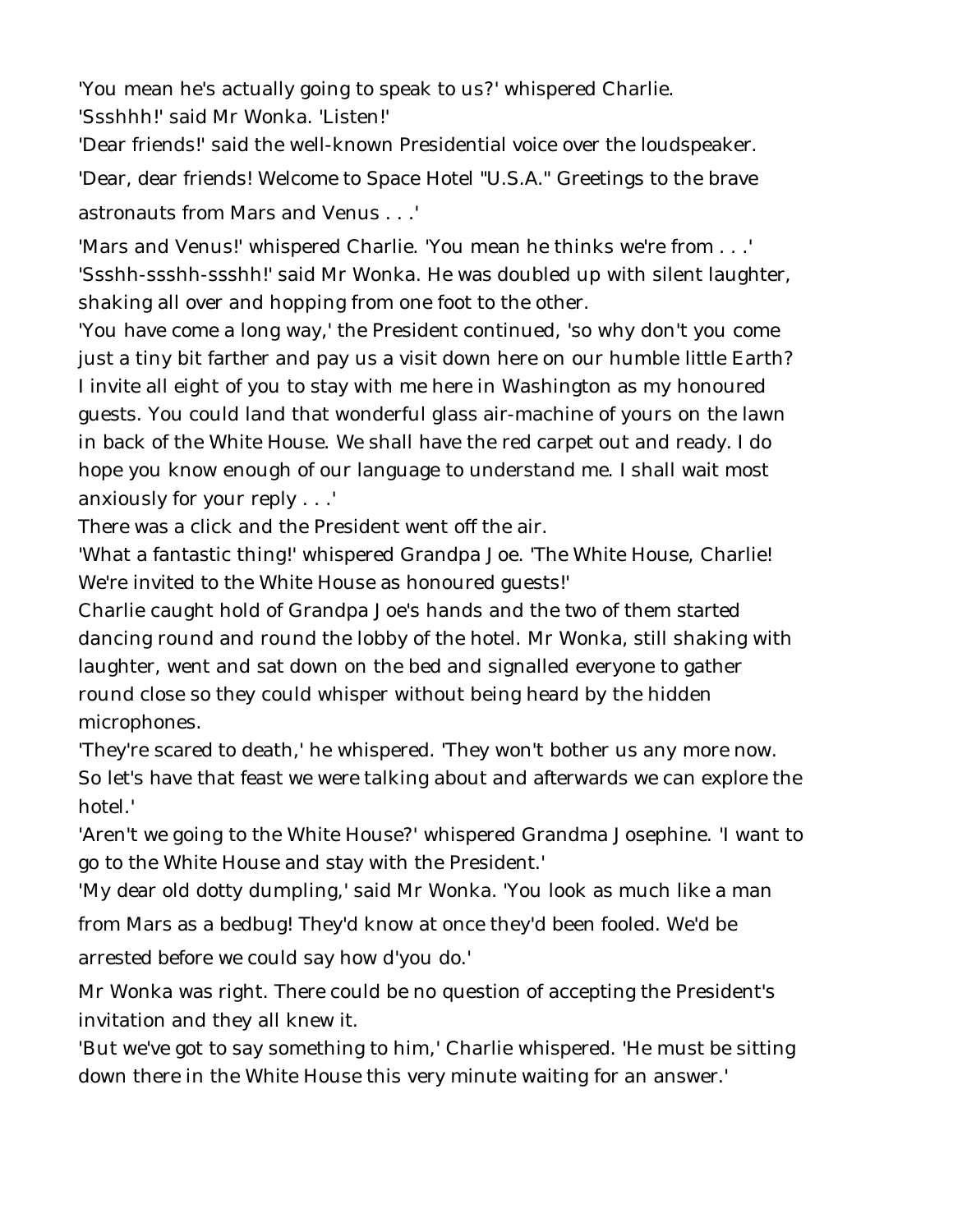'You mean he's actually going to speak to us?' whispered Charlie.

'Ssshhh!' said Mr Wonka. 'Listen!'

'Dear friends!' said the well-known Presidential voice over the loudspeaker.

'Dear, dear friends! Welcome to Space Hotel "U.S.A." Greetings to the brave astronauts from Mars and Venus . . .'

'Mars and Venus!' whispered Charlie. 'You mean he thinks we're from . . .'

'Ssshh-ssshh-ssshh!' said Mr Wonka. He was doubled up with silent laughter, shaking all over and hopping from one foot to the other.

'You have come a long way,' the President continued, 'so why don't you come just a tiny bit farther and pay us a visit down here on our humble little Earth? I invite all eight of you to stay with me here in Washington as my honoured guests. You could land that wonderful glass air-machine of yours on the lawn in back of the White House. We shall have the red carpet out and ready. I do hope you know enough of our language to understand me. I shall wait most anxiously for your reply . . .'

There was a click and the President went off the air.

'What a fantastic thing!' whispered Grandpa Joe. 'The White House, Charlie! We're invited to the White House as honoured guests!'

Charlie caught hold of Grandpa Joe's hands and the two of them started dancing round and round the lobby of the hotel. Mr Wonka, still shaking with laughter, went and sat down on the bed and signalled everyone to gather round close so they could whisper without being heard by the hidden microphones.

'They're scared to death,' he whispered. 'They won't bother us any more now. So let's have that feast we were talking about and afterwards we can explore the hotel.'

'Aren't we going to the White House?' whispered Grandma Josephine. 'I want to go to the White House and stay with the President.'

'My dear old dotty dumpling,' said Mr Wonka. 'You look as much like a man from Mars as a bedbug! They'd know at once they'd been fooled. We'd be arrested before we could say how d'you do.'

Mr Wonka was right. There could be no question of accepting the President's invitation and they all knew it.

'But we've got to say something to him,' Charlie whispered. 'He must be sitting down there in the White House this very minute waiting for an answer.'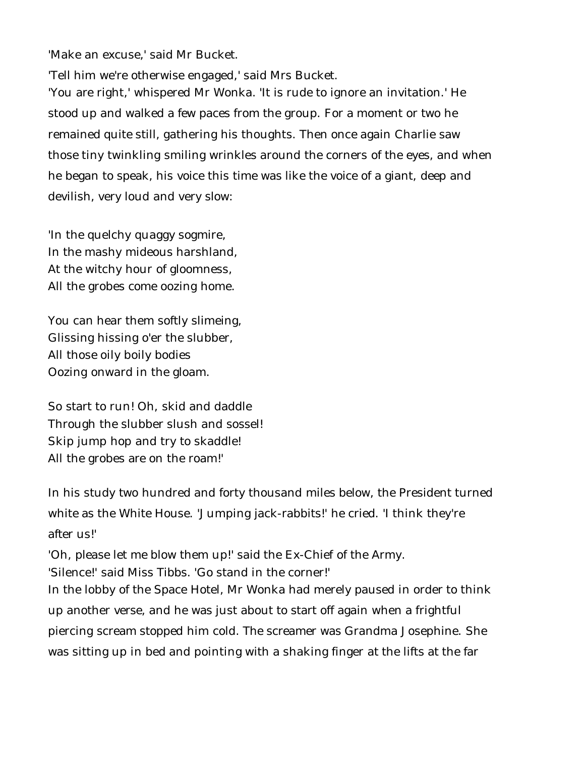'Make an excuse,' said Mr Bucket.

'Tell him we're otherwise engaged,' said Mrs Bucket.

'You are right,' whispered Mr Wonka. 'It is rude to ignore an invitation.' He stood up and walked a few paces from the group. For a moment or two he remained quite still, gathering his thoughts. Then once again Charlie saw those tiny twinkling smiling wrinkles around the corners of the eyes, and when he began to speak, his voice this time was like the voice of a giant, deep and devilish, very loud and very slow:

'In the quelchy quaggy sogmire,  
In the mashy mideous harshland,  
At the witchy hour of gloomness,  
All the grobes come oozing home.

You can hear them softly slimeing,  
Glissing hissing o'er the slubber,  
All those oily boily bodies  
Oozing onward in the gloam.

So start to run! Oh, skid and daddle  
Through the slubber slush and sossel!  
Skip jump hop and try to skaddle!  
All the grobes are on the roam!'

In his study two hundred and forty thousand miles below, the President turned white as the White House. 'Jumping jack-rabbits!' he cried. 'I think they're after us!'

'Oh, please let me blow them up!' said the Ex-Chief of the Army.

'Silence!' said Miss Tibbs. 'Go stand in the corner!'

In the lobby of the Space Hotel, Mr Wonka had merely paused in order to think up another verse, and he was just about to start off again when a frightful piercing scream stopped him cold. The screamer was Grandma Josephine. She was sitting up in bed and pointing with a shaking finger at the lifts at the far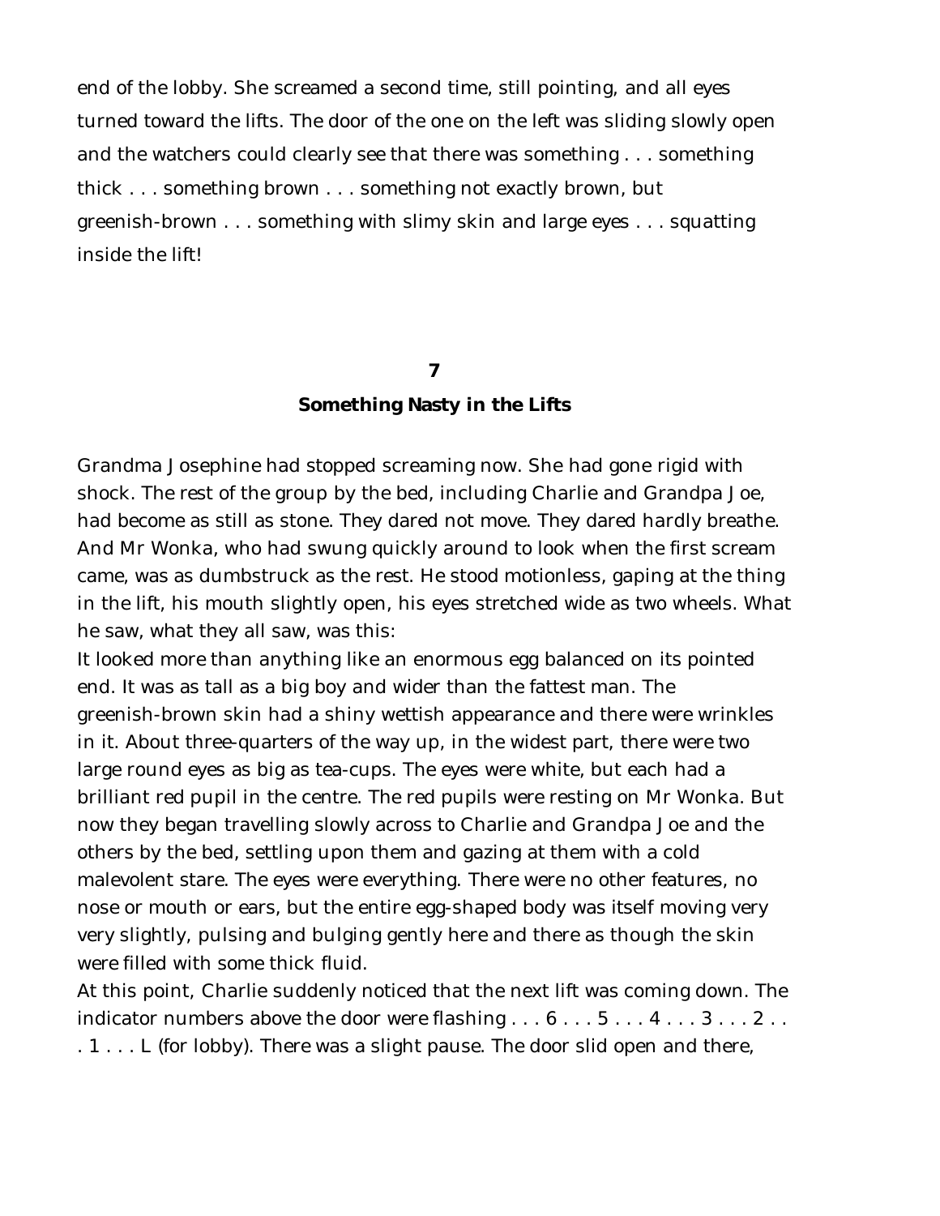end of the lobby. She screamed a second time, still pointing, and all eyes turned toward the lifts. The door of the one on the left was sliding slowly open and the watchers could clearly see that there was something . . . something thick . . . something brown . . . something not exactly brown, but greenish-brown . . . something with slimy skin and large eyes . . . squatting inside the lift!

## 7

## Something Nasty in the Lifts

Grandma Josephine had stopped screaming now. She had gone rigid with shock. The rest of the group by the bed, including Charlie and Grandpa Joe, had become as still as stone. They dared not move. They dared hardly breathe. And Mr Wonka, who had swung quickly around to look when the first scream came, was as dumbstruck as the rest. He stood motionless, gaping at the thing in the lift, his mouth slightly open, his eyes stretched wide as two wheels. What he saw, what they all saw, was this:

It looked more than anything like an enormous egg balanced on its pointed end. It was as tall as a big boy and wider than the fattest man. The greenish-brown skin had a shiny wettish appearance and there were wrinkles in it. About three-quarters of the way up, in the widest part, there were two large round eyes as big as tea-cups. The eyes were white, but each had a brilliant red pupil in the centre. The red pupils were resting on Mr Wonka. But now they began travelling slowly across to Charlie and Grandpa Joe and the others by the bed, settling upon them and gazing at them with a cold malevolent stare. The eyes were everything. There were no other features, no nose or mouth or ears, but the entire egg-shaped body was itself moving very very slightly, pulsing and bulging gently here and there as though the skin were filled with some thick fluid.

At this point, Charlie suddenly noticed that the next lift was coming down. The indicator numbers above the door were flashing . . . 6 . . . 5 . . . 4 . . . 3 . . . 2 . . . 1 . . . L (for lobby). There was a slight pause. The door slid open and there,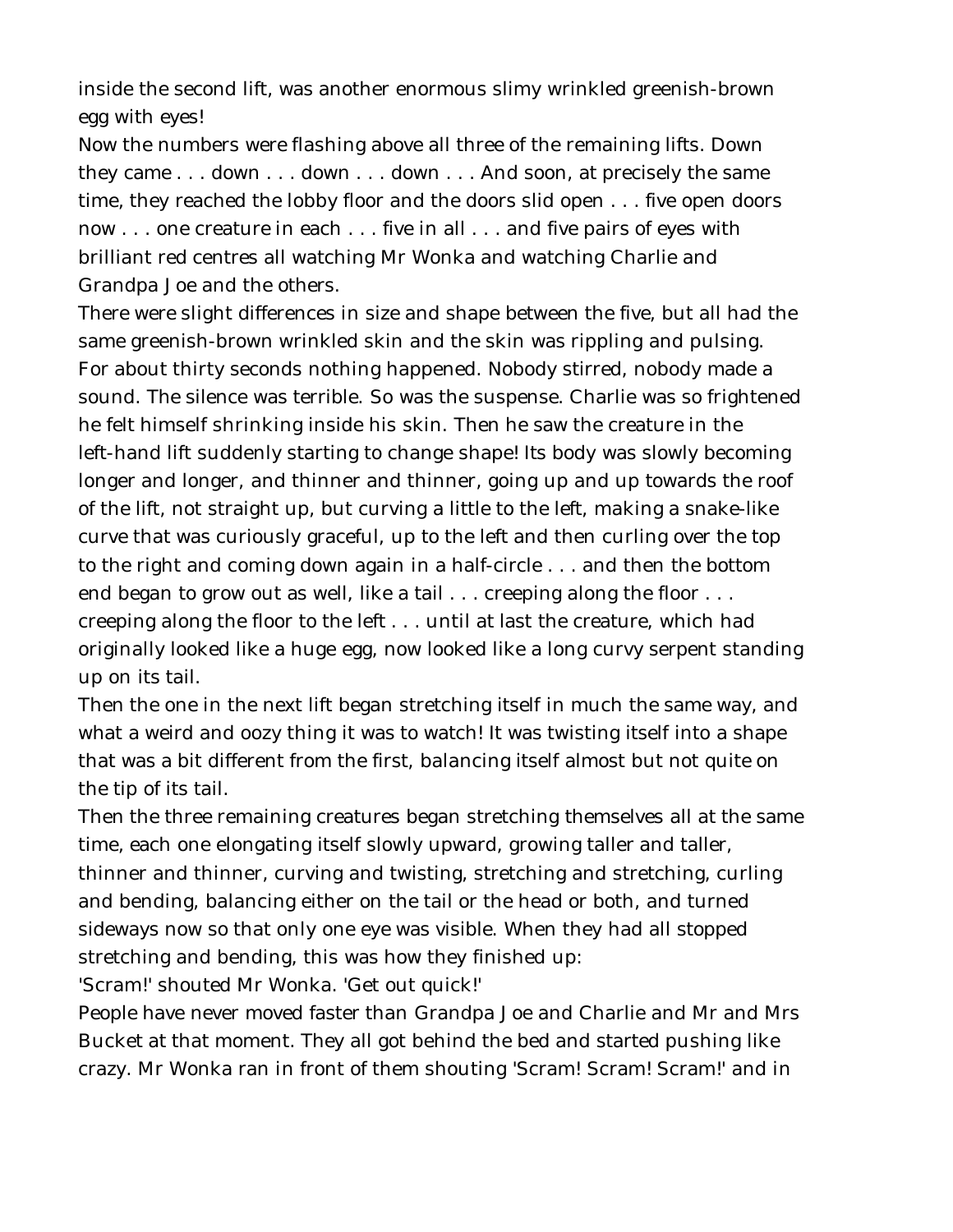inside the second lift, was another enormous slimy wrinkled greenish-brown egg with eyes!

Now the numbers were flashing above all three of the remaining lifts. Down they came . . . down . . . down . . . down . . . And soon, at precisely the same time, they reached the lobby floor and the doors slid open . . . five open doors now . . . one creature in each . . . five in all . . . and five pairs of eyes with brilliant red centres all watching Mr Wonka and watching Charlie and Grandpa Joe and the others.

There were slight differences in size and shape between the five, but all had the same greenish-brown wrinkled skin and the skin was rippling and pulsing. For about thirty seconds nothing happened. Nobody stirred, nobody made a sound. The silence was terrible. So was the suspense. Charlie was so frightened he felt himself shrinking inside his skin. Then he saw the creature in the left-hand lift suddenly starting to change shape! Its body was slowly becoming longer and longer, and thinner and thinner, going up and up towards the roof of the lift, not straight up, but curving a little to the left, making a snake-like curve that was curiously graceful, up to the left and then curling over the top to the right and coming down again in a half-circle . . . and then the bottom end began to grow out as well, like a tail . . . creeping along the floor . . . creeping along the floor to the left . . . until at last the creature, which had originally looked like a huge egg, now looked like a long curvy serpent standing up on its tail.

Then the one in the next lift began stretching itself in much the same way, and what a weird and oozy thing it was to watch! It was twisting itself into a shape that was a bit different from the first, balancing itself almost but not quite on the tip of its tail.

Then the three remaining creatures began stretching themselves all at the same time, each one elongating itself slowly upward, growing taller and taller, thinner and thinner, curving and twisting, stretching and stretching, curling and bending, balancing either on the tail or the head or both, and turned sideways now so that only one eye was visible. When they had all stopped stretching and bending, this was how they finished up:

'Scram!' shouted Mr Wonka. 'Get out quick!'

People have never moved faster than Grandpa Joe and Charlie and Mr and Mrs Bucket at that moment. They all got behind the bed and started pushing like crazy. Mr Wonka ran in front of them shouting 'Scram! Scram! Scram!' and in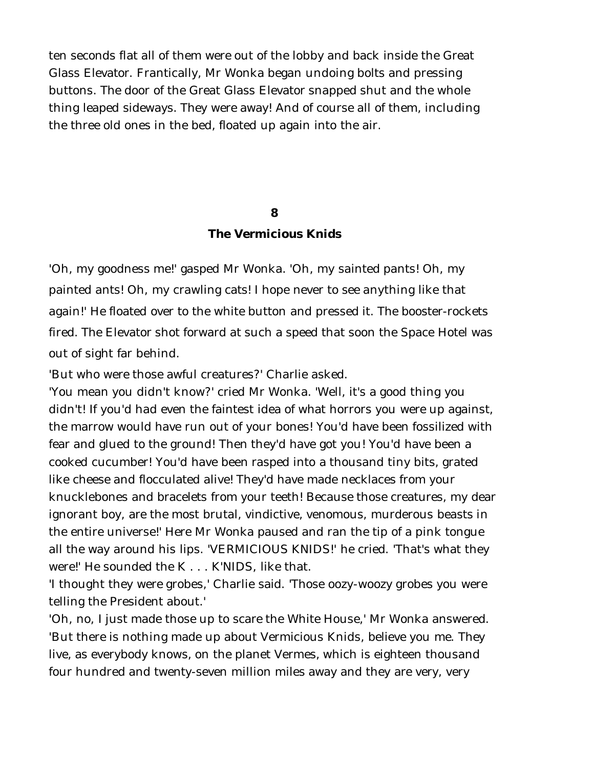ten seconds flat all of them were out of the lobby and back inside the Great Glass Elevator. Frantically, Mr Wonka began undoing bolts and pressing buttons. The door of the Great Glass Elevator snapped shut and the whole thing leaped sideways. They were away! And of course all of them, including the three old ones in the bed, floated up again into the air.

## 8

## The Vermicious Knids

'Oh, my goodness me!' gasped Mr Wonka. 'Oh, my sainted pants! Oh, my painted ants! Oh, my crawling cats! I hope never to see anything like that again!' He floated over to the white button and pressed it. The booster-rockets fired. The Elevator shot forward at such a speed that soon the Space Hotel was out of sight far behind.

'But who were those awful creatures?' Charlie asked.

'You mean you didn't know?' cried Mr Wonka. 'Well, it's a good thing you didn't! If you'd had even the faintest idea of what horrors you were up against, the marrow would have run out of your bones! You'd have been fossilized with fear and glued to the ground! Then they'd have got you! You'd have been a cooked cucumber! You'd have been rasped into a thousand tiny bits, grated like cheese and flocculated alive! They'd have made necklaces from your knucklebones and bracelets from your teeth! Because those creatures, my dear ignorant boy, are the most brutal, vindictive, venomous, murderous beasts in the entire universe!' Here Mr Wonka paused and ran the tip of a pink tongue all the way around his lips. 'VERMICIOUS KNIDS!' he cried. 'That's what they were!' He sounded the K . . . K'NIDS, like that.

'I thought they were grobes,' Charlie said. 'Those oozy-woozy grobes you were telling the President about.'

'Oh, no, I just made those up to scare the White House,' Mr Wonka answered. 'But there is nothing made up about Vermicious Knids, believe you me. They live, as everybody knows, on the planet Vermes, which is eighteen thousand four hundred and twenty-seven million miles away and they are very, very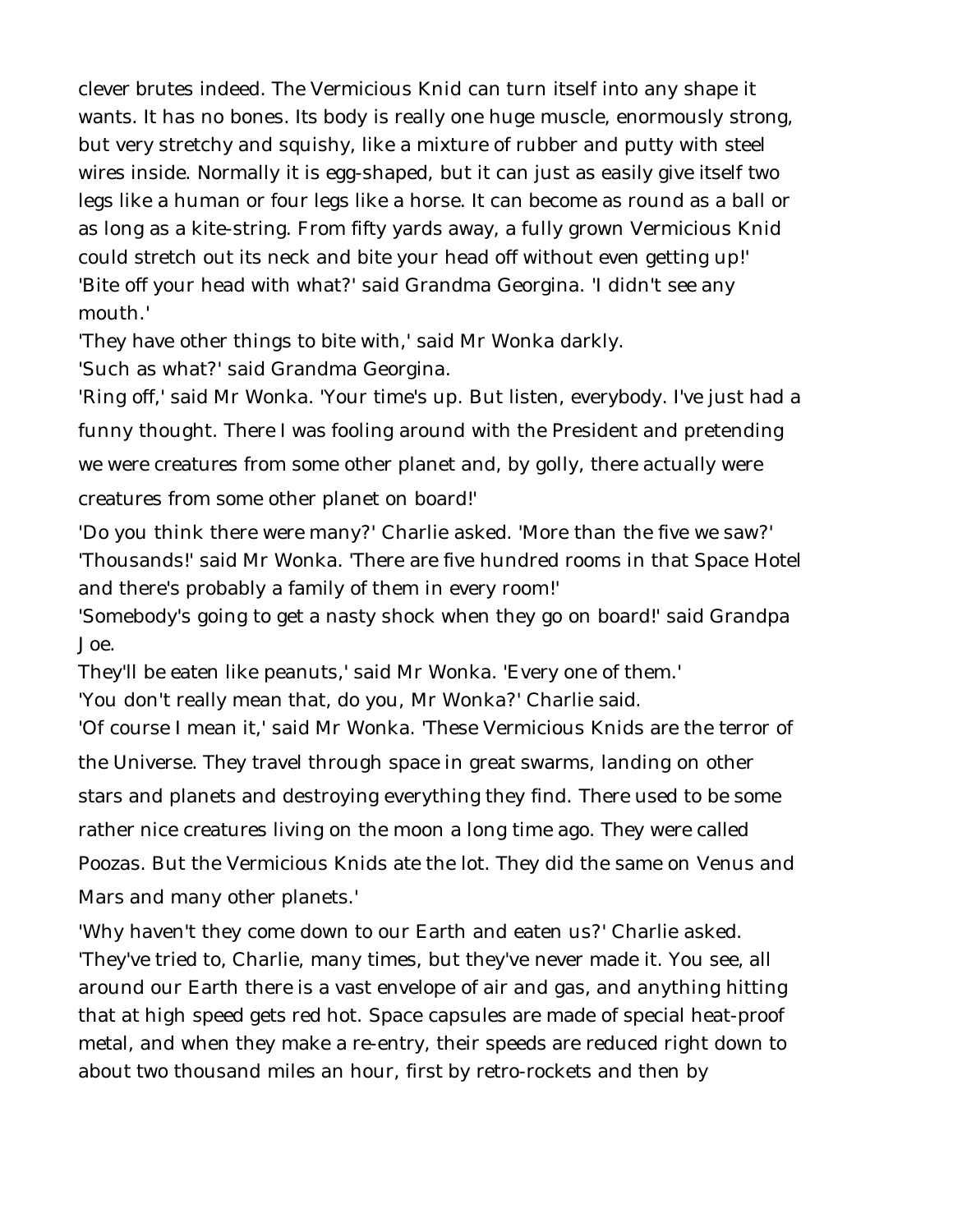clever brutes indeed. The Vermicious Knid can turn itself into any shape it wants. It has no bones. Its body is really one huge muscle, enormously strong, but very stretchy and squishy, like a mixture of rubber and putty with steel wires inside. Normally it is egg-shaped, but it can just as easily give itself two legs like a human or four legs like a horse. It can become as round as a ball or as long as a kite-string. From fifty yards away, a fully grown Vermicious Knid could stretch out its neck and bite your head off without even getting up!'

'Bite off your head with what?' said Grandma Georgina. 'I didn't see any mouth.'

'They have other things to bite with,' said Mr Wonka darkly.

'Such as what?' said Grandma Georgina.

'Ring off,' said Mr Wonka. 'Your time's up. But listen, everybody. I've just had a funny thought. There I was fooling around with the President and pretending we were creatures from some other planet and, by golly, there actually were creatures from some other planet on board!'

'Do you think there were many?' Charlie asked. 'More than the five we saw?'

'Thousands!' said Mr Wonka. 'There are five hundred rooms in that Space Hotel and there's probably a family of them in every room!'

'Somebody's going to get a nasty shock when they go on board!' said Grandpa Joe.

They'll be eaten like peanuts,' said Mr Wonka. 'Every one of them.'

'You don't really mean that, do you, Mr Wonka?' Charlie said.

'Of course I mean it,' said Mr Wonka. 'These Vermicious Knids are the terror of the Universe. They travel through space in great swarms, landing on other stars and planets and destroying everything they find. There used to be some rather nice creatures living on the moon a long time ago. They were called Poozas. But the Vermicious Knids ate the lot. They did the same on Venus and Mars and many other planets.'

'Why haven't they come down to our Earth and eaten us?' Charlie asked.

'They've tried to, Charlie, many times, but they've never made it. You see, all around our Earth there is a vast envelope of air and gas, and anything hitting that at high speed gets red hot. Space capsules are made of special heat-proof metal, and when they make a re-entry, their speeds are reduced right down to about two thousand miles an hour, first by retro-rockets and then by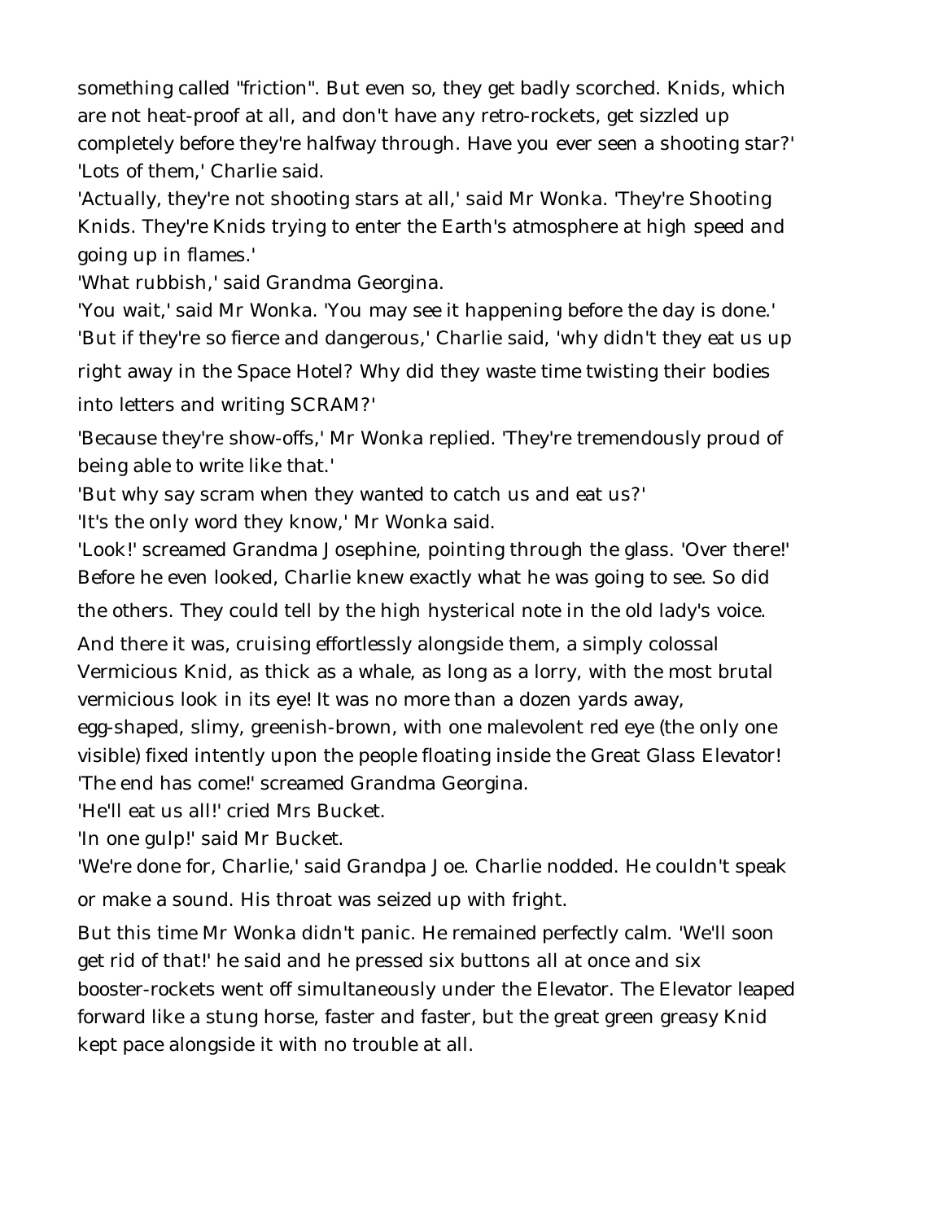something called "friction". But even so, they get badly scorched. Knids, which are not heat-proof at all, and don't have any retro-rockets, get sizzled up completely before they're halfway through. Have you ever seen a shooting star?'

'Lots of them,' Charlie said.

'Actually, they're not shooting stars at all,' said Mr Wonka. 'They're Shooting Knids. They're Knids trying to enter the Earth's atmosphere at high speed and going up in flames.'

'What rubbish,' said Grandma Georgina.

'You wait,' said Mr Wonka. 'You may see it happening before the day is done.'

'But if they're so fierce and dangerous,' Charlie said, 'why didn't they eat us up right away in the Space Hotel? Why did they waste time twisting their bodies into letters and writing SCRAM?'

'Because they're show-offs,' Mr Wonka replied. 'They're tremendously proud of being able to write like that.'

'But why say scram when they wanted to catch us and eat us?'

'It's the only word they know,' Mr Wonka said.

'Look!' screamed Grandma Josephine, pointing through the glass. 'Over there!'

Before he even looked, Charlie knew exactly what he was going to see. So did the others. They could tell by the high hysterical note in the old lady's voice.

And there it was, cruising effortlessly alongside them, a simply colossal Vermicious Knid, as thick as a whale, as long as a lorry, with the most brutal vermicious look in its eye! It was no more than a dozen yards away, egg-shaped, slimy, greenish-brown, with one malevolent red eye (the only one visible) fixed intently upon the people floating inside the Great Glass Elevator!

'The end has come!' screamed Grandma Georgina.

'He'll eat us all!' cried Mrs Bucket.

'In one gulp!' said Mr Bucket.

'We're done for, Charlie,' said Grandpa Joe. Charlie nodded. He couldn't speak or make a sound. His throat was seized up with fright.

But this time Mr Wonka didn't panic. He remained perfectly calm. 'We'll soon get rid of that!' he said and he pressed six buttons all at once and six booster-rockets went off simultaneously under the Elevator. The Elevator leaped forward like a stung horse, faster and faster, but the great green greasy Knid kept pace alongside it with no trouble at all.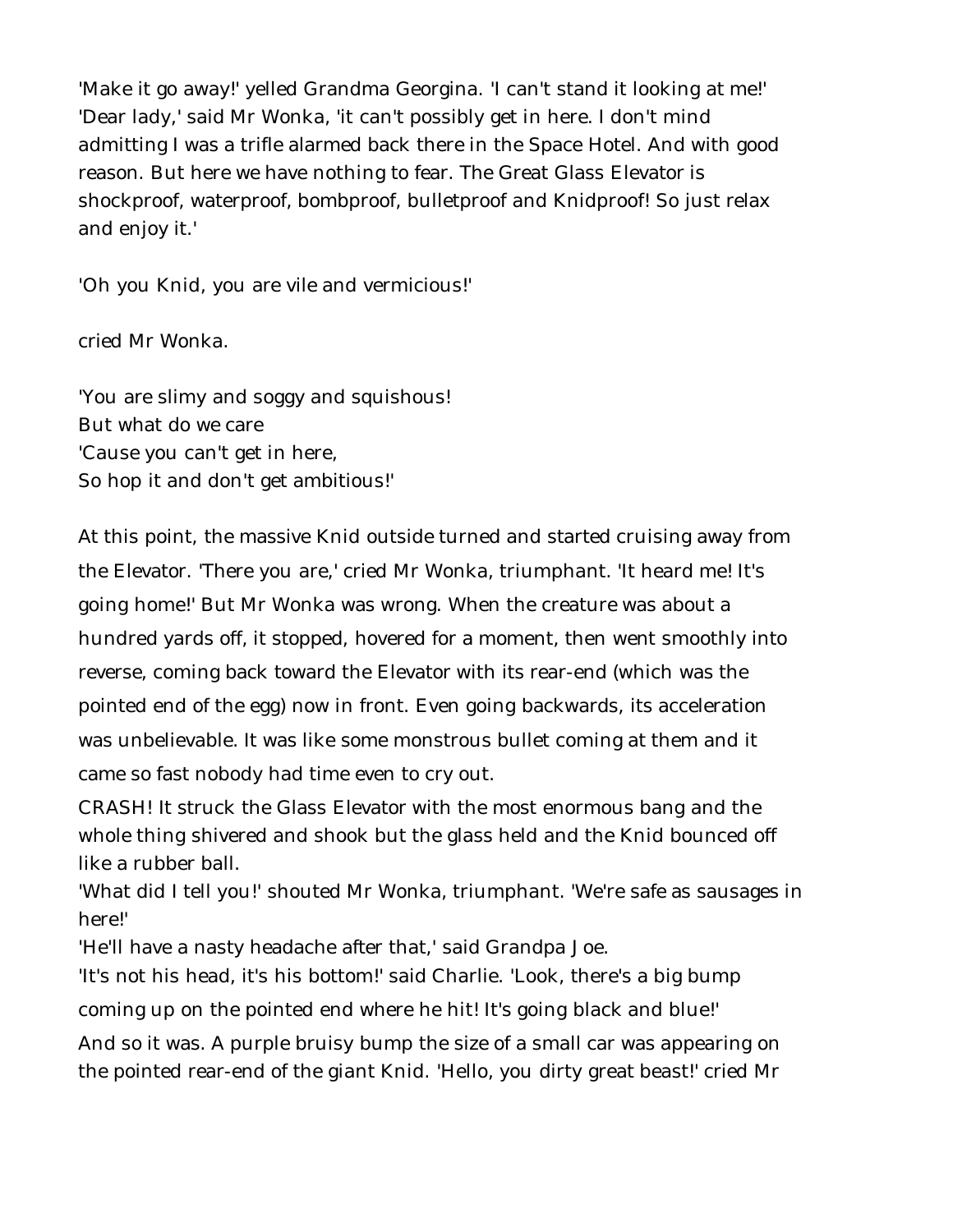'Make it go away!' yelled Grandma Georgina. 'I can't stand it looking at me!' 'Dear lady,' said Mr Wonka, 'it can't possibly get in here. I don't mind admitting I was a trifle alarmed back there in the Space Hotel. And with good reason. But here we have nothing to fear. The Great Glass Elevator is shockproof, waterproof, bombproof, bulletproof and Knidproof! So just relax and enjoy it.'

'Oh you Knid, you are vile and vermicious!'

cried Mr Wonka.

'You are slimy and soggy and squishous!  
But what do we care  
'Cause you can't get in here,  
So hop it and don't get ambitious!'

At this point, the massive Knid outside turned and started cruising away from the Elevator. 'There you are,' cried Mr Wonka, triumphant. 'It heard me! It's going home!' But Mr Wonka was wrong. When the creature was about a hundred yards off, it stopped, hovered for a moment, then went smoothly into reverse, coming back toward the Elevator with its rear-end (which was the pointed end of the egg) now in front. Even going backwards, its acceleration was unbelievable. It was like some monstrous bullet coming at them and it came so fast nobody had time even to cry out.

CRASH! It struck the Glass Elevator with the most enormous bang and the whole thing shivered and shook but the glass held and the Knid bounced off like a rubber ball.

'What did I tell you!' shouted Mr Wonka, triumphant. 'We're safe as sausages in here!'

'He'll have a nasty headache after that,' said Grandpa Joe.

'It's not his head, it's his bottom!' said Charlie. 'Look, there's a big bump coming up on the pointed end where he hit! It's going black and blue!'

And so it was. A purple bruisy bump the size of a small car was appearing on the pointed rear-end of the giant Knid. 'Hello, you dirty great beast!' cried Mr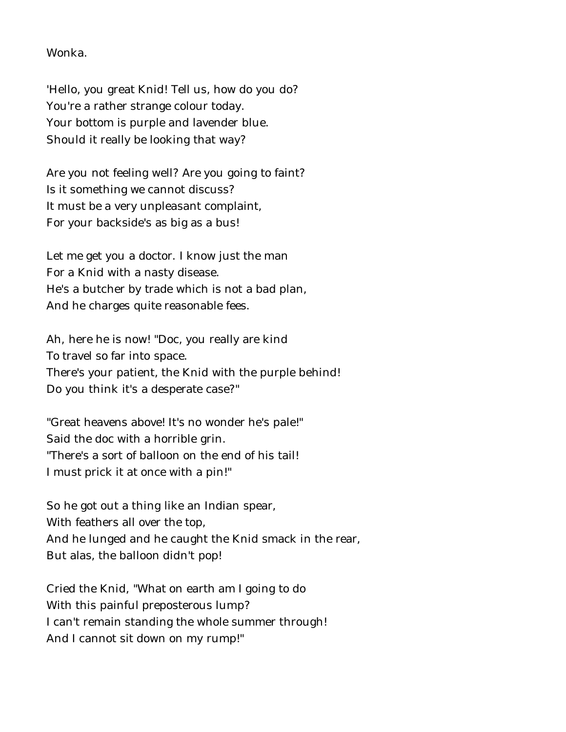Wonka.

'Hello, you great Knid! Tell us, how do you do?
You're a rather strange colour today.
Your bottom is purple and lavender blue.
Should it really be looking that way?

Are you not feeling well? Are you going to faint?
Is it something we cannot discuss?
It must be a very unpleasant complaint,
For your backside's as big as a bus!

Let me get you a doctor. I know just the man
For a Knid with a nasty disease.
He's a butcher by trade which is not a bad plan,
And he charges quite reasonable fees.

Ah, here he is now! "Doc, you really are kind
To travel so far into space.
There's your patient, the Knid with the purple behind!
Do you think it's a desperate case?"

"Great heavens above! It's no wonder he's pale!"
Said the doc with a horrible grin.
"There's a sort of balloon on the end of his tail!
I must prick it at once with a pin!"

So he got out a thing like an Indian spear,
With feathers all over the top,
And he lunged and he caught the Knid smack in the rear,
But alas, the balloon didn't pop!

Cried the Knid, "What on earth am I going to do
With this painful preposterous lump?
I can't remain standing the whole summer through!
And I cannot sit down on my rump!"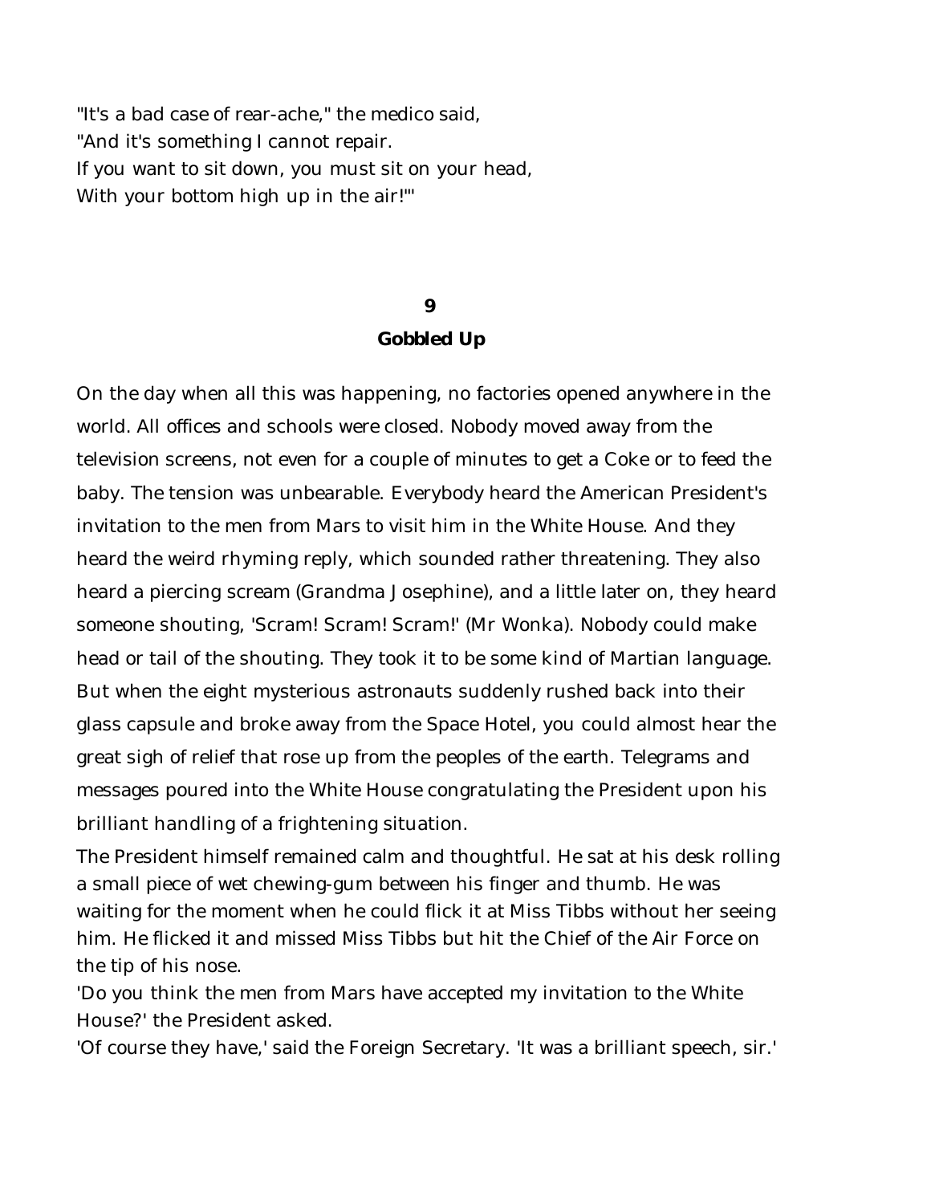"It's a bad case of rear-ache," the medico said,
"And it's something I cannot repair.
If you want to sit down, you must sit on your head,
With your bottom high up in the air!"'

## 9
## Gobbled Up

On the day when all this was happening, no factories opened anywhere in the world. All offices and schools were closed. Nobody moved away from the television screens, not even for a couple of minutes to get a Coke or to feed the baby. The tension was unbearable. Everybody heard the American President's invitation to the men from Mars to visit him in the White House. And they heard the weird rhyming reply, which sounded rather threatening. They also heard a piercing scream (Grandma Josephine), and a little later on, they heard someone shouting, 'Scram! Scram! Scram!' (Mr Wonka). Nobody could make head or tail of the shouting. They took it to be some kind of Martian language. But when the eight mysterious astronauts suddenly rushed back into their glass capsule and broke away from the Space Hotel, you could almost hear the great sigh of relief that rose up from the peoples of the earth. Telegrams and messages poured into the White House congratulating the President upon his brilliant handling of a frightening situation.

The President himself remained calm and thoughtful. He sat at his desk rolling a small piece of wet chewing-gum between his finger and thumb. He was waiting for the moment when he could flick it at Miss Tibbs without her seeing him. He flicked it and missed Miss Tibbs but hit the Chief of the Air Force on the tip of his nose.

'Do you think the men from Mars have accepted my invitation to the White House?' the President asked.

'Of course they have,' said the Foreign Secretary. 'It was a brilliant speech, sir.'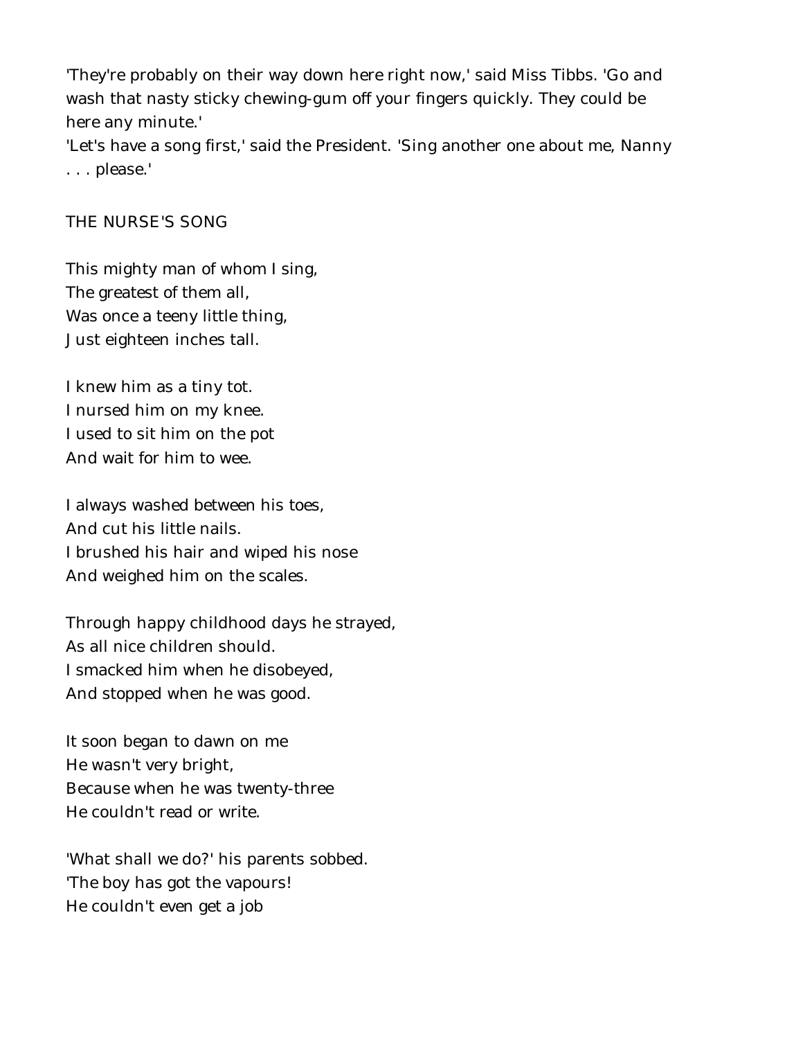'They're probably on their way down here right now,' said Miss Tibbs. 'Go and wash that nasty sticky chewing-gum off your fingers quickly. They could be here any minute.'

'Let's have a song first,' said the President. 'Sing another one about me, Nanny . . . please.'

THE NURSE'S SONG

This mighty man of whom I sing,  
The greatest of them all,  
Was once a teeny little thing,  
Just eighteen inches tall.

I knew him as a tiny tot.  
I nursed him on my knee.  
I used to sit him on the pot  
And wait for him to wee.

I always washed between his toes,  
And cut his little nails.  
I brushed his hair and wiped his nose  
And weighed him on the scales.

Through happy childhood days he strayed,  
As all nice children should.  
I smacked him when he disobeyed,  
And stopped when he was good.

It soon began to dawn on me  
He wasn't very bright,  
Because when he was twenty-three  
He couldn't read or write.

'What shall we do?' his parents sobbed.  
'The boy has got the vapours!  
He couldn't even get a job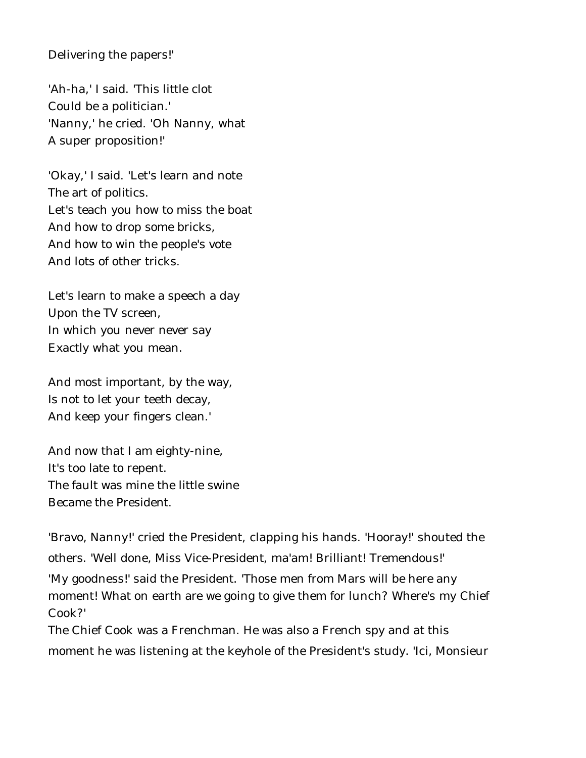Delivering the papers!'

'Ah-ha,' I said. 'This little clot
Could be a politician.'
'Nanny,' he cried. 'Oh Nanny, what
A super proposition!'

'Okay,' I said. 'Let's learn and note
The art of politics.
Let's teach you how to miss the boat
And how to drop some bricks,
And how to win the people's vote
And lots of other tricks.

Let's learn to make a speech a day
Upon the TV screen,
In which you never never say
Exactly what you mean.

And most important, by the way,
Is not to let your teeth decay,
And keep your fingers clean.'

And now that I am eighty-nine,
It's too late to repent.
The fault was mine the little swine
Became the President.

'Bravo, Nanny!' cried the President, clapping his hands. 'Hooray!' shouted the others. 'Well done, Miss Vice-President, ma'am! Brilliant! Tremendous!'

'My goodness!' said the President. 'Those men from Mars will be here any moment! What on earth are we going to give them for lunch? Where's my Chief Cook?'

The Chief Cook was a Frenchman. He was also a French spy and at this moment he was listening at the keyhole of the President's study. 'Ici, Monsieur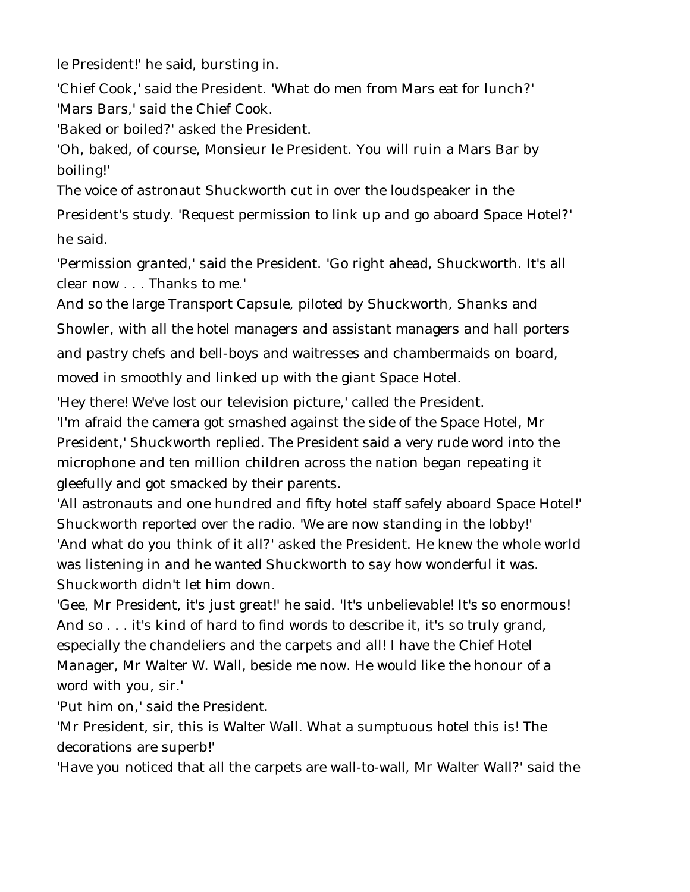le President!' he said, bursting in.

'Chief Cook,' said the President. 'What do men from Mars eat for lunch?'

'Mars Bars,' said the Chief Cook.

'Baked or boiled?' asked the President.

'Oh, baked, of course, Monsieur le President. You will ruin a Mars Bar by boiling!'

The voice of astronaut Shuckworth cut in over the loudspeaker in the President's study. 'Request permission to link up and go aboard Space Hotel?' he said.

'Permission granted,' said the President. 'Go right ahead, Shuckworth. It's all clear now . . . Thanks to me.'

And so the large Transport Capsule, piloted by Shuckworth, Shanks and Showler, with all the hotel managers and assistant managers and hall porters and pastry chefs and bell-boys and waitresses and chambermaids on board, moved in smoothly and linked up with the giant Space Hotel.

'Hey there! We've lost our television picture,' called the President.

'I'm afraid the camera got smashed against the side of the Space Hotel, Mr President,' Shuckworth replied. The President said a very rude word into the microphone and ten million children across the nation began repeating it gleefully and got smacked by their parents.

'All astronauts and one hundred and fifty hotel staff safely aboard Space Hotel!' Shuckworth reported over the radio. 'We are now standing in the lobby!'

'And what do you think of it all?' asked the President. He knew the whole world was listening in and he wanted Shuckworth to say how wonderful it was. Shuckworth didn't let him down.

'Gee, Mr President, it's just great!' he said. 'It's unbelievable! It's so enormous! And so . . . it's kind of hard to find words to describe it, it's so truly grand, especially the chandeliers and the carpets and all! I have the Chief Hotel Manager, Mr Walter W. Wall, beside me now. He would like the honour of a word with you, sir.'

'Put him on,' said the President.

'Mr President, sir, this is Walter Wall. What a sumptuous hotel this is! The decorations are superb!'

'Have you noticed that all the carpets are wall-to-wall, Mr Walter Wall?' said the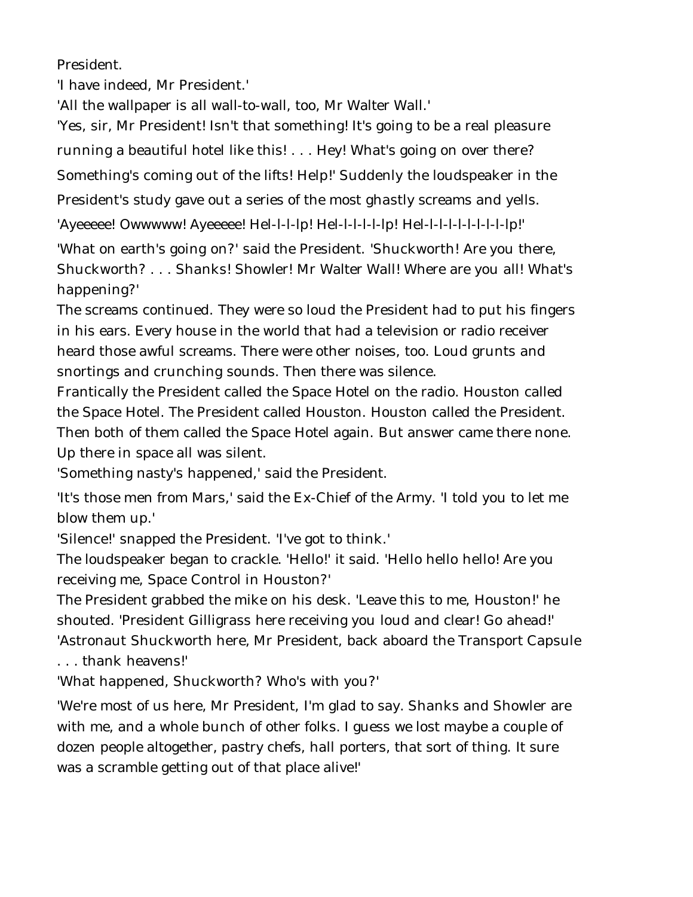President.

'I have indeed, Mr President.'

'All the wallpaper is all wall-to-wall, too, Mr Walter Wall.'

'Yes, sir, Mr President! Isn't that something! It's going to be a real pleasure running a beautiful hotel like this! . . . Hey! What's going on over there? Something's coming out of the lifts! Help!' Suddenly the loudspeaker in the President's study gave out a series of the most ghastly screams and yells.

'Ayeeeee! Owwwww! Ayeeeee! Hel-l-l-lp! Hel-l-l-l-l-lp! Hel-l-l-l-l-l-l-l-l-lp!'

'What on earth's going on?' said the President. 'Shuckworth! Are you there, Shuckworth? . . . Shanks! Showler! Mr Walter Wall! Where are you all! What's happening?'

The screams continued. They were so loud the President had to put his fingers in his ears. Every house in the world that had a television or radio receiver heard those awful screams. There were other noises, too. Loud grunts and snortings and crunching sounds. Then there was silence.

Frantically the President called the Space Hotel on the radio. Houston called the Space Hotel. The President called Houston. Houston called the President. Then both of them called the Space Hotel again. But answer came there none. Up there in space all was silent.

'Something nasty's happened,' said the President.

'It's those men from Mars,' said the Ex-Chief of the Army. 'I told you to let me blow them up.'

'Silence!' snapped the President. 'I've got to think.'

The loudspeaker began to crackle. 'Hello!' it said. 'Hello hello hello! Are you receiving me, Space Control in Houston?'

The President grabbed the mike on his desk. 'Leave this to me, Houston!' he shouted. 'President Gilligrass here receiving you loud and clear! Go ahead!'

'Astronaut Shuckworth here, Mr President, back aboard the Transport Capsule . . . thank heavens!'

'What happened, Shuckworth? Who's with you?'

'We're most of us here, Mr President, I'm glad to say. Shanks and Showler are with me, and a whole bunch of other folks. I guess we lost maybe a couple of dozen people altogether, pastry chefs, hall porters, that sort of thing. It sure was a scramble getting out of that place alive!'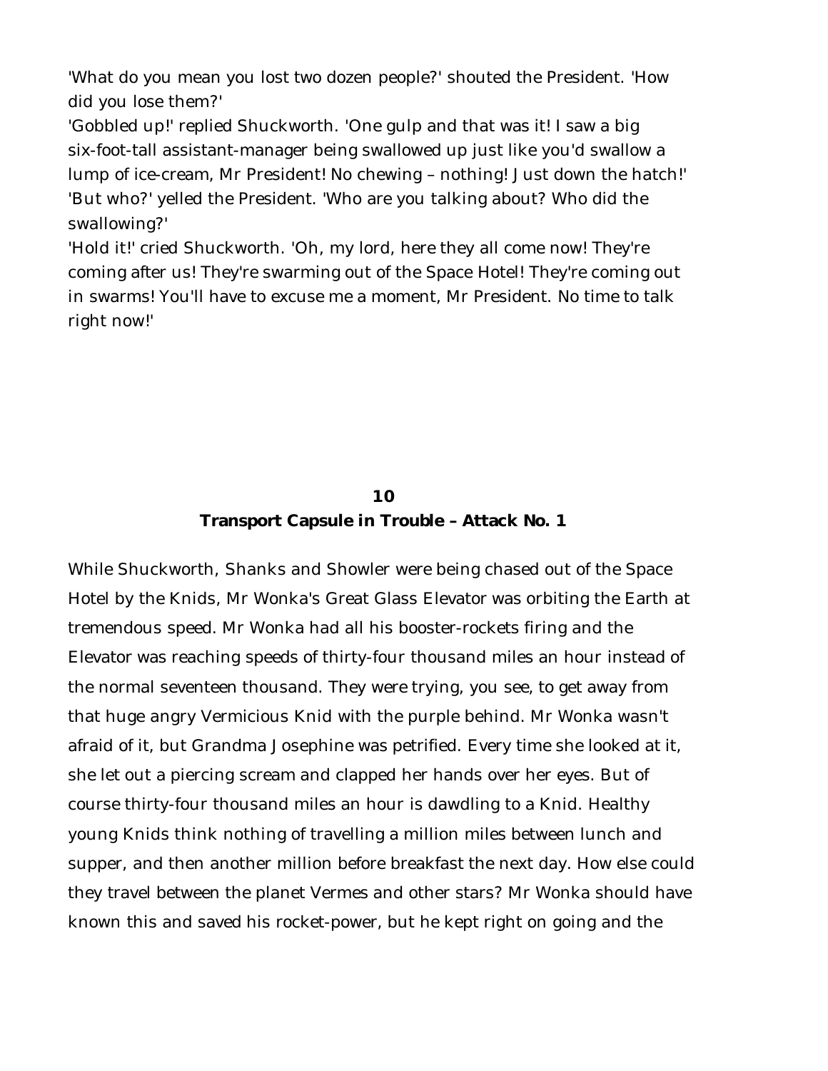'What do you mean you lost two dozen people?' shouted the President. 'How did you lose them?'

'Gobbled up!' replied Shuckworth. 'One gulp and that was it! I saw a big six-foot-tall assistant-manager being swallowed up just like you'd swallow a lump of ice-cream, Mr President! No chewing – nothing! Just down the hatch!'

'But who?' yelled the President. 'Who are you talking about? Who did the swallowing?'

'Hold it!' cried Shuckworth. 'Oh, my lord, here they all come now! They're coming after us! They're swarming out of the Space Hotel! They're coming out in swarms! You'll have to excuse me a moment, Mr President. No time to talk right now!'

## 10
## Transport Capsule in Trouble – Attack No. 1

While Shuckworth, Shanks and Showler were being chased out of the Space Hotel by the Knids, Mr Wonka's Great Glass Elevator was orbiting the Earth at tremendous speed. Mr Wonka had all his booster-rockets firing and the Elevator was reaching speeds of thirty-four thousand miles an hour instead of the normal seventeen thousand. They were trying, you see, to get away from that huge angry Vermicious Knid with the purple behind. Mr Wonka wasn't afraid of it, but Grandma Josephine was petrified. Every time she looked at it, she let out a piercing scream and clapped her hands over her eyes. But of course thirty-four thousand miles an hour is dawdling to a Knid. Healthy young Knids think nothing of travelling a million miles between lunch and supper, and then another million before breakfast the next day. How else could they travel between the planet Vermes and other stars? Mr Wonka should have known this and saved his rocket-power, but he kept right on going and the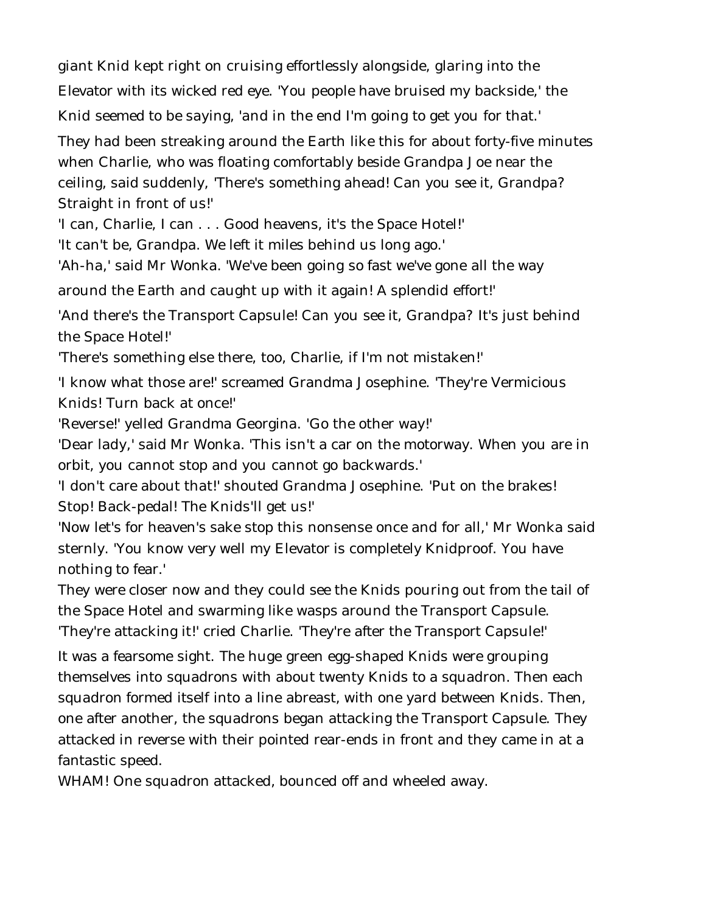giant Knid kept right on cruising effortlessly alongside, glaring into the Elevator with its wicked red eye. 'You people have bruised my backside,' the Knid seemed to be saying, 'and in the end I'm going to get you for that.'

They had been streaking around the Earth like this for about forty-five minutes when Charlie, who was floating comfortably beside Grandpa Joe near the ceiling, said suddenly, 'There's something ahead! Can you see it, Grandpa? Straight in front of us!'

'I can, Charlie, I can . . . Good heavens, it's the Space Hotel!'

'It can't be, Grandpa. We left it miles behind us long ago.'

'Ah-ha,' said Mr Wonka. 'We've been going so fast we've gone all the way around the Earth and caught up with it again! A splendid effort!'

'And there's the Transport Capsule! Can you see it, Grandpa? It's just behind the Space Hotel!'

'There's something else there, too, Charlie, if I'm not mistaken!'

'I know what those are!' screamed Grandma Josephine. 'They're Vermicious Knids! Turn back at once!'

'Reverse!' yelled Grandma Georgina. 'Go the other way!'

'Dear lady,' said Mr Wonka. 'This isn't a car on the motorway. When you are in orbit, you cannot stop and you cannot go backwards.'

'I don't care about that!' shouted Grandma Josephine. 'Put on the brakes! Stop! Back-pedal! The Knids'll get us!'

'Now let's for heaven's sake stop this nonsense once and for all,' Mr Wonka said sternly. 'You know very well my Elevator is completely Knidproof. You have nothing to fear.'

They were closer now and they could see the Knids pouring out from the tail of the Space Hotel and swarming like wasps around the Transport Capsule.

'They're attacking it!' cried Charlie. 'They're after the Transport Capsule!'

It was a fearsome sight. The huge green egg-shaped Knids were grouping themselves into squadrons with about twenty Knids to a squadron. Then each squadron formed itself into a line abreast, with one yard between Knids. Then, one after another, the squadrons began attacking the Transport Capsule. They attacked in reverse with their pointed rear-ends in front and they came in at a fantastic speed.

WHAM! One squadron attacked, bounced off and wheeled away.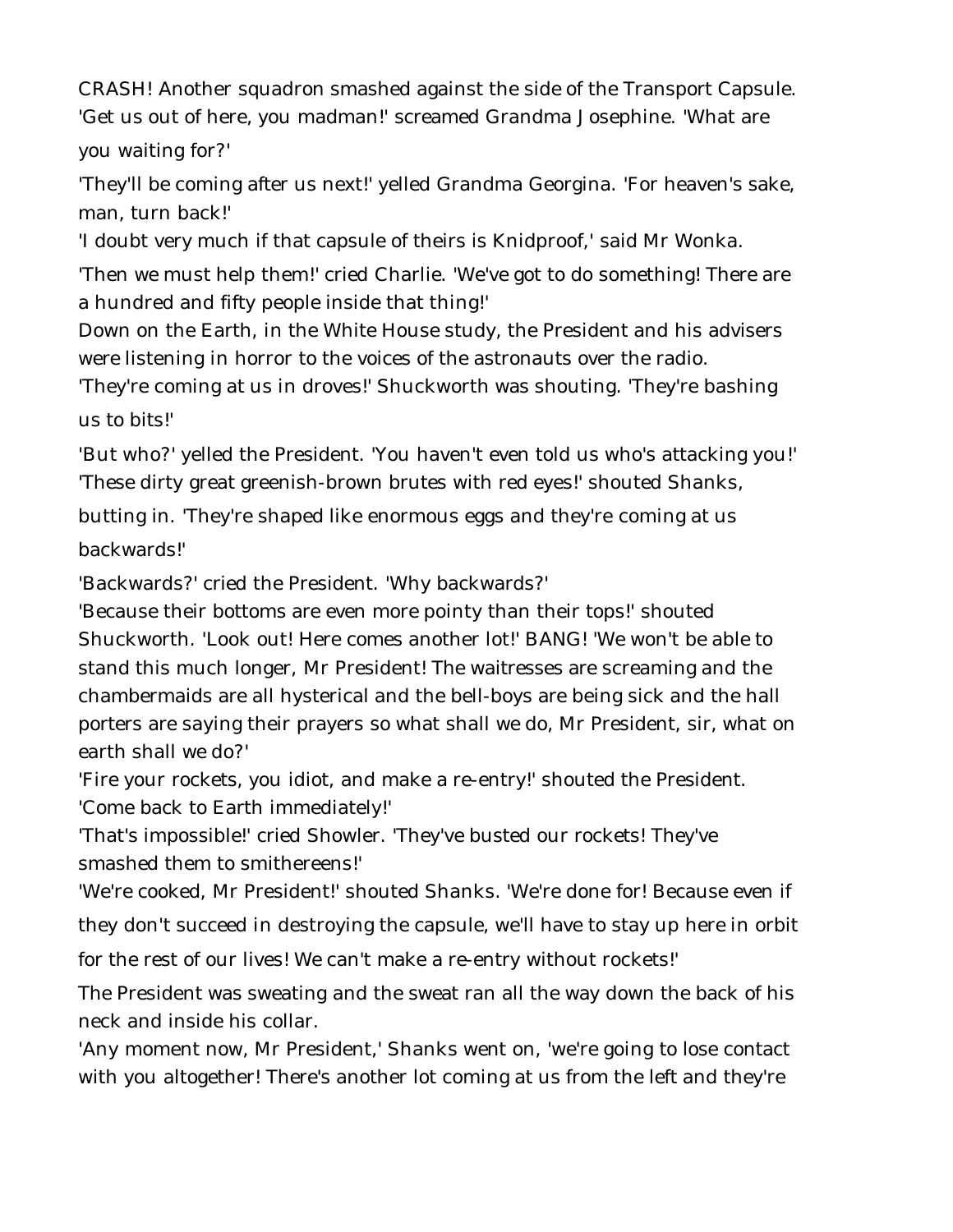CRASH! Another squadron smashed against the side of the Transport Capsule.

'Get us out of here, you madman!' screamed Grandma Josephine. 'What are you waiting for?'

'They'll be coming after us next!' yelled Grandma Georgina. 'For heaven's sake, man, turn back!'

'I doubt very much if that capsule of theirs is Knidproof,' said Mr Wonka.

'Then we must help them!' cried Charlie. 'We've got to do something! There are a hundred and fifty people inside that thing!'

Down on the Earth, in the White House study, the President and his advisers were listening in horror to the voices of the astronauts over the radio.

'They're coming at us in droves!' Shuckworth was shouting. 'They're bashing us to bits!'

'But who?' yelled the President. 'You haven't even told us who's attacking you!'

'These dirty great greenish-brown brutes with red eyes!' shouted Shanks, butting in. 'They're shaped like enormous eggs and they're coming at us backwards!'

'Backwards?' cried the President. 'Why backwards?'

'Because their bottoms are even more pointy than their tops!' shouted Shuckworth. 'Look out! Here comes another lot!' BANG! 'We won't be able to stand this much longer, Mr President! The waitresses are screaming and the chambermaids are all hysterical and the bell-boys are being sick and the hall porters are saying their prayers so what shall we do, Mr President, sir, what on earth shall we do?'

'Fire your rockets, you idiot, and make a re-entry!' shouted the President. 'Come back to Earth immediately!'

'That's impossible!' cried Showler. 'They've busted our rockets! They've smashed them to smithereens!'

'We're cooked, Mr President!' shouted Shanks. 'We're done for! Because even if they don't succeed in destroying the capsule, we'll have to stay up here in orbit for the rest of our lives! We can't make a re-entry without rockets!'

The President was sweating and the sweat ran all the way down the back of his neck and inside his collar.

'Any moment now, Mr President,' Shanks went on, 'we're going to lose contact with you altogether! There's another lot coming at us from the left and they're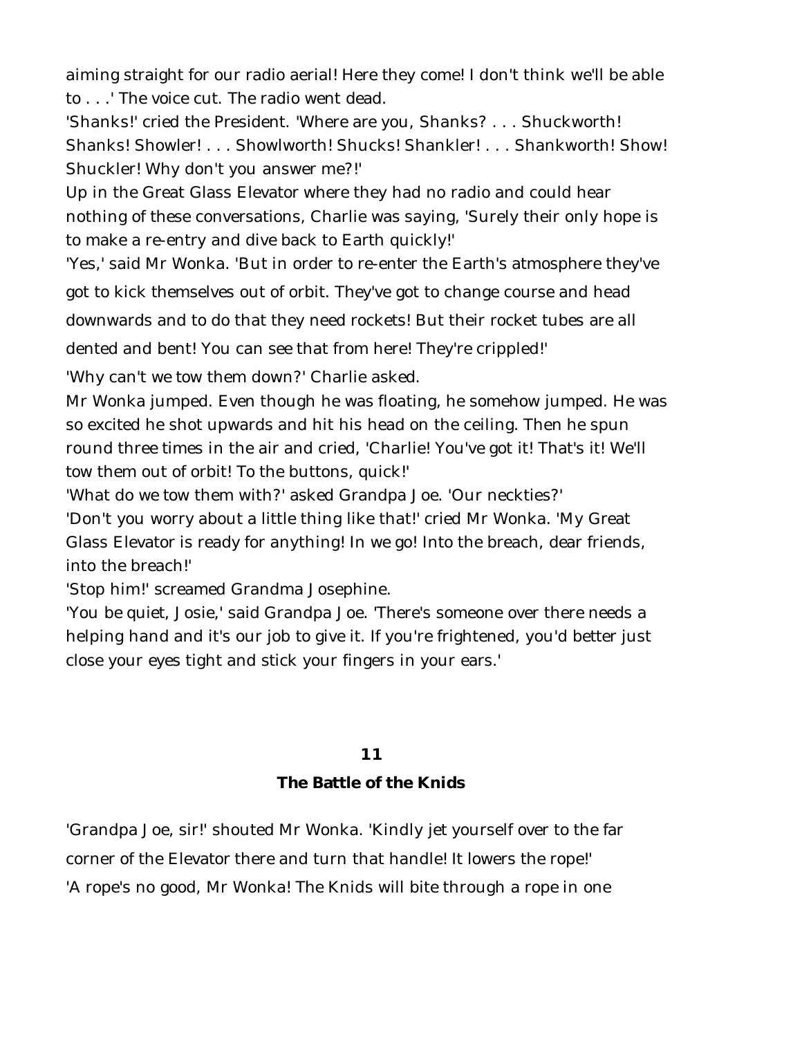aiming straight for our radio aerial! Here they come! I don't think we'll be able to . . .' The voice cut. The radio went dead.

'Shanks!' cried the President. 'Where are you, Shanks? . . . Shuckworth! Shanks! Showler! . . . Showlworth! Shucks! Shankler! . . . Shankworth! Show! Shuckler! Why don't you answer me?!'

Up in the Great Glass Elevator where they had no radio and could hear nothing of these conversations, Charlie was saying, 'Surely their only hope is to make a re-entry and dive back to Earth quickly!'

'Yes,' said Mr Wonka. 'But in order to re-enter the Earth's atmosphere they've got to kick themselves out of orbit. They've got to change course and head downwards and to do that they need rockets! But their rocket tubes are all dented and bent! You can see that from here! They're crippled!'

'Why can't we tow them down?' Charlie asked.

Mr Wonka jumped. Even though he was floating, he somehow jumped. He was so excited he shot upwards and hit his head on the ceiling. Then he spun round three times in the air and cried, 'Charlie! You've got it! That's it! We'll tow them out of orbit! To the buttons, quick!'

'What do we tow them with?' asked Grandpa Joe. 'Our neckties?'

'Don't you worry about a little thing like that!' cried Mr Wonka. 'My Great Glass Elevator is ready for anything! In we go! Into the breach, dear friends, into the breach!'

'Stop him!' screamed Grandma Josephine.

'You be quiet, Josie,' said Grandpa Joe. 'There's someone over there needs a helping hand and it's our job to give it. If you're frightened, you'd better just close your eyes tight and stick your fingers in your ears.'

## 11

## The Battle of the Knids

'Grandpa Joe, sir!' shouted Mr Wonka. 'Kindly jet yourself over to the far corner of the Elevator there and turn that handle! It lowers the rope!'

'A rope's no good, Mr Wonka! The Knids will bite through a rope in one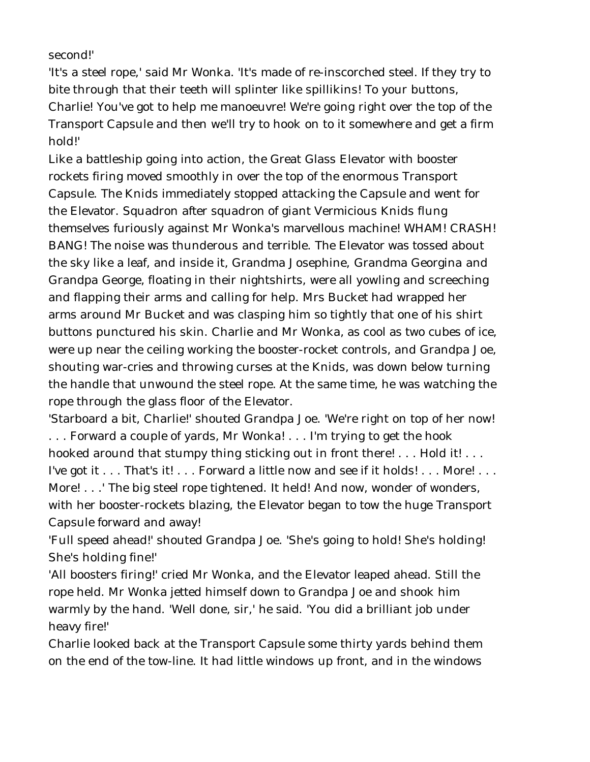second!'

'It's a steel rope,' said Mr Wonka. 'It's made of re-inscorched steel. If they try to bite through that their teeth will splinter like spillikins! To your buttons, Charlie! You've got to help me manoeuvre! We're going right over the top of the Transport Capsule and then we'll try to hook on to it somewhere and get a firm hold!'

Like a battleship going into action, the Great Glass Elevator with booster rockets firing moved smoothly in over the top of the enormous Transport Capsule. The Knids immediately stopped attacking the Capsule and went for the Elevator. Squadron after squadron of giant Vermicious Knids flung themselves furiously against Mr Wonka's marvellous machine! WHAM! CRASH! BANG! The noise was thunderous and terrible. The Elevator was tossed about the sky like a leaf, and inside it, Grandma Josephine, Grandma Georgina and Grandpa George, floating in their nightshirts, were all yowling and screeching and flapping their arms and calling for help. Mrs Bucket had wrapped her arms around Mr Bucket and was clasping him so tightly that one of his shirt buttons punctured his skin. Charlie and Mr Wonka, as cool as two cubes of ice, were up near the ceiling working the booster-rocket controls, and Grandpa Joe, shouting war-cries and throwing curses at the Knids, was down below turning the handle that unwound the steel rope. At the same time, he was watching the rope through the glass floor of the Elevator.

'Starboard a bit, Charlie!' shouted Grandpa Joe. 'We're right on top of her now! . . . Forward a couple of yards, Mr Wonka! . . . I'm trying to get the hook hooked around that stumpy thing sticking out in front there! . . . Hold it! . . . I've got it . . . That's it! . . . Forward a little now and see if it holds! . . . More! . . . More! . . .' The big steel rope tightened. It held! And now, wonder of wonders, with her booster-rockets blazing, the Elevator began to tow the huge Transport Capsule forward and away!

'Full speed ahead!' shouted Grandpa Joe. 'She's going to hold! She's holding! She's holding fine!'

'All boosters firing!' cried Mr Wonka, and the Elevator leaped ahead. Still the rope held. Mr Wonka jetted himself down to Grandpa Joe and shook him warmly by the hand. 'Well done, sir,' he said. 'You did a brilliant job under heavy fire!'

Charlie looked back at the Transport Capsule some thirty yards behind them on the end of the tow-line. It had little windows up front, and in the windows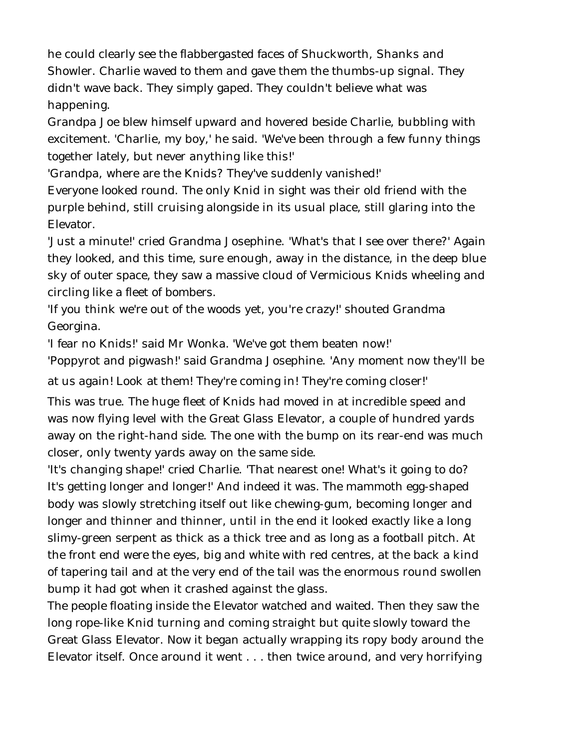he could clearly see the flabbergasted faces of Shuckworth, Shanks and Showler. Charlie waved to them and gave them the thumbs-up signal. They didn't wave back. They simply gaped. They couldn't believe what was happening.

Grandpa Joe blew himself upward and hovered beside Charlie, bubbling with excitement. 'Charlie, my boy,' he said. 'We've been through a few funny things together lately, but never anything like this!'

'Grandpa, where are the Knids? They've suddenly vanished!'

Everyone looked round. The only Knid in sight was their old friend with the purple behind, still cruising alongside in its usual place, still glaring into the Elevator.

'Just a minute!' cried Grandma Josephine. 'What's that I see over there?' Again they looked, and this time, sure enough, away in the distance, in the deep blue sky of outer space, they saw a massive cloud of Vermicious Knids wheeling and circling like a fleet of bombers.

'If you think we're out of the woods yet, you're crazy!' shouted Grandma Georgina.

'I fear no Knids!' said Mr Wonka. 'We've got them beaten now!'

'Poppyrot and pigwash!' said Grandma Josephine. 'Any moment now they'll be at us again! Look at them! They're coming in! They're coming closer!'

This was true. The huge fleet of Knids had moved in at incredible speed and was now flying level with the Great Glass Elevator, a couple of hundred yards away on the right-hand side. The one with the bump on its rear-end was much closer, only twenty yards away on the same side.

'It's changing shape!' cried Charlie. 'That nearest one! What's it going to do? It's getting longer and longer!' And indeed it was. The mammoth egg-shaped body was slowly stretching itself out like chewing-gum, becoming longer and longer and thinner and thinner, until in the end it looked exactly like a long slimy-green serpent as thick as a thick tree and as long as a football pitch. At the front end were the eyes, big and white with red centres, at the back a kind of tapering tail and at the very end of the tail was the enormous round swollen bump it had got when it crashed against the glass.

The people floating inside the Elevator watched and waited. Then they saw the long rope-like Knid turning and coming straight but quite slowly toward the Great Glass Elevator. Now it began actually wrapping its ropy body around the Elevator itself. Once around it went . . . then twice around, and very horrifying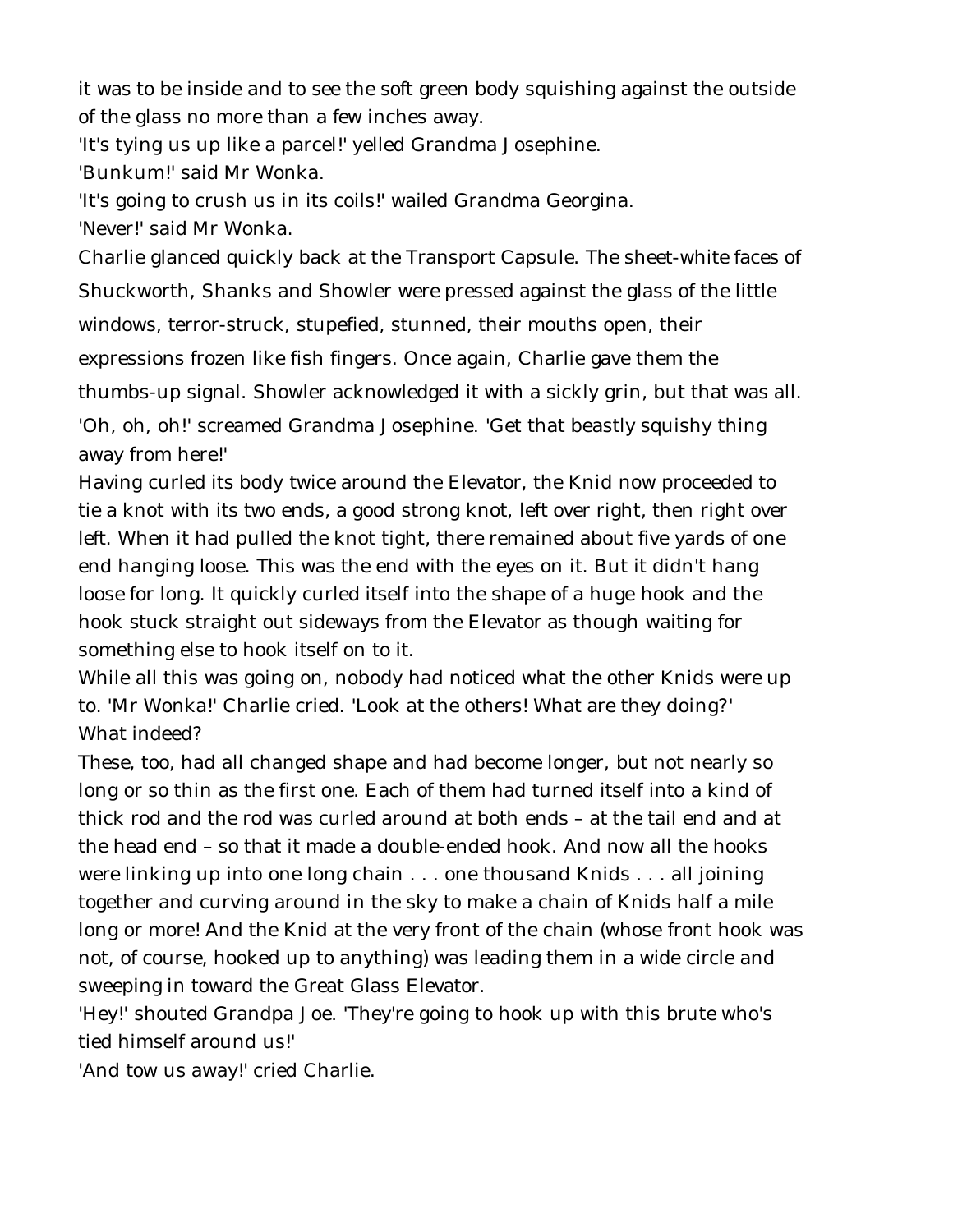it was to be inside and to see the soft green body squishing against the outside of the glass no more than a few inches away.

'It's tying us up like a parcel!' yelled Grandma Josephine.

'Bunkum!' said Mr Wonka.

'It's going to crush us in its coils!' wailed Grandma Georgina.

'Never!' said Mr Wonka.

Charlie glanced quickly back at the Transport Capsule. The sheet-white faces of Shuckworth, Shanks and Showler were pressed against the glass of the little windows, terror-struck, stupefied, stunned, their mouths open, their expressions frozen like fish fingers. Once again, Charlie gave them the thumbs-up signal. Showler acknowledged it with a sickly grin, but that was all.

'Oh, oh, oh!' screamed Grandma Josephine. 'Get that beastly squishy thing away from here!'

Having curled its body twice around the Elevator, the Knid now proceeded to tie a knot with its two ends, a good strong knot, left over right, then right over left. When it had pulled the knot tight, there remained about five yards of one end hanging loose. This was the end with the eyes on it. But it didn't hang loose for long. It quickly curled itself into the shape of a huge hook and the hook stuck straight out sideways from the Elevator as though waiting for something else to hook itself on to it.

While all this was going on, nobody had noticed what the other Knids were up to. 'Mr Wonka!' Charlie cried. 'Look at the others! What are they doing?'

What indeed?

These, too, had all changed shape and had become longer, but not nearly so long or so thin as the first one. Each of them had turned itself into a kind of thick rod and the rod was curled around at both ends – at the tail end and at the head end – so that it made a double-ended hook. And now all the hooks were linking up into one long chain . . . one thousand Knids . . . all joining together and curving around in the sky to make a chain of Knids half a mile long or more! And the Knid at the very front of the chain (whose front hook was not, of course, hooked up to anything) was leading them in a wide circle and sweeping in toward the Great Glass Elevator.

'Hey!' shouted Grandpa Joe. 'They're going to hook up with this brute who's tied himself around us!'

'And tow us away!' cried Charlie.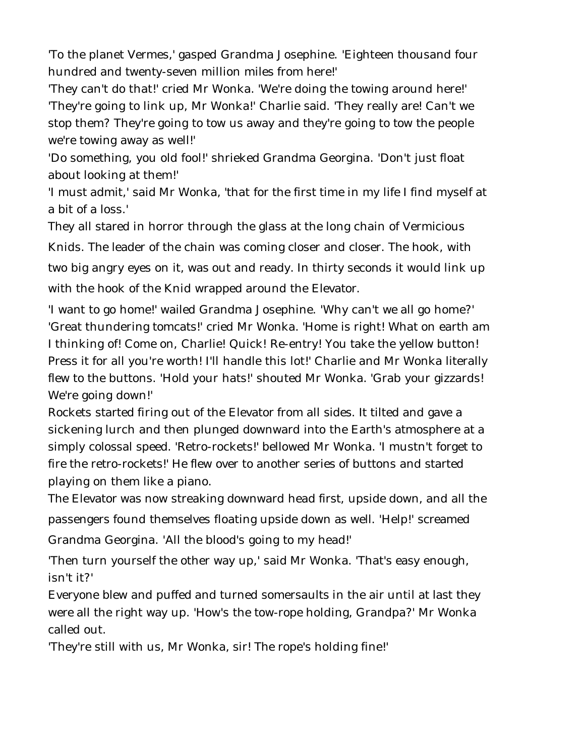'To the planet Vermes,' gasped Grandma Josephine. 'Eighteen thousand four hundred and twenty-seven million miles from here!'

'They can't do that!' cried Mr Wonka. 'We're doing the towing around here!'

'They're going to link up, Mr Wonka!' Charlie said. 'They really are! Can't we stop them? They're going to tow us away and they're going to tow the people we're towing away as well!'

'Do something, you old fool!' shrieked Grandma Georgina. 'Don't just float about looking at them!'

'I must admit,' said Mr Wonka, 'that for the first time in my life I find myself at a bit of a loss.'

They all stared in horror through the glass at the long chain of Vermicious Knids. The leader of the chain was coming closer and closer. The hook, with two big angry eyes on it, was out and ready. In thirty seconds it would link up with the hook of the Knid wrapped around the Elevator.

'I want to go home!' wailed Grandma Josephine. 'Why can't we all go home?'

'Great thundering tomcats!' cried Mr Wonka. 'Home is right! What on earth am I thinking of! Come on, Charlie! Quick! Re-entry! You take the yellow button! Press it for all you're worth! I'll handle this lot!' Charlie and Mr Wonka literally flew to the buttons. 'Hold your hats!' shouted Mr Wonka. 'Grab your gizzards! We're going down!'

Rockets started firing out of the Elevator from all sides. It tilted and gave a sickening lurch and then plunged downward into the Earth's atmosphere at a simply colossal speed. 'Retro-rockets!' bellowed Mr Wonka. 'I mustn't forget to fire the retro-rockets!' He flew over to another series of buttons and started playing on them like a piano.

The Elevator was now streaking downward head first, upside down, and all the passengers found themselves floating upside down as well. 'Help!' screamed Grandma Georgina. 'All the blood's going to my head!'

'Then turn yourself the other way up,' said Mr Wonka. 'That's easy enough, isn't it?'

Everyone blew and puffed and turned somersaults in the air until at last they were all the right way up. 'How's the tow-rope holding, Grandpa?' Mr Wonka called out.

'They're still with us, Mr Wonka, sir! The rope's holding fine!'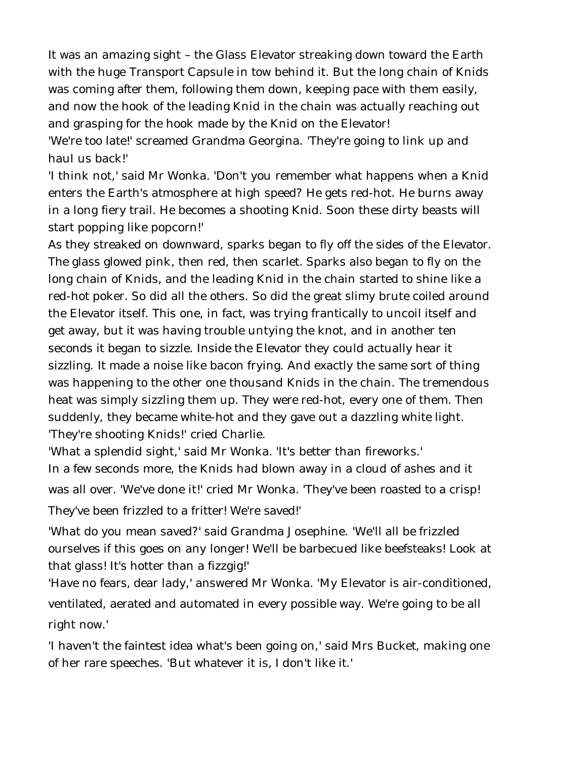It was an amazing sight – the Glass Elevator streaking down toward the Earth with the huge Transport Capsule in tow behind it. But the long chain of Knids was coming after them, following them down, keeping pace with them easily, and now the hook of the leading Knid in the chain was actually reaching out and grasping for the hook made by the Knid on the Elevator!

'We're too late!' screamed Grandma Georgina. 'They're going to link up and haul us back!'

'I think not,' said Mr Wonka. 'Don't you remember what happens when a Knid enters the Earth's atmosphere at high speed? He gets red-hot. He burns away in a long fiery trail. He becomes a shooting Knid. Soon these dirty beasts will start popping like popcorn!'

As they streaked on downward, sparks began to fly off the sides of the Elevator. The glass glowed pink, then red, then scarlet. Sparks also began to fly on the long chain of Knids, and the leading Knid in the chain started to shine like a red-hot poker. So did all the others. So did the great slimy brute coiled around the Elevator itself. This one, in fact, was trying frantically to uncoil itself and get away, but it was having trouble untying the knot, and in another ten seconds it began to sizzle. Inside the Elevator they could actually hear it sizzling. It made a noise like bacon frying. And exactly the same sort of thing was happening to the other one thousand Knids in the chain. The tremendous heat was simply sizzling them up. They were red-hot, every one of them. Then suddenly, they became white-hot and they gave out a dazzling white light.

'They're shooting Knids!' cried Charlie.

'What a splendid sight,' said Mr Wonka. 'It's better than fireworks.'

In a few seconds more, the Knids had blown away in a cloud of ashes and it was all over. 'We've done it!' cried Mr Wonka. 'They've been roasted to a crisp! They've been frizzled to a fritter! We're saved!'

'What do you mean saved?' said Grandma Josephine. 'We'll all be frizzled ourselves if this goes on any longer! We'll be barbecued like beefsteaks! Look at that glass! It's hotter than a fizzgig!'

'Have no fears, dear lady,' answered Mr Wonka. 'My Elevator is air-conditioned, ventilated, aerated and automated in every possible way. We're going to be all right now.'

'I haven't the faintest idea what's been going on,' said Mrs Bucket, making one of her rare speeches. 'But whatever it is, I don't like it.'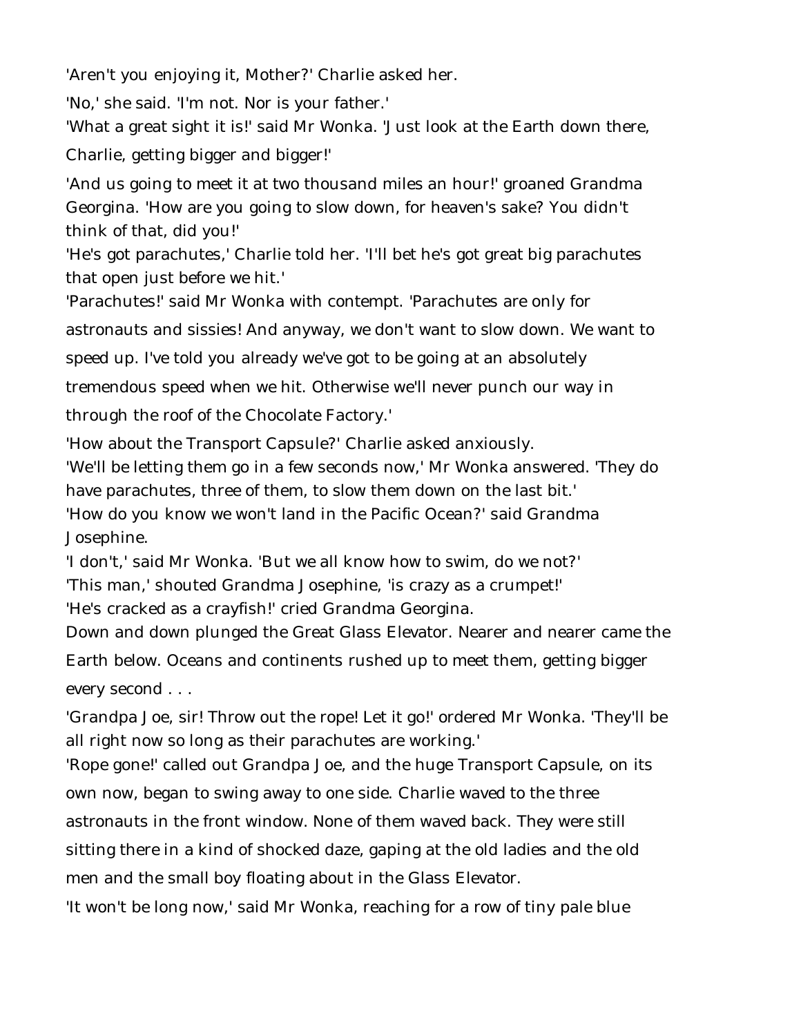'Aren't you enjoying it, Mother?' Charlie asked her.

'No,' she said. 'I'm not. Nor is your father.'

'What a great sight it is!' said Mr Wonka. 'Just look at the Earth down there, Charlie, getting bigger and bigger!'

'And us going to meet it at two thousand miles an hour!' groaned Grandma Georgina. 'How are you going to slow down, for heaven's sake? You didn't think of that, did you!'

'He's got parachutes,' Charlie told her. 'I'll bet he's got great big parachutes that open just before we hit.'

'Parachutes!' said Mr Wonka with contempt. 'Parachutes are only for astronauts and sissies! And anyway, we don't want to slow down. We want to speed up. I've told you already we've got to be going at an absolutely tremendous speed when we hit. Otherwise we'll never punch our way in through the roof of the Chocolate Factory.'

'How about the Transport Capsule?' Charlie asked anxiously.

'We'll be letting them go in a few seconds now,' Mr Wonka answered. 'They do have parachutes, three of them, to slow them down on the last bit.'

'How do you know we won't land in the Pacific Ocean?' said Grandma Josephine.

'I don't,' said Mr Wonka. 'But we all know how to swim, do we not?'

'This man,' shouted Grandma Josephine, 'is crazy as a crumpet!'

'He's cracked as a crayfish!' cried Grandma Georgina.

Down and down plunged the Great Glass Elevator. Nearer and nearer came the Earth below. Oceans and continents rushed up to meet them, getting bigger every second . . .

'Grandpa Joe, sir! Throw out the rope! Let it go!' ordered Mr Wonka. 'They'll be all right now so long as their parachutes are working.'

'Rope gone!' called out Grandpa Joe, and the huge Transport Capsule, on its own now, began to swing away to one side. Charlie waved to the three astronauts in the front window. None of them waved back. They were still sitting there in a kind of shocked daze, gaping at the old ladies and the old men and the small boy floating about in the Glass Elevator.

'It won't be long now,' said Mr Wonka, reaching for a row of tiny pale blue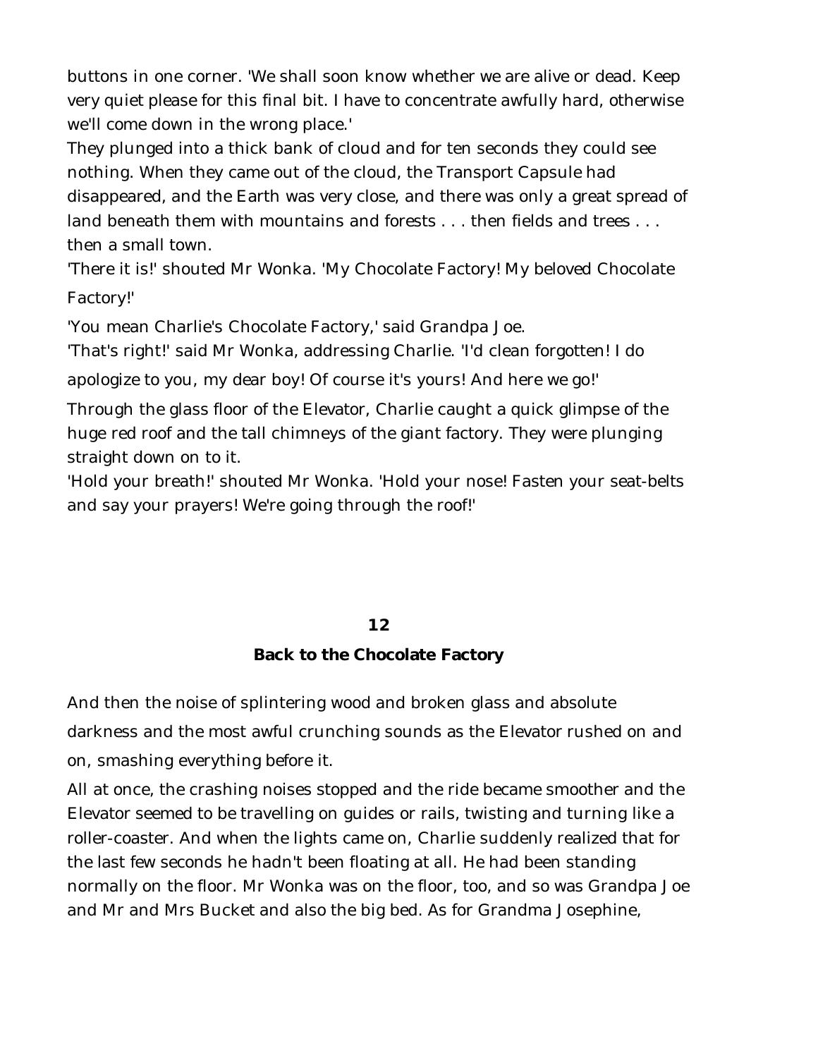buttons in one corner. 'We shall soon know whether we are alive or dead. Keep very quiet please for this final bit. I have to concentrate awfully hard, otherwise we'll come down in the wrong place.'

They plunged into a thick bank of cloud and for ten seconds they could see nothing. When they came out of the cloud, the Transport Capsule had disappeared, and the Earth was very close, and there was only a great spread of land beneath them with mountains and forests . . . then fields and trees . . . then a small town.

'There it is!' shouted Mr Wonka. 'My Chocolate Factory! My beloved Chocolate Factory!'

'You mean Charlie's Chocolate Factory,' said Grandpa Joe.

'That's right!' said Mr Wonka, addressing Charlie. 'I'd clean forgotten! I do apologize to you, my dear boy! Of course it's yours! And here we go!'

Through the glass floor of the Elevator, Charlie caught a quick glimpse of the huge red roof and the tall chimneys of the giant factory. They were plunging straight down on to it.

'Hold your breath!' shouted Mr Wonka. 'Hold your nose! Fasten your seat-belts and say your prayers! We're going through the roof!'

## 12

## Back to the Chocolate Factory

And then the noise of splintering wood and broken glass and absolute darkness and the most awful crunching sounds as the Elevator rushed on and on, smashing everything before it.

All at once, the crashing noises stopped and the ride became smoother and the Elevator seemed to be travelling on guides or rails, twisting and turning like a roller-coaster. And when the lights came on, Charlie suddenly realized that for the last few seconds he hadn't been floating at all. He had been standing normally on the floor. Mr Wonka was on the floor, too, and so was Grandpa Joe and Mr and Mrs Bucket and also the big bed. As for Grandma Josephine,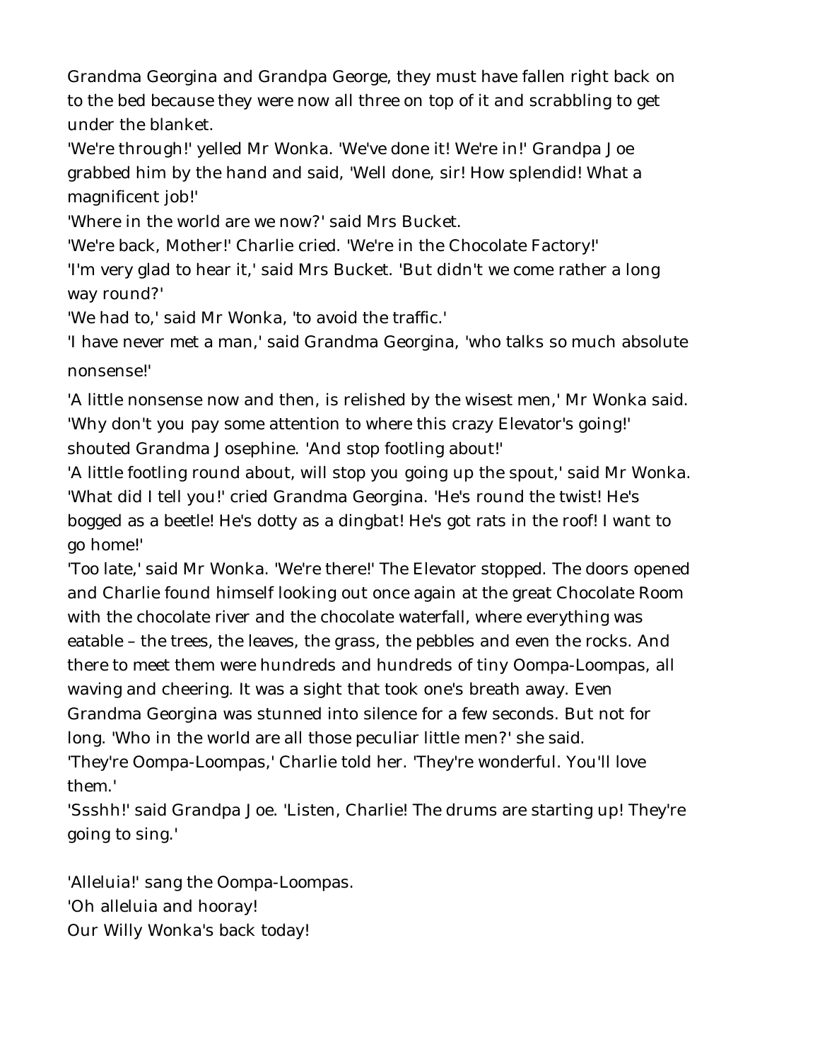Grandma Georgina and Grandpa George, they must have fallen right back on to the bed because they were now all three on top of it and scrabbling to get under the blanket.

'We're through!' yelled Mr Wonka. 'We've done it! We're in!' Grandpa Joe grabbed him by the hand and said, 'Well done, sir! How splendid! What a magnificent job!'

'Where in the world are we now?' said Mrs Bucket.

'We're back, Mother!' Charlie cried. 'We're in the Chocolate Factory!'

'I'm very glad to hear it,' said Mrs Bucket. 'But didn't we come rather a long way round?'

'We had to,' said Mr Wonka, 'to avoid the traffic.'

'I have never met a man,' said Grandma Georgina, 'who talks so much absolute nonsense!'

'A little nonsense now and then, is relished by the wisest men,' Mr Wonka said.

'Why don't you pay some attention to where this crazy Elevator's going!' shouted Grandma Josephine. 'And stop footling about!'

'A little footling round about, will stop you going up the spout,' said Mr Wonka.

'What did I tell you!' cried Grandma Georgina. 'He's round the twist! He's bogged as a beetle! He's dotty as a dingbat! He's got rats in the roof! I want to go home!'

'Too late,' said Mr Wonka. 'We're there!' The Elevator stopped. The doors opened and Charlie found himself looking out once again at the great Chocolate Room with the chocolate river and the chocolate waterfall, where everything was eatable – the trees, the leaves, the grass, the pebbles and even the rocks. And there to meet them were hundreds and hundreds of tiny Oompa-Loompas, all waving and cheering. It was a sight that took one's breath away. Even Grandma Georgina was stunned into silence for a few seconds. But not for long. 'Who in the world are all those peculiar little men?' she said.

'They're Oompa-Loompas,' Charlie told her. 'They're wonderful. You'll love them.'

'Ssshh!' said Grandpa Joe. 'Listen, Charlie! The drums are starting up! They're going to sing.'

'Alleluia!' sang the Oompa-Loompas.
'Oh alleluia and hooray!
Our Willy Wonka's back today!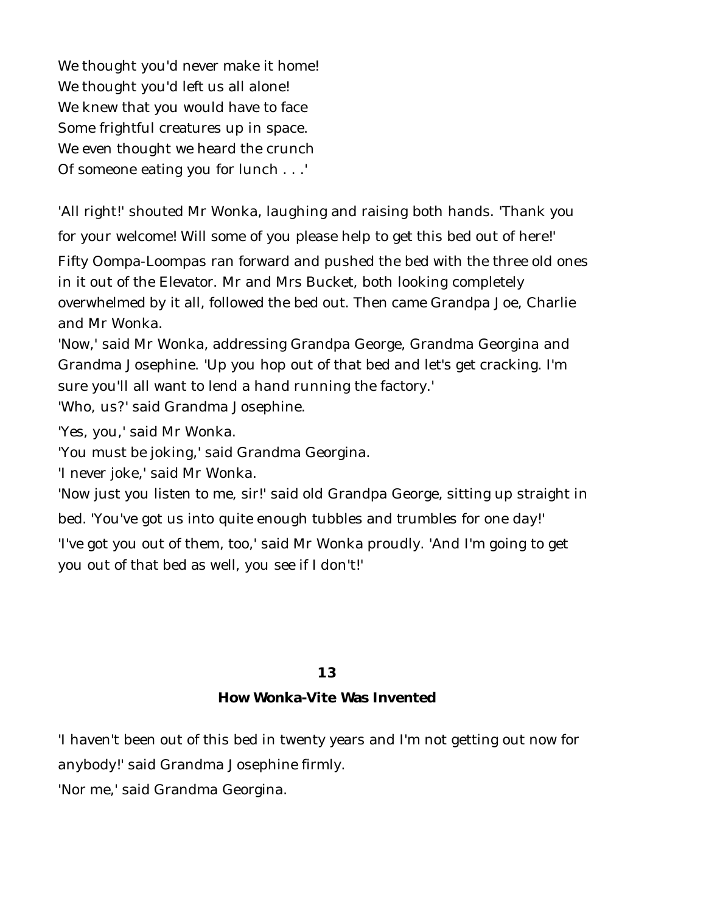We thought you'd never make it home!
We thought you'd left us all alone!
We knew that you would have to face
Some frightful creatures up in space.
We even thought we heard the crunch
Of someone eating you for lunch . . .'

'All right!' shouted Mr Wonka, laughing and raising both hands. 'Thank you for your welcome! Will some of you please help to get this bed out of here!'

Fifty Oompa-Loompas ran forward and pushed the bed with the three old ones in it out of the Elevator. Mr and Mrs Bucket, both looking completely overwhelmed by it all, followed the bed out. Then came Grandpa Joe, Charlie and Mr Wonka.

'Now,' said Mr Wonka, addressing Grandpa George, Grandma Georgina and Grandma Josephine. 'Up you hop out of that bed and let's get cracking. I'm sure you'll all want to lend a hand running the factory.'

'Who, us?' said Grandma Josephine.

'Yes, you,' said Mr Wonka.

'You must be joking,' said Grandma Georgina.

'I never joke,' said Mr Wonka.

'Now just you listen to me, sir!' said old Grandpa George, sitting up straight in bed. 'You've got us into quite enough tubbles and trumbles for one day!'

'I've got you out of them, too,' said Mr Wonka proudly. 'And I'm going to get you out of that bed as well, you see if I don't!'

## 13

## How Wonka-Vite Was Invented

'I haven't been out of this bed in twenty years and I'm not getting out now for anybody!' said Grandma Josephine firmly.

'Nor me,' said Grandma Georgina.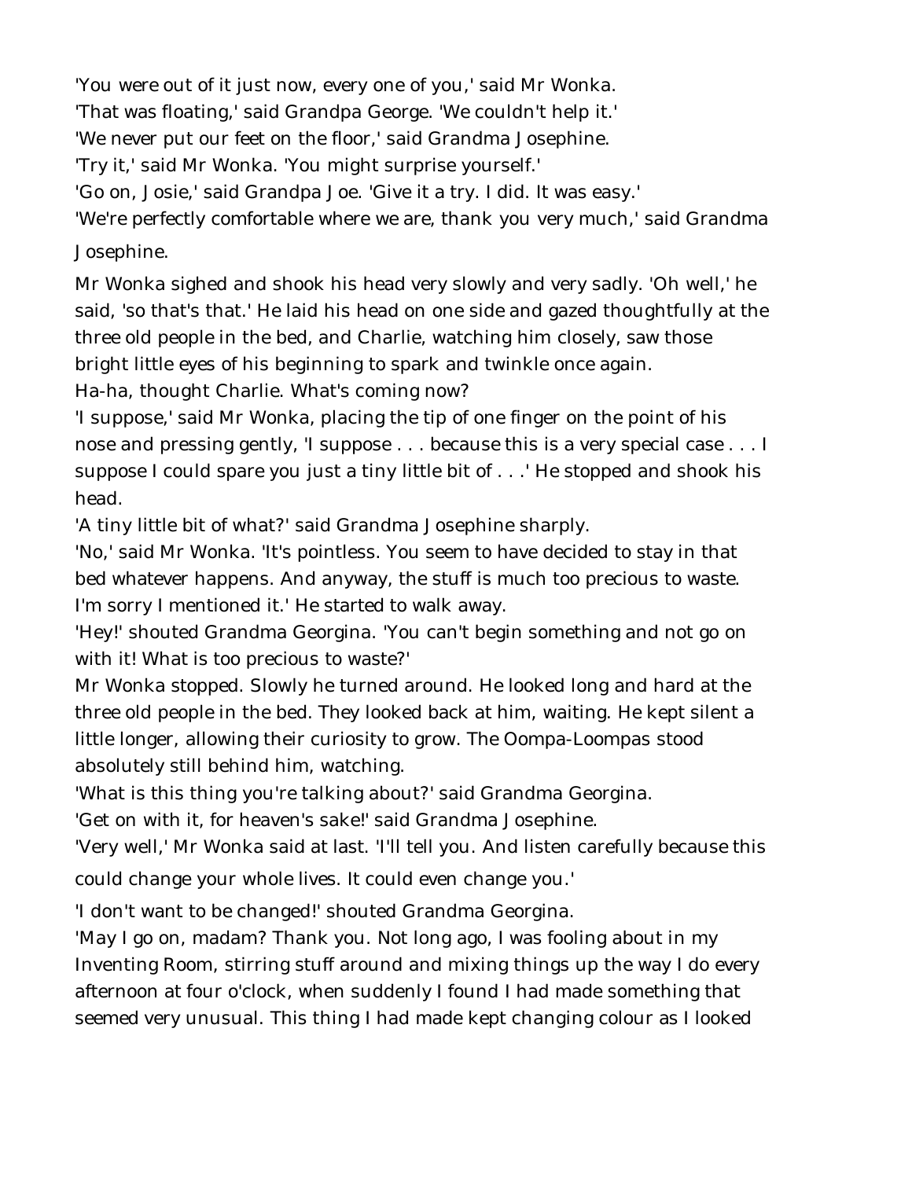'You were out of it just now, every one of you,' said Mr Wonka.

'That was floating,' said Grandpa George. 'We couldn't help it.'

'We never put our feet on the floor,' said Grandma Josephine.

'Try it,' said Mr Wonka. 'You might surprise yourself.'

'Go on, Josie,' said Grandpa Joe. 'Give it a try. I did. It was easy.'

'We're perfectly comfortable where we are, thank you very much,' said Grandma Josephine.

Mr Wonka sighed and shook his head very slowly and very sadly. 'Oh well,' he said, 'so that's that.' He laid his head on one side and gazed thoughtfully at the three old people in the bed, and Charlie, watching him closely, saw those bright little eyes of his beginning to spark and twinkle once again.

Ha-ha, thought Charlie. What's coming now?

'I suppose,' said Mr Wonka, placing the tip of one finger on the point of his nose and pressing gently, 'I suppose . . . because this is a very special case . . . I suppose I could spare you just a tiny little bit of . . .' He stopped and shook his head.

'A tiny little bit of what?' said Grandma Josephine sharply.

'No,' said Mr Wonka. 'It's pointless. You seem to have decided to stay in that bed whatever happens. And anyway, the stuff is much too precious to waste. I'm sorry I mentioned it.' He started to walk away.

'Hey!' shouted Grandma Georgina. 'You can't begin something and not go on with it! What is too precious to waste?'

Mr Wonka stopped. Slowly he turned around. He looked long and hard at the three old people in the bed. They looked back at him, waiting. He kept silent a little longer, allowing their curiosity to grow. The Oompa-Loompas stood absolutely still behind him, watching.

'What is this thing you're talking about?' said Grandma Georgina.

'Get on with it, for heaven's sake!' said Grandma Josephine.

'Very well,' Mr Wonka said at last. 'I'll tell you. And listen carefully because this could change your whole lives. It could even change you.'

'I don't want to be changed!' shouted Grandma Georgina.

'May I go on, madam? Thank you. Not long ago, I was fooling about in my Inventing Room, stirring stuff around and mixing things up the way I do every afternoon at four o'clock, when suddenly I found I had made something that seemed very unusual. This thing I had made kept changing colour as I looked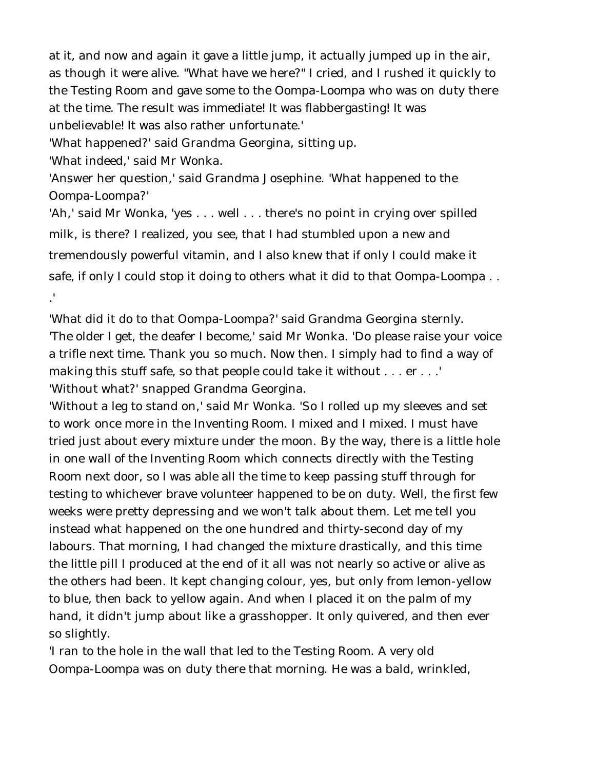at it, and now and again it gave a little jump, it actually jumped up in the air, as though it were alive. "What have we here?" I cried, and I rushed it quickly to the Testing Room and gave some to the Oompa-Loompa who was on duty there at the time. The result was immediate! It was flabbergasting! It was unbelievable! It was also rather unfortunate.'

'What happened?' said Grandma Georgina, sitting up.

'What indeed,' said Mr Wonka.

'Answer her question,' said Grandma Josephine. 'What happened to the Oompa-Loompa?'

'Ah,' said Mr Wonka, 'yes . . . well . . . there's no point in crying over spilled milk, is there? I realized, you see, that I had stumbled upon a new and tremendously powerful vitamin, and I also knew that if only I could make it safe, if only I could stop it doing to others what it did to that Oompa-Loompa . . .'

'What did it do to that Oompa-Loompa?' said Grandma Georgina sternly.

'The older I get, the deafer I become,' said Mr Wonka. 'Do please raise your voice a trifle next time. Thank you so much. Now then. I simply had to find a way of making this stuff safe, so that people could take it without . . . er . . .'

'Without what?' snapped Grandma Georgina.

'Without a leg to stand on,' said Mr Wonka. 'So I rolled up my sleeves and set to work once more in the Inventing Room. I mixed and I mixed. I must have tried just about every mixture under the moon. By the way, there is a little hole in one wall of the Inventing Room which connects directly with the Testing Room next door, so I was able all the time to keep passing stuff through for testing to whichever brave volunteer happened to be on duty. Well, the first few weeks were pretty depressing and we won't talk about them. Let me tell you instead what happened on the one hundred and thirty-second day of my labours. That morning, I had changed the mixture drastically, and this time the little pill I produced at the end of it all was not nearly so active or alive as the others had been. It kept changing colour, yes, but only from lemon-yellow to blue, then back to yellow again. And when I placed it on the palm of my hand, it didn't jump about like a grasshopper. It only quivered, and then ever so slightly.

'I ran to the hole in the wall that led to the Testing Room. A very old Oompa-Loompa was on duty there that morning. He was a bald, wrinkled,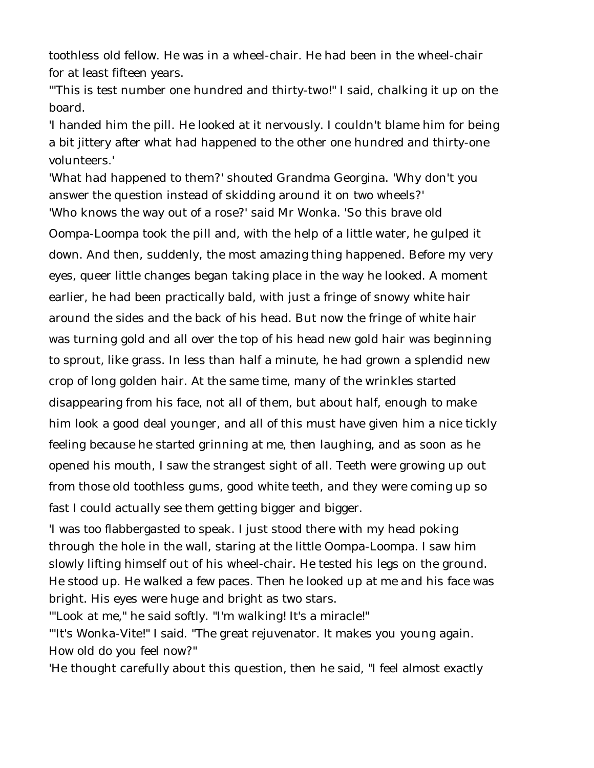toothless old fellow. He was in a wheel-chair. He had been in the wheel-chair for at least fifteen years.

'"This is test number one hundred and thirty-two!" I said, chalking it up on the board.

'I handed him the pill. He looked at it nervously. I couldn't blame him for being a bit jittery after what had happened to the other one hundred and thirty-one volunteers.'

'What had happened to them?' shouted Grandma Georgina. 'Why don't you answer the question instead of skidding around it on two wheels?'

'Who knows the way out of a rose?' said Mr Wonka. 'So this brave old Oompa-Loompa took the pill and, with the help of a little water, he gulped it down. And then, suddenly, the most amazing thing happened. Before my very eyes, queer little changes began taking place in the way he looked. A moment earlier, he had been practically bald, with just a fringe of snowy white hair around the sides and the back of his head. But now the fringe of white hair was turning gold and all over the top of his head new gold hair was beginning to sprout, like grass. In less than half a minute, he had grown a splendid new crop of long golden hair. At the same time, many of the wrinkles started disappearing from his face, not all of them, but about half, enough to make him look a good deal younger, and all of this must have given him a nice tickly feeling because he started grinning at me, then laughing, and as soon as he opened his mouth, I saw the strangest sight of all. Teeth were growing up out from those old toothless gums, good white teeth, and they were coming up so fast I could actually see them getting bigger and bigger.

'I was too flabbergasted to speak. I just stood there with my head poking through the hole in the wall, staring at the little Oompa-Loompa. I saw him slowly lifting himself out of his wheel-chair. He tested his legs on the ground. He stood up. He walked a few paces. Then he looked up at me and his face was bright. His eyes were huge and bright as two stars.

'"Look at me," he said softly. "I'm walking! It's a miracle!"

'"It's Wonka-Vite!" I said. "The great rejuvenator. It makes you young again. How old do you feel now?"

'He thought carefully about this question, then he said, "I feel almost exactly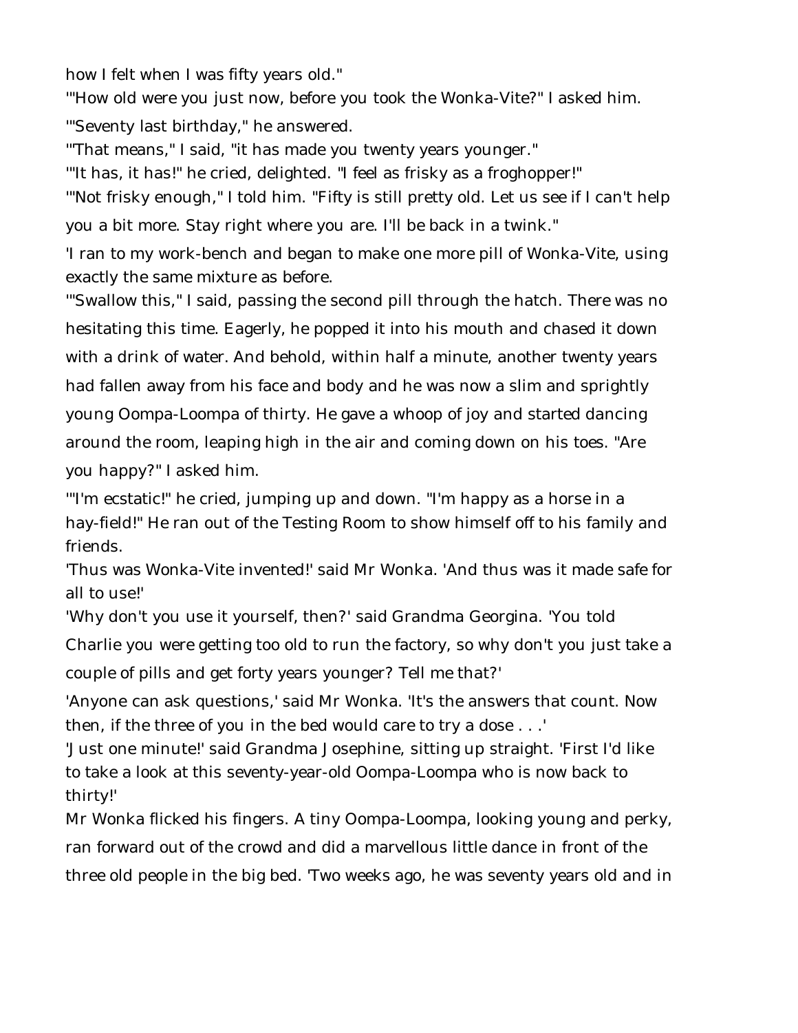how I felt when I was fifty years old."

'"How old were you just now, before you took the Wonka-Vite?" I asked him.

'"Seventy last birthday," he answered.

'"That means," I said, "it has made you twenty years younger."

'"It has, it has!" he cried, delighted. "I feel as frisky as a froghopper!"

'"Not frisky enough," I told him. "Fifty is still pretty old. Let us see if I can't help you a bit more. Stay right where you are. I'll be back in a twink."

'I ran to my work-bench and began to make one more pill of Wonka-Vite, using exactly the same mixture as before.

'"Swallow this," I said, passing the second pill through the hatch. There was no hesitating this time. Eagerly, he popped it into his mouth and chased it down with a drink of water. And behold, within half a minute, another twenty years had fallen away from his face and body and he was now a slim and sprightly young Oompa-Loompa of thirty. He gave a whoop of joy and started dancing around the room, leaping high in the air and coming down on his toes. "Are you happy?" I asked him.

'"I'm ecstatic!" he cried, jumping up and down. "I'm happy as a horse in a hay-field!" He ran out of the Testing Room to show himself off to his family and friends.

'Thus was Wonka-Vite invented!' said Mr Wonka. 'And thus was it made safe for all to use!'

'Why don't you use it yourself, then?' said Grandma Georgina. 'You told Charlie you were getting too old to run the factory, so why don't you just take a couple of pills and get forty years younger? Tell me that?'

'Anyone can ask questions,' said Mr Wonka. 'It's the answers that count. Now then, if the three of you in the bed would care to try a dose . . .'

'Just one minute!' said Grandma Josephine, sitting up straight. 'First I'd like to take a look at this seventy-year-old Oompa-Loompa who is now back to thirty!'

Mr Wonka flicked his fingers. A tiny Oompa-Loompa, looking young and perky, ran forward out of the crowd and did a marvellous little dance in front of the three old people in the big bed. 'Two weeks ago, he was seventy years old and in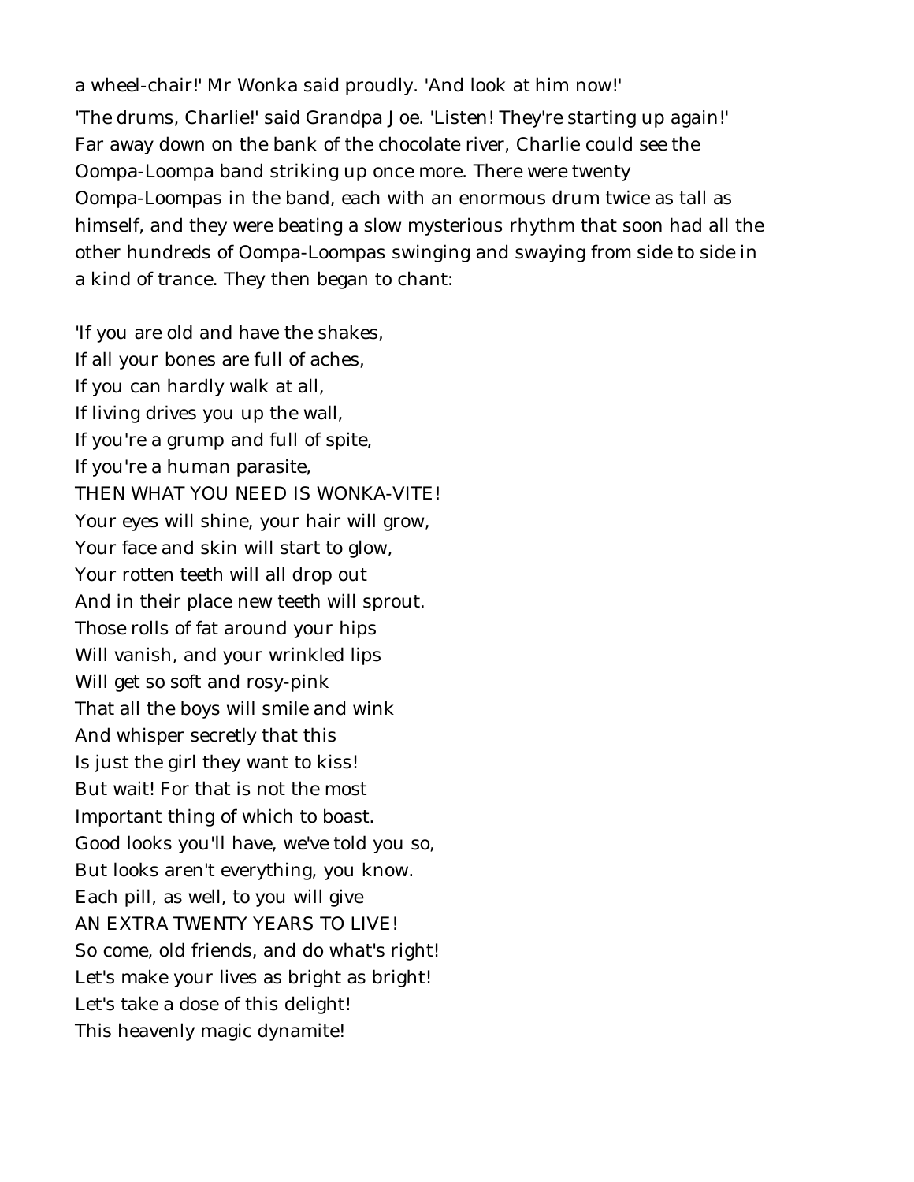a wheel-chair!' Mr Wonka said proudly. 'And look at him now!'

'The drums, Charlie!' said Grandpa Joe. 'Listen! They're starting up again!' Far away down on the bank of the chocolate river, Charlie could see the Oompa-Loompa band striking up once more. There were twenty Oompa-Loompas in the band, each with an enormous drum twice as tall as himself, and they were beating a slow mysterious rhythm that soon had all the other hundreds of Oompa-Loompas swinging and swaying from side to side in a kind of trance. They then began to chant:

'If you are old and have the shakes,  
If all your bones are full of aches,  
If you can hardly walk at all,  
If living drives you up the wall,  
If you're a grump and full of spite,  
If you're a human parasite,  
THEN WHAT YOU NEED IS WONKA-VITE!  
Your eyes will shine, your hair will grow,  
Your face and skin will start to glow,  
Your rotten teeth will all drop out  
And in their place new teeth will sprout.  
Those rolls of fat around your hips  
Will vanish, and your wrinkled lips  
Will get so soft and rosy-pink  
That all the boys will smile and wink  
And whisper secretly that this  
Is just the girl they want to kiss!  
But wait! For that is not the most  
Important thing of which to boast.  
Good looks you'll have, we've told you so,  
But looks aren't everything, you know.  
Each pill, as well, to you will give  
AN EXTRA TWENTY YEARS TO LIVE!  
So come, old friends, and do what's right!  
Let's make your lives as bright as bright!  
Let's take a dose of this delight!  
This heavenly magic dynamite!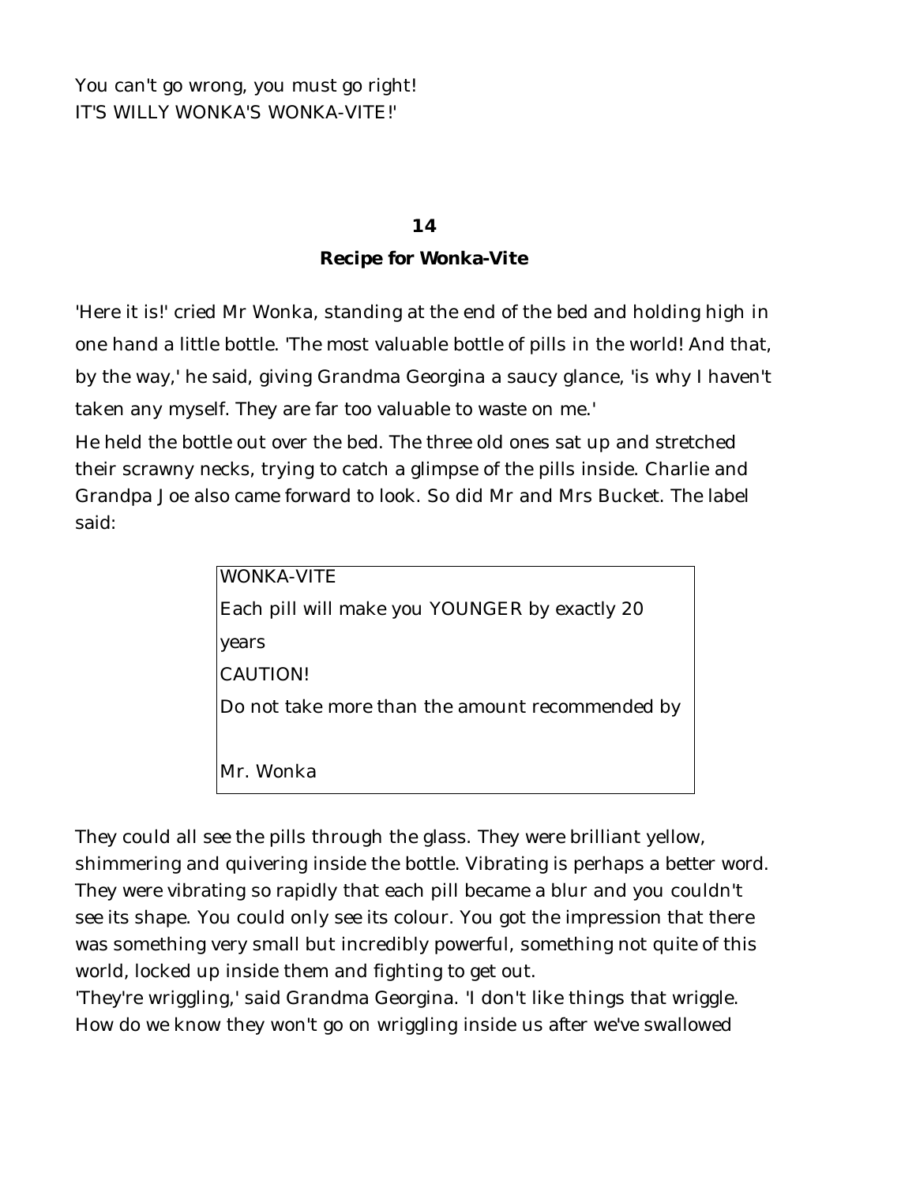You can't go wrong, you must go right!
IT'S WILLY WONKA'S WONKA-VITE!'

## 14

## Recipe for Wonka-Vite

'Here it is!' cried Mr Wonka, standing at the end of the bed and holding high in one hand a little bottle. 'The most valuable bottle of pills in the world! And that, by the way,' he said, giving Grandma Georgina a saucy glance, 'is why I haven't taken any myself. They are far too valuable to waste on me.'

He held the bottle out over the bed. The three old ones sat up and stretched their scrawny necks, trying to catch a glimpse of the pills inside. Charlie and Grandpa Joe also came forward to look. So did Mr and Mrs Bucket. The label said:

> WONKA-VITE
>
> Each pill will make you YOUNGER by exactly 20 years
>
> CAUTION!
>
> Do not take more than the amount recommended by
>
> Mr. Wonka

They could all see the pills through the glass. They were brilliant yellow, shimmering and quivering inside the bottle. Vibrating is perhaps a better word. They were vibrating so rapidly that each pill became a blur and you couldn't see its shape. You could only see its colour. You got the impression that there was something very small but incredibly powerful, something not quite of this world, locked up inside them and fighting to get out.

'They're wriggling,' said Grandma Georgina. 'I don't like things that wriggle. How do we know they won't go on wriggling inside us after we've swallowed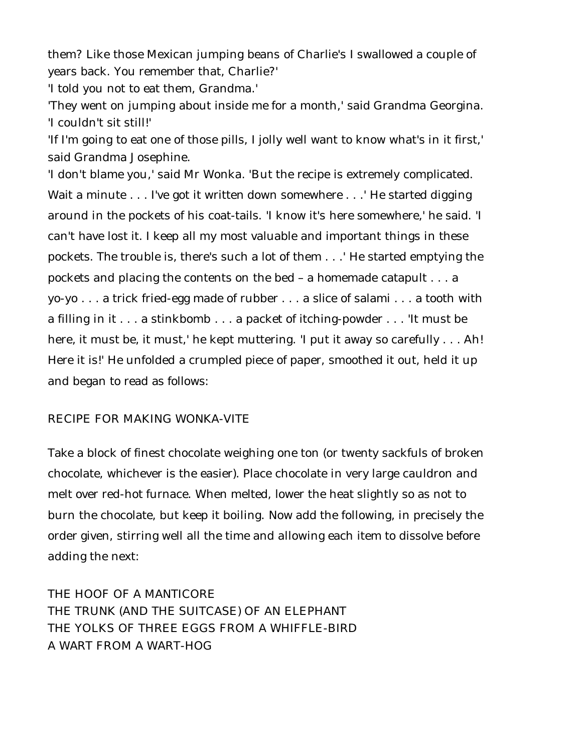them? Like those Mexican jumping beans of Charlie's I swallowed a couple of years back. You remember that, Charlie?'

'I told you not to eat them, Grandma.'

'They went on jumping about inside me for a month,' said Grandma Georgina. 'I couldn't sit still!'

'If I'm going to eat one of those pills, I jolly well want to know what's in it first,' said Grandma Josephine.

'I don't blame you,' said Mr Wonka. 'But the recipe is extremely complicated. Wait a minute . . . I've got it written down somewhere . . .' He started digging around in the pockets of his coat-tails. 'I know it's here somewhere,' he said. 'I can't have lost it. I keep all my most valuable and important things in these pockets. The trouble is, there's such a lot of them . . .' He started emptying the pockets and placing the contents on the bed – a homemade catapult . . . a yo-yo . . . a trick fried-egg made of rubber . . . a slice of salami . . . a tooth with a filling in it . . . a stinkbomb . . . a packet of itching-powder . . . 'It must be here, it must be, it must,' he kept muttering. 'I put it away so carefully . . . Ah! Here it is!' He unfolded a crumpled piece of paper, smoothed it out, held it up and began to read as follows:

RECIPE FOR MAKING WONKA-VITE

Take a block of finest chocolate weighing one ton (or twenty sackfuls of broken chocolate, whichever is the easier). Place chocolate in very large cauldron and melt over red-hot furnace. When melted, lower the heat slightly so as not to burn the chocolate, but keep it boiling. Now add the following, in precisely the order given, stirring well all the time and allowing each item to dissolve before adding the next:

THE HOOF OF A MANTICORE  
THE TRUNK (AND THE SUITCASE) OF AN ELEPHANT  
THE YOLKS OF THREE EGGS FROM A WHIFFLE-BIRD  
A WART FROM A WART-HOG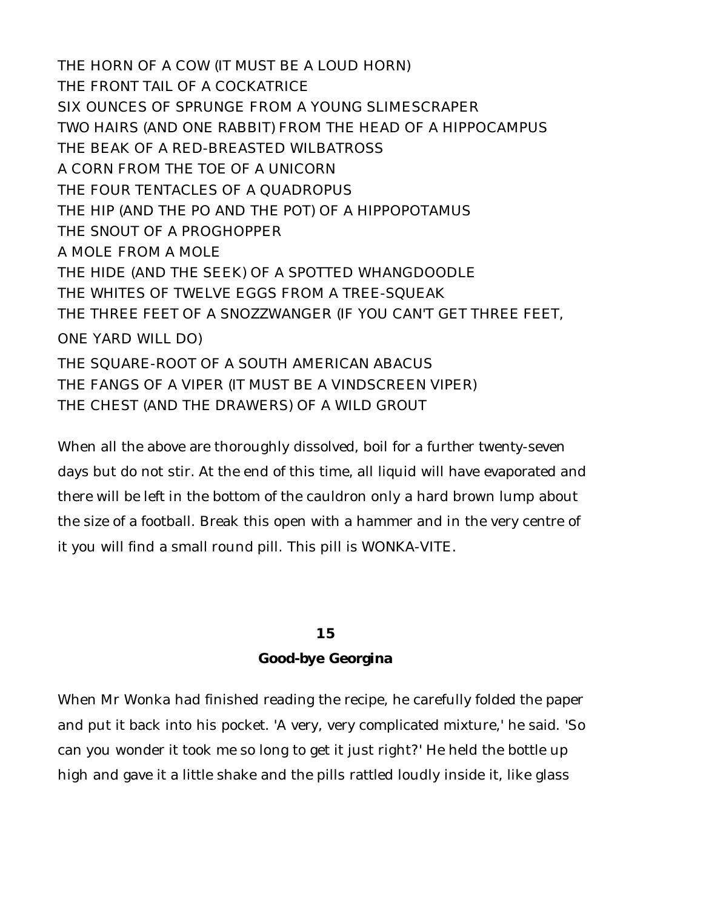THE HORN OF A COW (IT MUST BE A LOUD HORN)
THE FRONT TAIL OF A COCKATRICE
SIX OUNCES OF SPRUNGE FROM A YOUNG SLIMESCRAPER
TWO HAIRS (AND ONE RABBIT) FROM THE HEAD OF A HIPPOCAMPUS
THE BEAK OF A RED-BREASTED WILBATROSS
A CORN FROM THE TOE OF A UNICORN
THE FOUR TENTACLES OF A QUADROPUS
THE HIP (AND THE PO AND THE POT) OF A HIPPOPOTAMUS
THE SNOUT OF A PROGHOPPER
A MOLE FROM A MOLE
THE HIDE (AND THE SEEK) OF A SPOTTED WHANGDOODLE
THE WHITES OF TWELVE EGGS FROM A TREE-SQUEAK
THE THREE FEET OF A SNOZZWANGER (IF YOU CAN'T GET THREE FEET, ONE YARD WILL DO)
THE SQUARE-ROOT OF A SOUTH AMERICAN ABACUS
THE FANGS OF A VIPER (IT MUST BE A VINDSCREEN VIPER)
THE CHEST (AND THE DRAWERS) OF A WILD GROUT

When all the above are thoroughly dissolved, boil for a further twenty-seven days but do not stir. At the end of this time, all liquid will have evaporated and there will be left in the bottom of the cauldron only a hard brown lump about the size of a football. Break this open with a hammer and in the very centre of it you will find a small round pill. This pill is WONKA-VITE.

## 15
## Good-bye Georgina

When Mr Wonka had finished reading the recipe, he carefully folded the paper and put it back into his pocket. 'A very, very complicated mixture,' he said. 'So can you wonder it took me so long to get it just right?' He held the bottle up high and gave it a little shake and the pills rattled loudly inside it, like glass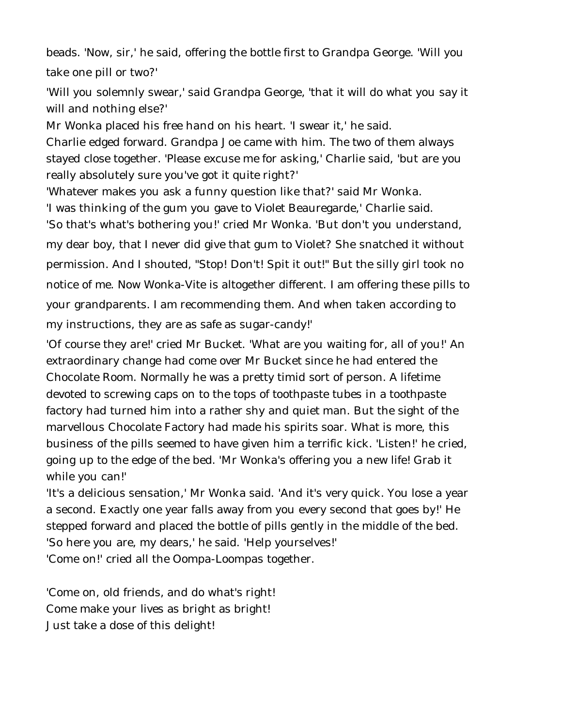beads. 'Now, sir,' he said, offering the bottle first to Grandpa George. 'Will you take one pill or two?'

'Will you solemnly swear,' said Grandpa George, 'that it will do what you say it will and nothing else?'

Mr Wonka placed his free hand on his heart. 'I swear it,' he said.

Charlie edged forward. Grandpa Joe came with him. The two of them always stayed close together. 'Please excuse me for asking,' Charlie said, 'but are you really absolutely sure you've got it quite right?'

'Whatever makes you ask a funny question like that?' said Mr Wonka.

'I was thinking of the gum you gave to Violet Beauregarde,' Charlie said.

'So that's what's bothering you!' cried Mr Wonka. 'But don't you understand, my dear boy, that I never did give that gum to Violet? She snatched it without permission. And I shouted, "Stop! Don't! Spit it out!" But the silly girl took no notice of me. Now Wonka-Vite is altogether different. I am offering these pills to your grandparents. I am recommending them. And when taken according to my instructions, they are as safe as sugar-candy!'

'Of course they are!' cried Mr Bucket. 'What are you waiting for, all of you!' An extraordinary change had come over Mr Bucket since he had entered the Chocolate Room. Normally he was a pretty timid sort of person. A lifetime devoted to screwing caps on to the tops of toothpaste tubes in a toothpaste factory had turned him into a rather shy and quiet man. But the sight of the marvellous Chocolate Factory had made his spirits soar. What is more, this business of the pills seemed to have given him a terrific kick. 'Listen!' he cried, going up to the edge of the bed. 'Mr Wonka's offering you a new life! Grab it while you can!'

'It's a delicious sensation,' Mr Wonka said. 'And it's very quick. You lose a year a second. Exactly one year falls away from you every second that goes by!' He stepped forward and placed the bottle of pills gently in the middle of the bed. 'So here you are, my dears,' he said. 'Help yourselves!'

'Come on!' cried all the Oompa-Loompas together.

'Come on, old friends, and do what's right!
Come make your lives as bright as bright!
Just take a dose of this delight!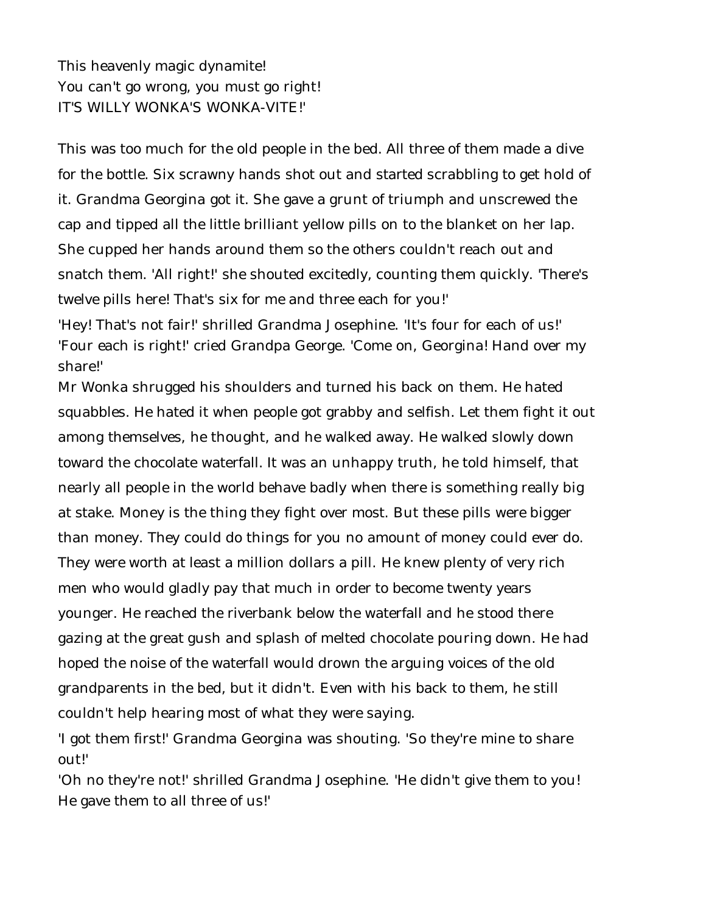This heavenly magic dynamite!
You can't go wrong, you must go right!
IT'S WILLY WONKA'S WONKA-VITE!'

This was too much for the old people in the bed. All three of them made a dive for the bottle. Six scrawny hands shot out and started scrabbling to get hold of it. Grandma Georgina got it. She gave a grunt of triumph and unscrewed the cap and tipped all the little brilliant yellow pills on to the blanket on her lap. She cupped her hands around them so the others couldn't reach out and snatch them. 'All right!' she shouted excitedly, counting them quickly. 'There's twelve pills here! That's six for me and three each for you!'

'Hey! That's not fair!' shrilled Grandma Josephine. 'It's four for each of us!'

'Four each is right!' cried Grandpa George. 'Come on, Georgina! Hand over my share!'

Mr Wonka shrugged his shoulders and turned his back on them. He hated squabbles. He hated it when people got grabby and selfish. Let them fight it out among themselves, he thought, and he walked away. He walked slowly down toward the chocolate waterfall. It was an unhappy truth, he told himself, that nearly all people in the world behave badly when there is something really big at stake. Money is the thing they fight over most. But these pills were bigger than money. They could do things for you no amount of money could ever do. They were worth at least a million dollars a pill. He knew plenty of very rich men who would gladly pay that much in order to become twenty years younger. He reached the riverbank below the waterfall and he stood there gazing at the great gush and splash of melted chocolate pouring down. He had hoped the noise of the waterfall would drown the arguing voices of the old grandparents in the bed, but it didn't. Even with his back to them, he still couldn't help hearing most of what they were saying.

'I got them first!' Grandma Georgina was shouting. 'So they're mine to share out!'

'Oh no they're not!' shrilled Grandma Josephine. 'He didn't give them to you! He gave them to all three of us!'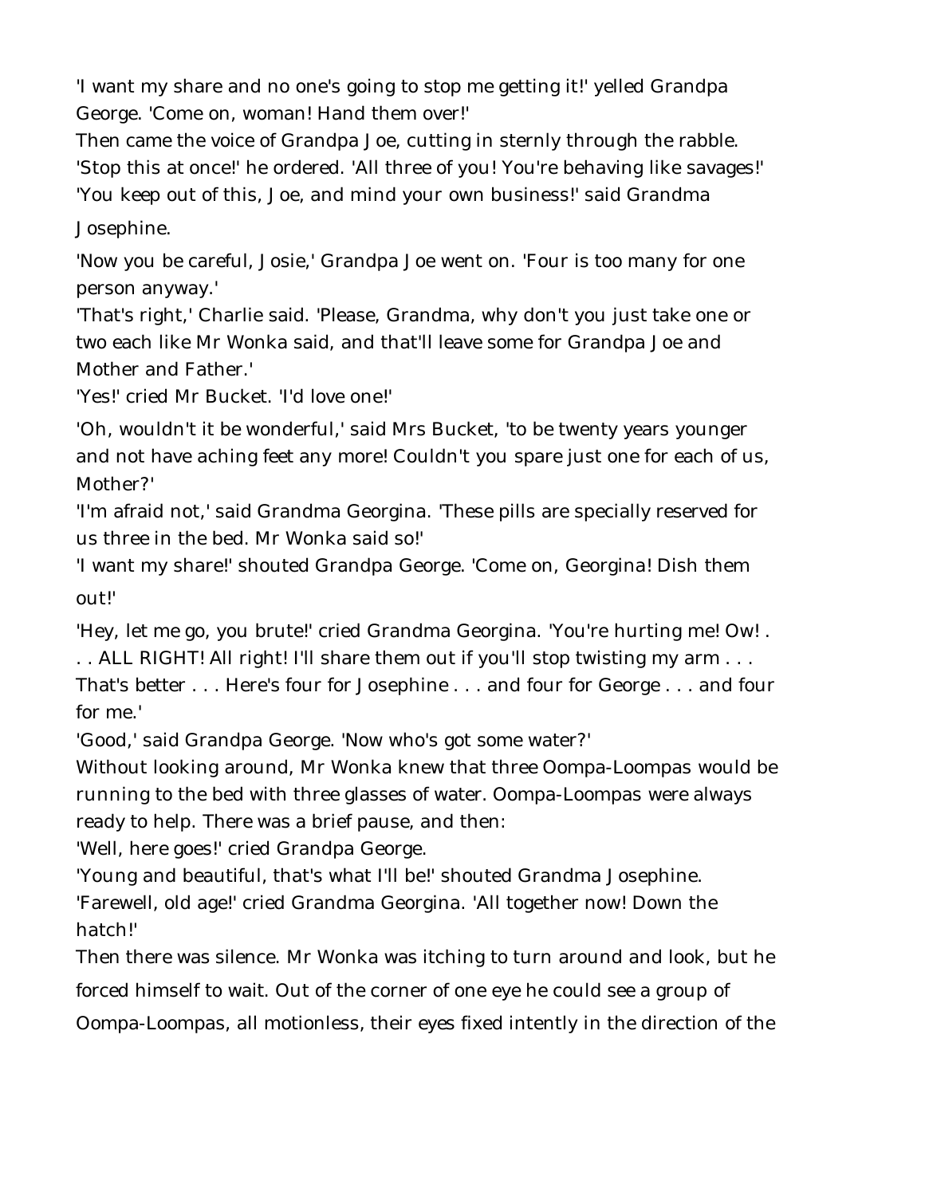'I want my share and no one's going to stop me getting it!' yelled Grandpa George. 'Come on, woman! Hand them over!'

Then came the voice of Grandpa Joe, cutting in sternly through the rabble. 'Stop this at once!' he ordered. 'All three of you! You're behaving like savages!'

'You keep out of this, Joe, and mind your own business!' said Grandma Josephine.

'Now you be careful, Josie,' Grandpa Joe went on. 'Four is too many for one person anyway.'

'That's right,' Charlie said. 'Please, Grandma, why don't you just take one or two each like Mr Wonka said, and that'll leave some for Grandpa Joe and Mother and Father.'

'Yes!' cried Mr Bucket. 'I'd love one!'

'Oh, wouldn't it be wonderful,' said Mrs Bucket, 'to be twenty years younger and not have aching feet any more! Couldn't you spare just one for each of us, Mother?'

'I'm afraid not,' said Grandma Georgina. 'These pills are specially reserved for us three in the bed. Mr Wonka said so!'

'I want my share!' shouted Grandpa George. 'Come on, Georgina! Dish them out!'

'Hey, let me go, you brute!' cried Grandma Georgina. 'You're hurting me! Ow! . . . ALL RIGHT! All right! I'll share them out if you'll stop twisting my arm . . . That's better . . . Here's four for Josephine . . . and four for George . . . and four for me.'

'Good,' said Grandpa George. 'Now who's got some water?'

Without looking around, Mr Wonka knew that three Oompa-Loompas would be running to the bed with three glasses of water. Oompa-Loompas were always ready to help. There was a brief pause, and then:

'Well, here goes!' cried Grandpa George.

'Young and beautiful, that's what I'll be!' shouted Grandma Josephine.

'Farewell, old age!' cried Grandma Georgina. 'All together now! Down the hatch!'

Then there was silence. Mr Wonka was itching to turn around and look, but he forced himself to wait. Out of the corner of one eye he could see a group of Oompa-Loompas, all motionless, their eyes fixed intently in the direction of the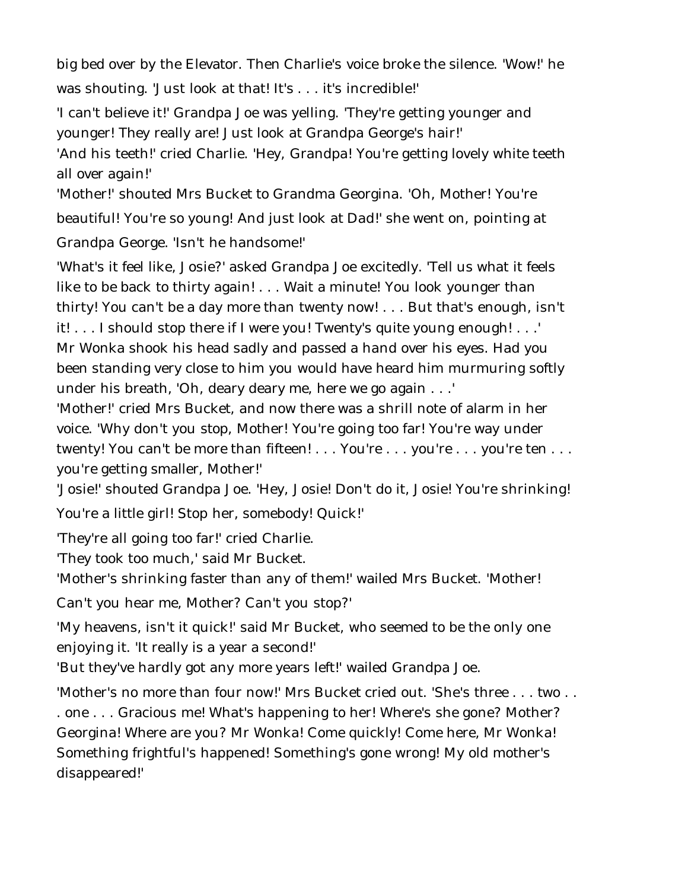big bed over by the Elevator. Then Charlie's voice broke the silence. 'Wow!' he was shouting. 'Just look at that! It's . . . it's incredible!'

'I can't believe it!' Grandpa Joe was yelling. 'They're getting younger and younger! They really are! Just look at Grandpa George's hair!'

'And his teeth!' cried Charlie. 'Hey, Grandpa! You're getting lovely white teeth all over again!'

'Mother!' shouted Mrs Bucket to Grandma Georgina. 'Oh, Mother! You're beautiful! You're so young! And just look at Dad!' she went on, pointing at Grandpa George. 'Isn't he handsome!'

'What's it feel like, Josie?' asked Grandpa Joe excitedly. 'Tell us what it feels like to be back to thirty again! . . . Wait a minute! You look younger than thirty! You can't be a day more than twenty now! . . . But that's enough, isn't it! . . . I should stop there if I were you! Twenty's quite young enough! . . .'

Mr Wonka shook his head sadly and passed a hand over his eyes. Had you been standing very close to him you would have heard him murmuring softly under his breath, 'Oh, deary deary me, here we go again . . .'

'Mother!' cried Mrs Bucket, and now there was a shrill note of alarm in her voice. 'Why don't you stop, Mother! You're going too far! You're way under twenty! You can't be more than fifteen! . . . You're . . . you're . . . you're ten . . . you're getting smaller, Mother!'

'Josie!' shouted Grandpa Joe. 'Hey, Josie! Don't do it, Josie! You're shrinking! You're a little girl! Stop her, somebody! Quick!'

'They're all going too far!' cried Charlie.

'They took too much,' said Mr Bucket.

'Mother's shrinking faster than any of them!' wailed Mrs Bucket. 'Mother! Can't you hear me, Mother? Can't you stop?'

'My heavens, isn't it quick!' said Mr Bucket, who seemed to be the only one enjoying it. 'It really is a year a second!'

'But they've hardly got any more years left!' wailed Grandpa Joe.

'Mother's no more than four now!' Mrs Bucket cried out. 'She's three . . . two . . . one . . . Gracious me! What's happening to her! Where's she gone? Mother? Georgina! Where are you? Mr Wonka! Come quickly! Come here, Mr Wonka! Something frightful's happened! Something's gone wrong! My old mother's disappeared!'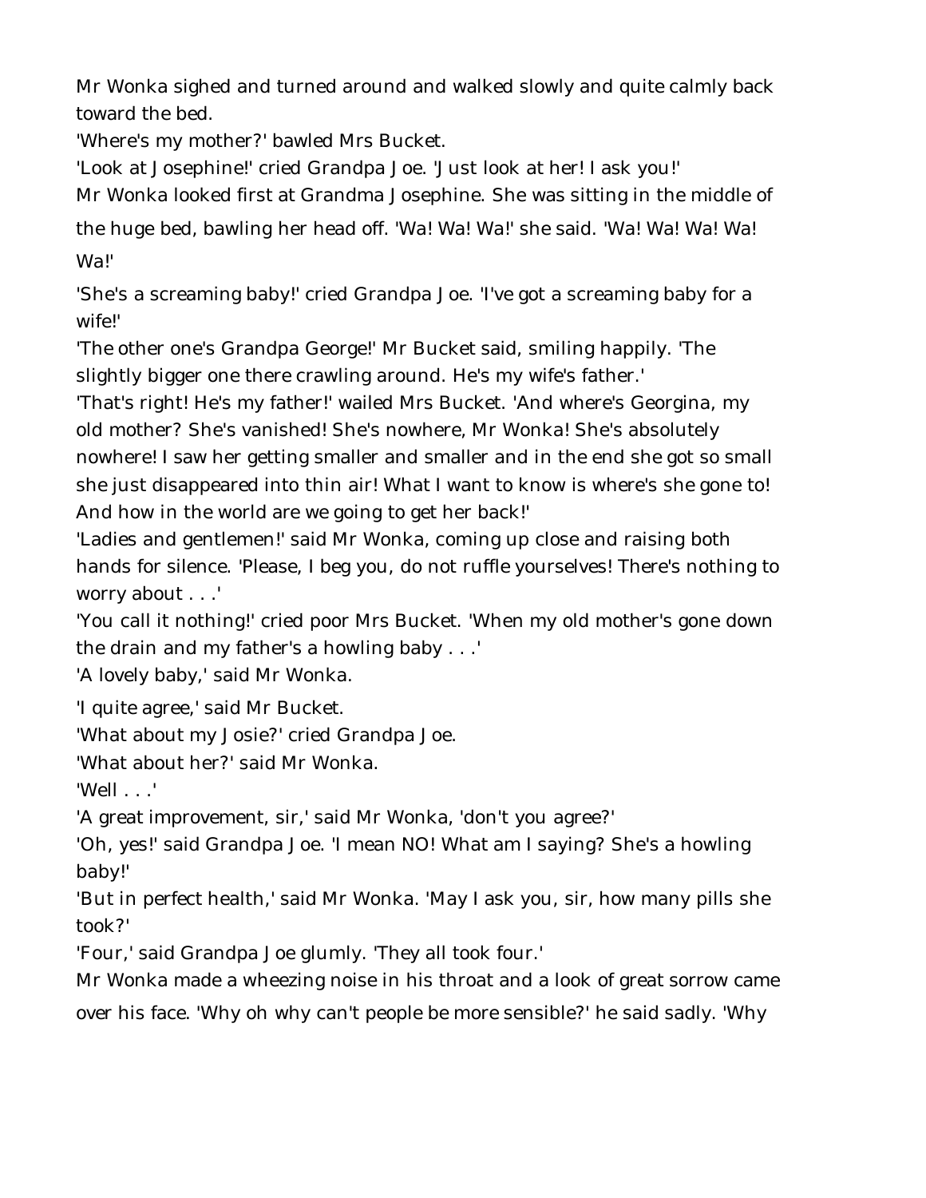Mr Wonka sighed and turned around and walked slowly and quite calmly back toward the bed.

'Where's my mother?' bawled Mrs Bucket.

'Look at Josephine!' cried Grandpa Joe. 'Just look at her! I ask you!'

Mr Wonka looked first at Grandma Josephine. She was sitting in the middle of the huge bed, bawling her head off. 'Wa! Wa! Wa!' she said. 'Wa! Wa! Wa! Wa! Wa!'

'She's a screaming baby!' cried Grandpa Joe. 'I've got a screaming baby for a wife!'

'The other one's Grandpa George!' Mr Bucket said, smiling happily. 'The slightly bigger one there crawling around. He's my wife's father.'

'That's right! He's my father!' wailed Mrs Bucket. 'And where's Georgina, my old mother? She's vanished! She's nowhere, Mr Wonka! She's absolutely nowhere! I saw her getting smaller and smaller and in the end she got so small she just disappeared into thin air! What I want to know is where's she gone to! And how in the world are we going to get her back!'

'Ladies and gentlemen!' said Mr Wonka, coming up close and raising both hands for silence. 'Please, I beg you, do not ruffle yourselves! There's nothing to worry about . . .'

'You call it nothing!' cried poor Mrs Bucket. 'When my old mother's gone down the drain and my father's a howling baby . . .'

'A lovely baby,' said Mr Wonka.

'I quite agree,' said Mr Bucket.

'What about my Josie?' cried Grandpa Joe.

'What about her?' said Mr Wonka.

'Well . . .'

'A great improvement, sir,' said Mr Wonka, 'don't you agree?'

'Oh, yes!' said Grandpa Joe. 'I mean NO! What am I saying? She's a howling baby!'

'But in perfect health,' said Mr Wonka. 'May I ask you, sir, how many pills she took?'

'Four,' said Grandpa Joe glumly. 'They all took four.'

Mr Wonka made a wheezing noise in his throat and a look of great sorrow came over his face. 'Why oh why can't people be more sensible?' he said sadly. 'Why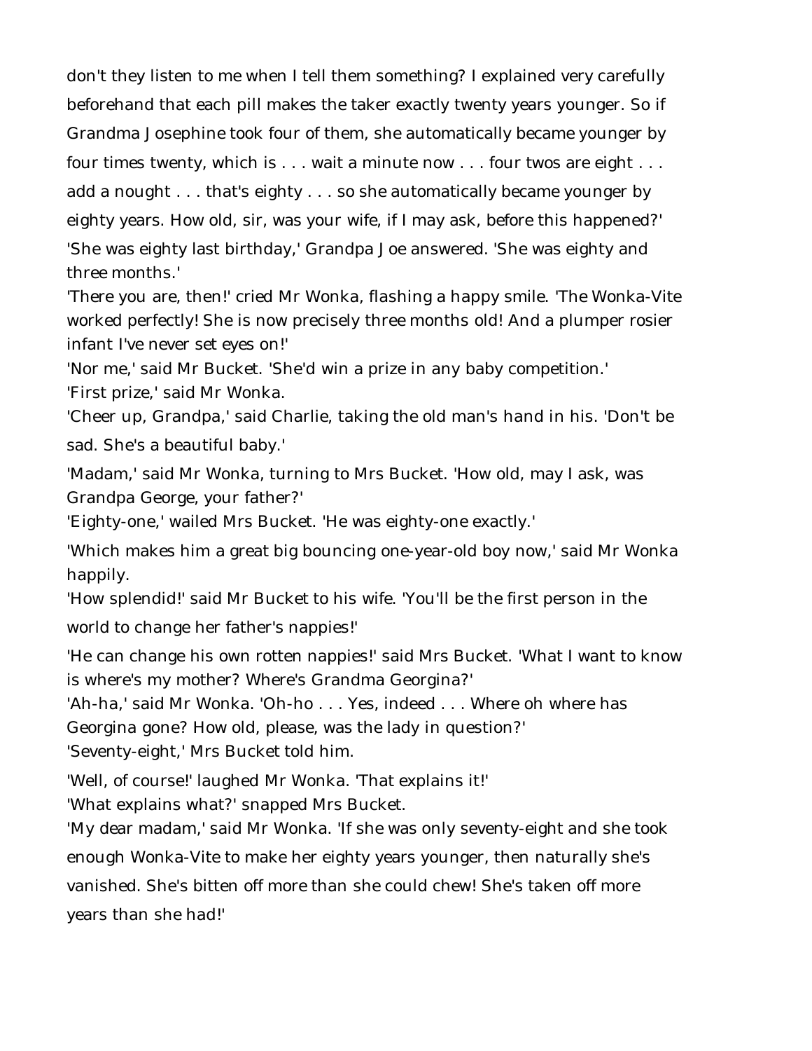don't they listen to me when I tell them something? I explained very carefully beforehand that each pill makes the taker exactly twenty years younger. So if Grandma Josephine took four of them, she automatically became younger by four times twenty, which is . . . wait a minute now . . . four twos are eight . . . add a nought . . . that's eighty . . . so she automatically became younger by eighty years. How old, sir, was your wife, if I may ask, before this happened?'

'She was eighty last birthday,' Grandpa Joe answered. 'She was eighty and three months.'

'There you are, then!' cried Mr Wonka, flashing a happy smile. 'The Wonka-Vite worked perfectly! She is now precisely three months old! And a plumper rosier infant I've never set eyes on!'

'Nor me,' said Mr Bucket. 'She'd win a prize in any baby competition.'

'First prize,' said Mr Wonka.

'Cheer up, Grandpa,' said Charlie, taking the old man's hand in his. 'Don't be sad. She's a beautiful baby.'

'Madam,' said Mr Wonka, turning to Mrs Bucket. 'How old, may I ask, was Grandpa George, your father?'

'Eighty-one,' wailed Mrs Bucket. 'He was eighty-one exactly.'

'Which makes him a great big bouncing one-year-old boy now,' said Mr Wonka happily.

'How splendid!' said Mr Bucket to his wife. 'You'll be the first person in the world to change her father's nappies!'

'He can change his own rotten nappies!' said Mrs Bucket. 'What I want to know is where's my mother? Where's Grandma Georgina?'

'Ah-ha,' said Mr Wonka. 'Oh-ho . . . Yes, indeed . . . Where oh where has Georgina gone? How old, please, was the lady in question?'

'Seventy-eight,' Mrs Bucket told him.

'Well, of course!' laughed Mr Wonka. 'That explains it!'

'What explains what?' snapped Mrs Bucket.

'My dear madam,' said Mr Wonka. 'If she was only seventy-eight and she took enough Wonka-Vite to make her eighty years younger, then naturally she's vanished. She's bitten off more than she could chew! She's taken off more years than she had!'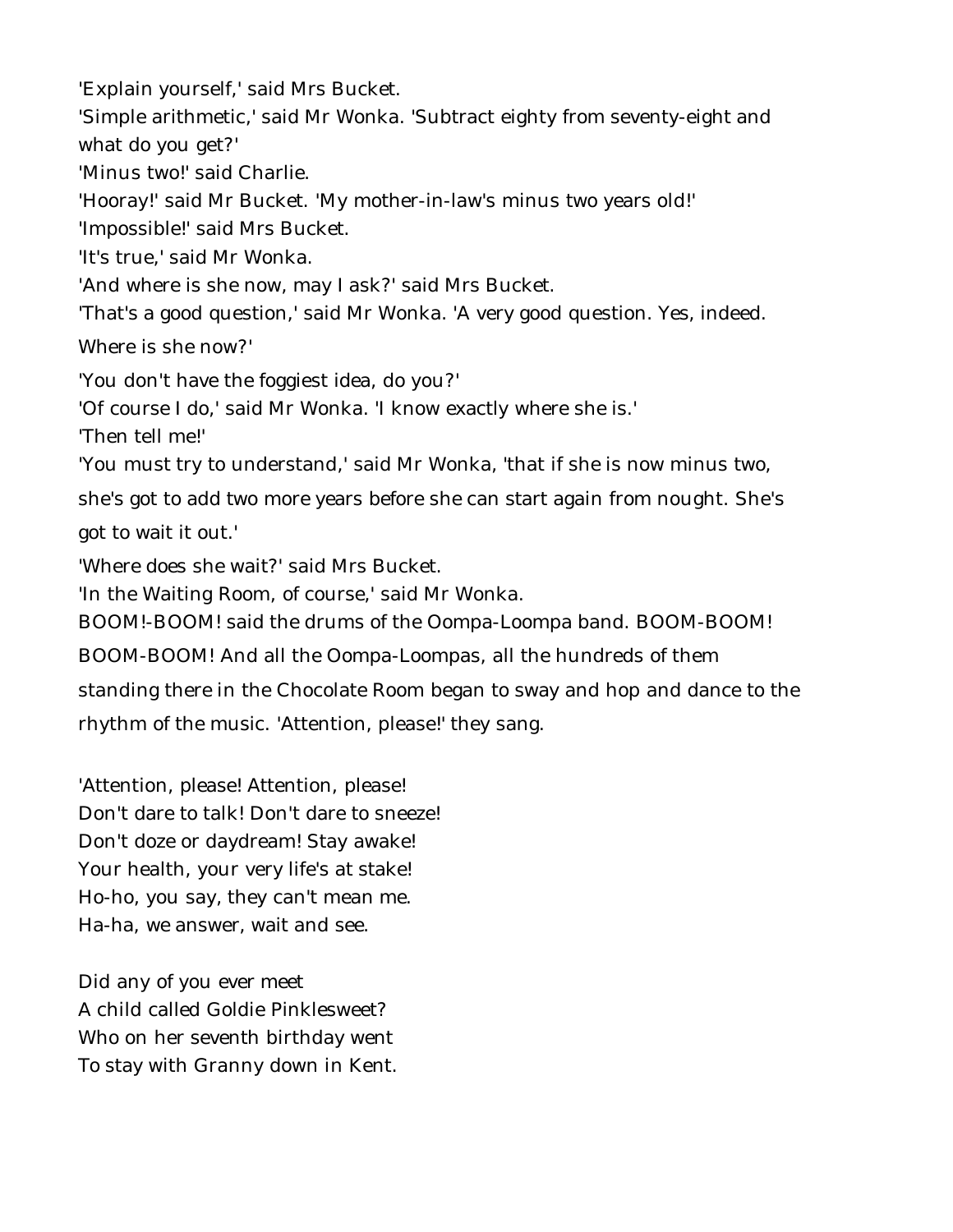'Explain yourself,' said Mrs Bucket.

'Simple arithmetic,' said Mr Wonka. 'Subtract eighty from seventy-eight and what do you get?'

'Minus two!' said Charlie.

'Hooray!' said Mr Bucket. 'My mother-in-law's minus two years old!'

'Impossible!' said Mrs Bucket.

'It's true,' said Mr Wonka.

'And where is she now, may I ask?' said Mrs Bucket.

'That's a good question,' said Mr Wonka. 'A very good question. Yes, indeed. Where is she now?'

'You don't have the foggiest idea, do you?'

'Of course I do,' said Mr Wonka. 'I know exactly where she is.'

'Then tell me!'

'You must try to understand,' said Mr Wonka, 'that if she is now minus two, she's got to add two more years before she can start again from nought. She's got to wait it out.'

'Where does she wait?' said Mrs Bucket.

'In the Waiting Room, of course,' said Mr Wonka.

BOOM!-BOOM! said the drums of the Oompa-Loompa band. BOOM-BOOM! BOOM-BOOM! And all the Oompa-Loompas, all the hundreds of them standing there in the Chocolate Room began to sway and hop and dance to the rhythm of the music. 'Attention, please!' they sang.

'Attention, please! Attention, please!
Don't dare to talk! Don't dare to sneeze!
Don't doze or daydream! Stay awake!
Your health, your very life's at stake!
Ho-ho, you say, they can't mean me.
Ha-ha, we answer, wait and see.

Did any of you ever meet
A child called Goldie Pinklesweet?
Who on her seventh birthday went
To stay with Granny down in Kent.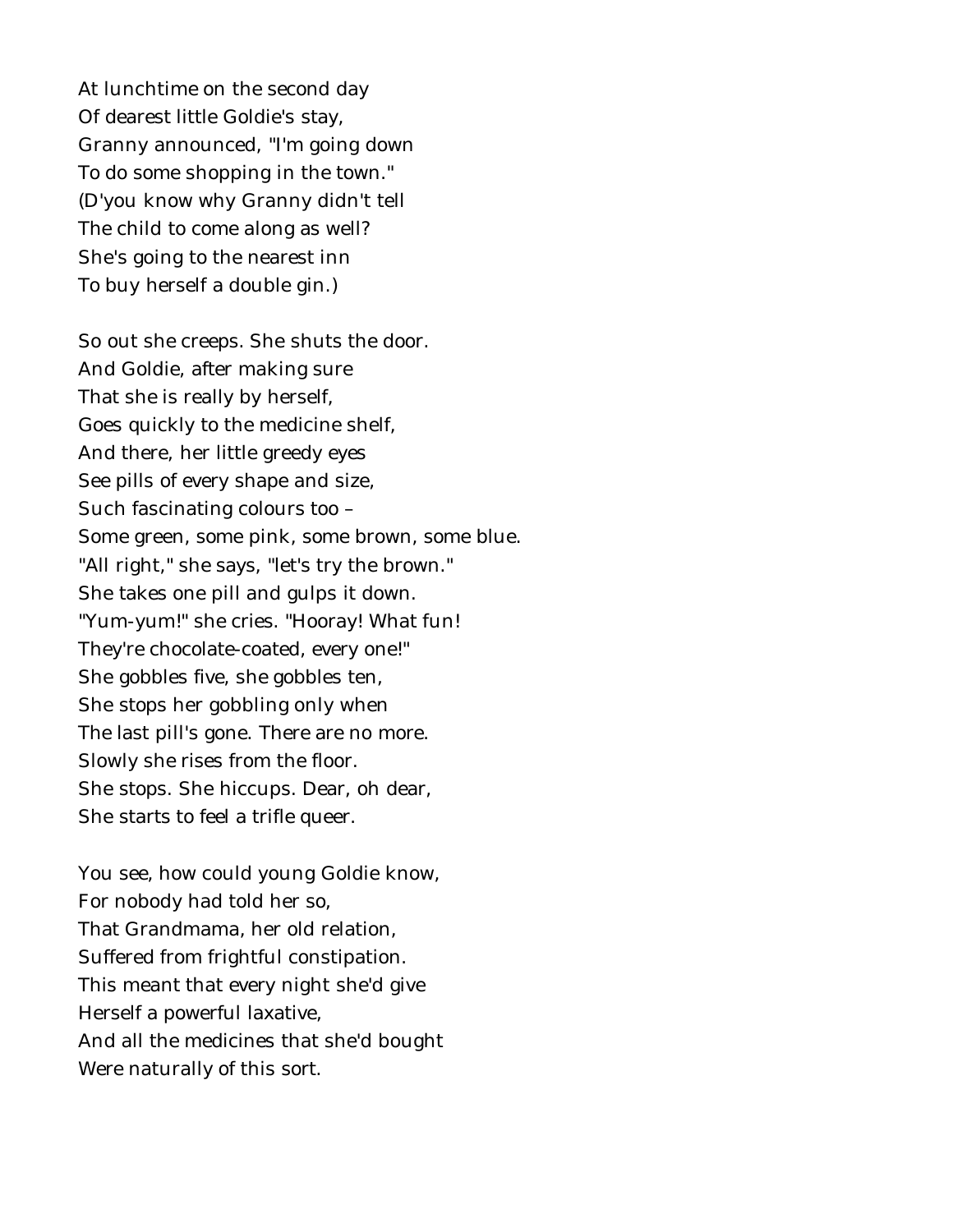At lunchtime on the second day  
Of dearest little Goldie's stay,  
Granny announced, "I'm going down  
To do some shopping in the town."  
(D'you know why Granny didn't tell  
The child to come along as well?  
She's going to the nearest inn  
To buy herself a double gin.)

So out she creeps. She shuts the door.  
And Goldie, after making sure  
That she is really by herself,  
Goes quickly to the medicine shelf,  
And there, her little greedy eyes  
See pills of every shape and size,  
Such fascinating colours too –  
Some green, some pink, some brown, some blue.  
"All right," she says, "let's try the brown."  
She takes one pill and gulps it down.  
"Yum-yum!" she cries. "Hooray! What fun!  
They're chocolate-coated, every one!"  
She gobbles five, she gobbles ten,  
She stops her gobbling only when  
The last pill's gone. There are no more.  
Slowly she rises from the floor.  
She stops. She hiccups. Dear, oh dear,  
She starts to feel a trifle queer.

You see, how could young Goldie know,  
For nobody had told her so,  
That Grandmama, her old relation,  
Suffered from frightful constipation.  
This meant that every night she'd give  
Herself a powerful laxative,  
And all the medicines that she'd bought  
Were naturally of this sort.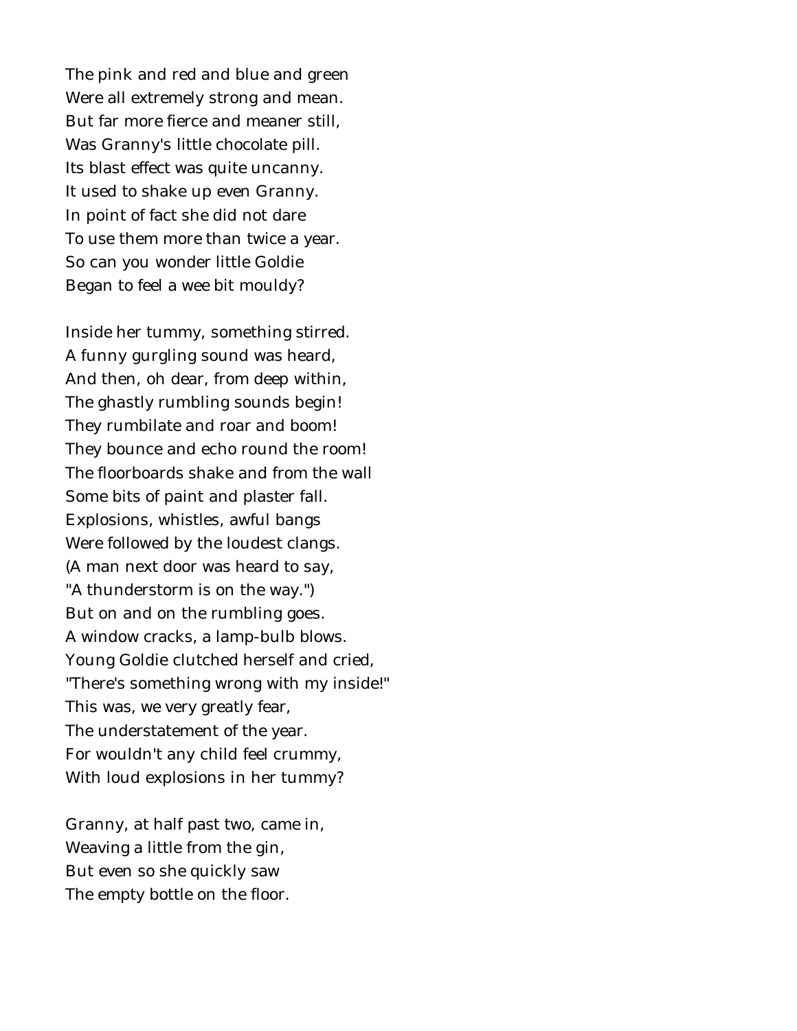The pink and red and blue and green
Were all extremely strong and mean.
But far more fierce and meaner still,
Was Granny's little chocolate pill.
Its blast effect was quite uncanny.
It used to shake up even Granny.
In point of fact she did not dare
To use them more than twice a year.
So can you wonder little Goldie
Began to feel a wee bit mouldy?

Inside her tummy, something stirred.
A funny gurgling sound was heard,
And then, oh dear, from deep within,
The ghastly rumbling sounds begin!
They rumbilate and roar and boom!
They bounce and echo round the room!
The floorboards shake and from the wall
Some bits of paint and plaster fall.
Explosions, whistles, awful bangs
Were followed by the loudest clangs.
(A man next door was heard to say,
"A thunderstorm is on the way.")
But on and on the rumbling goes.
A window cracks, a lamp-bulb blows.
Young Goldie clutched herself and cried,
"There's something wrong with my inside!"
This was, we very greatly fear,
The understatement of the year.
For wouldn't any child feel crummy,
With loud explosions in her tummy?

Granny, at half past two, came in,
Weaving a little from the gin,
But even so she quickly saw
The empty bottle on the floor.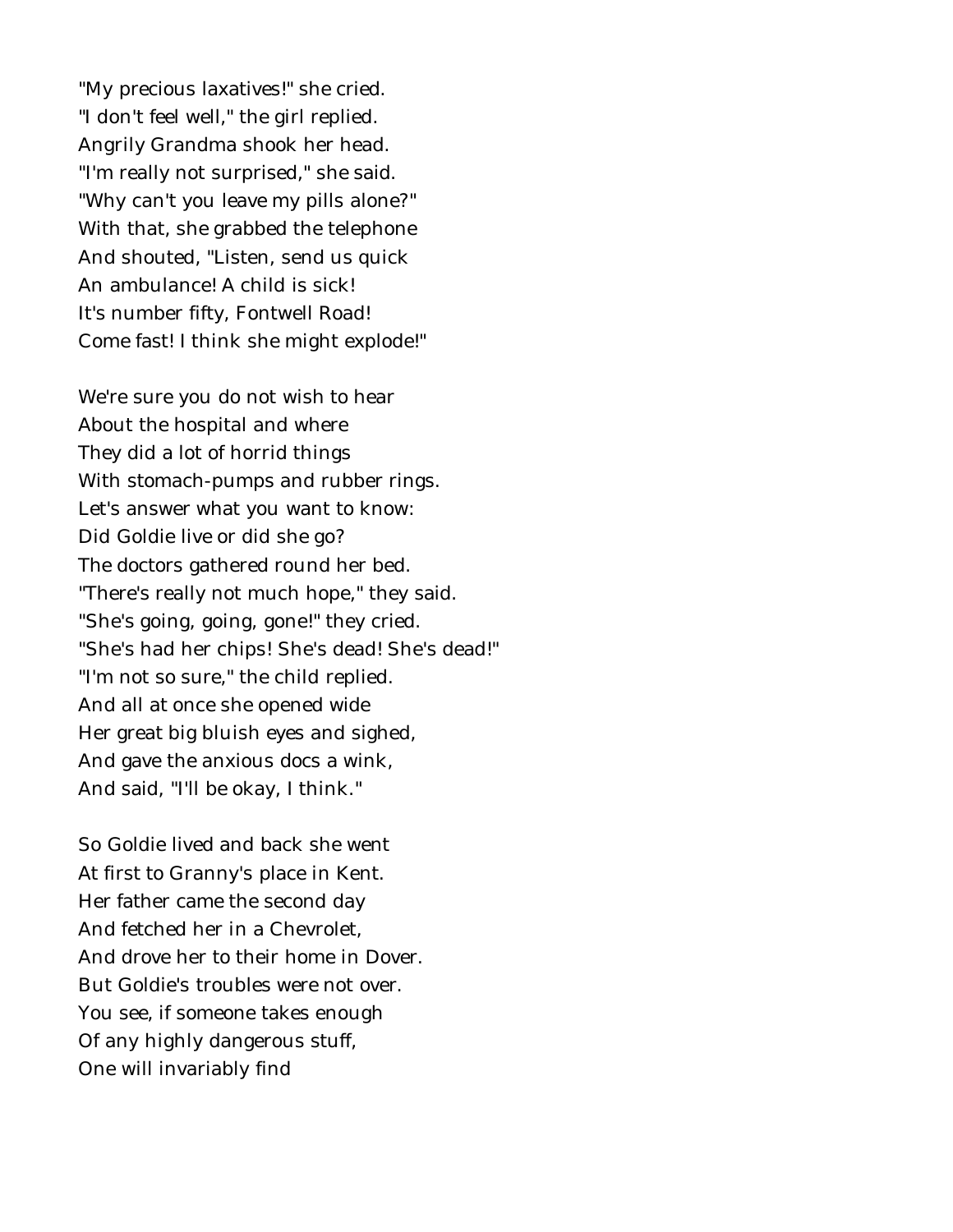"My precious laxatives!" she cried.
"I don't feel well," the girl replied.
Angrily Grandma shook her head.
"I'm really not surprised," she said.
"Why can't you leave my pills alone?"
With that, she grabbed the telephone
And shouted, "Listen, send us quick
An ambulance! A child is sick!
It's number fifty, Fontwell Road!
Come fast! I think she might explode!"

We're sure you do not wish to hear
About the hospital and where
They did a lot of horrid things
With stomach-pumps and rubber rings.
Let's answer what you want to know:
Did Goldie live or did she go?
The doctors gathered round her bed.
"There's really not much hope," they said.
"She's going, going, gone!" they cried.
"She's had her chips! She's dead! She's dead!"
"I'm not so sure," the child replied.
And all at once she opened wide
Her great big bluish eyes and sighed,
And gave the anxious docs a wink,
And said, "I'll be okay, I think."

So Goldie lived and back she went
At first to Granny's place in Kent.
Her father came the second day
And fetched her in a Chevrolet,
And drove her to their home in Dover.
But Goldie's troubles were not over.
You see, if someone takes enough
Of any highly dangerous stuff,
One will invariably find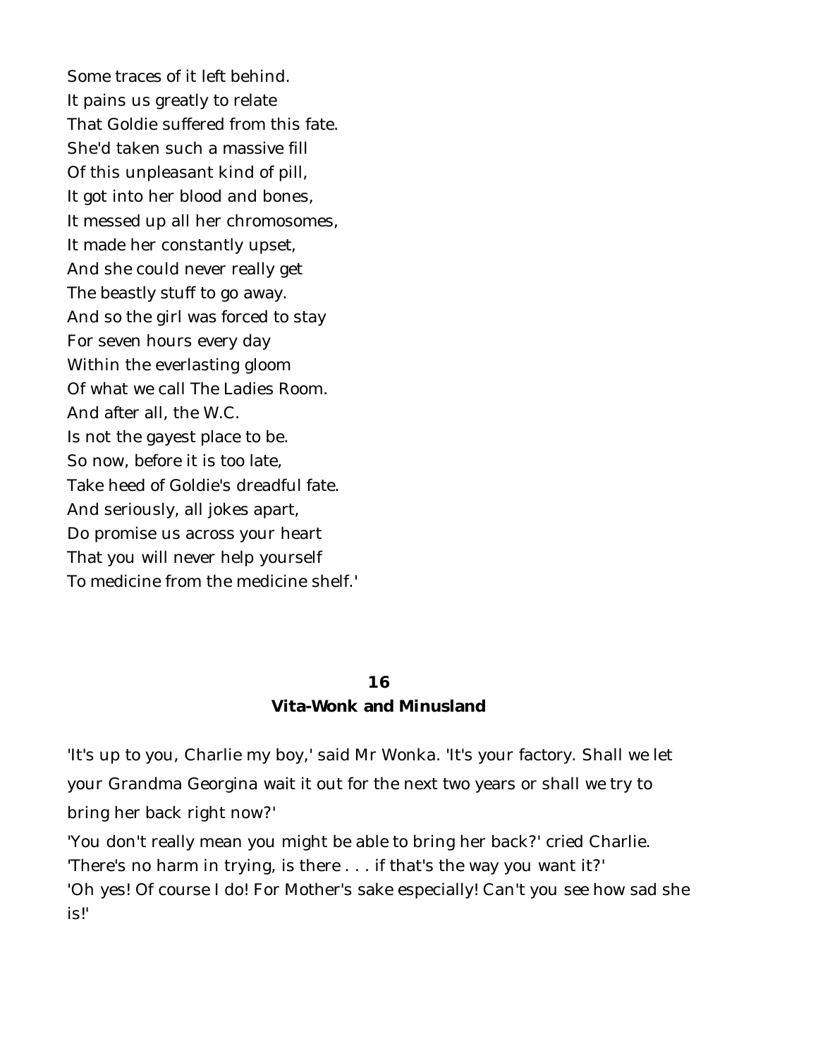Some traces of it left behind.  
It pains us greatly to relate  
That Goldie suffered from this fate.  
She'd taken such a massive fill  
Of this unpleasant kind of pill,  
It got into her blood and bones,  
It messed up all her chromosomes,  
It made her constantly upset,  
And she could never really get  
The beastly stuff to go away.  
And so the girl was forced to stay  
For seven hours every day  
Within the everlasting gloom  
Of what we call The Ladies Room.  
And after all, the W.C.  
Is not the gayest place to be.  
So now, before it is too late,  
Take heed of Goldie's dreadful fate.  
And seriously, all jokes apart,  
Do promise us across your heart  
That you will never help yourself  
To medicine from the medicine shelf.'

## 16
## Vita-Wonk and Minusland

'It's up to you, Charlie my boy,' said Mr Wonka. 'It's your factory. Shall we let your Grandma Georgina wait it out for the next two years or shall we try to bring her back right now?'

'You don't really mean you might be able to bring her back?' cried Charlie.

'There's no harm in trying, is there . . . if that's the way you want it?'

'Oh yes! Of course I do! For Mother's sake especially! Can't you see how sad she is!'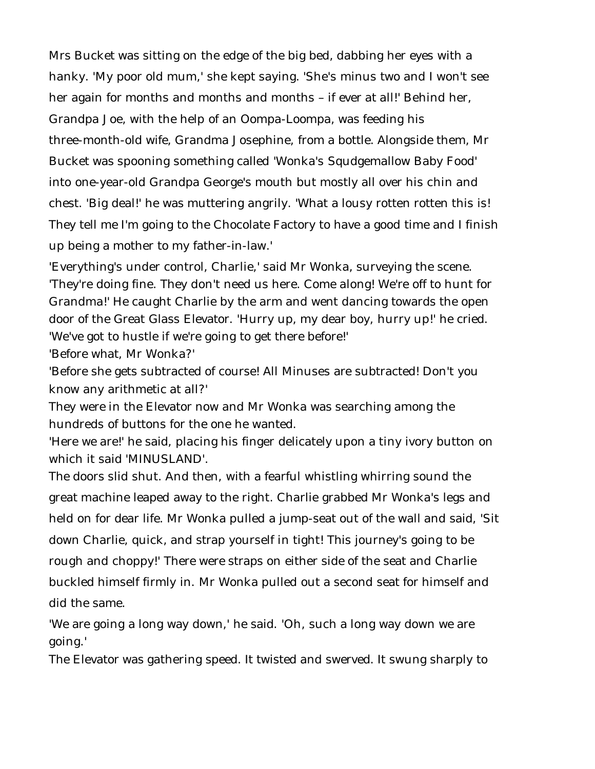Mrs Bucket was sitting on the edge of the big bed, dabbing her eyes with a hanky. 'My poor old mum,' she kept saying. 'She's minus two and I won't see her again for months and months and months – if ever at all!' Behind her, Grandpa Joe, with the help of an Oompa-Loompa, was feeding his three-month-old wife, Grandma Josephine, from a bottle. Alongside them, Mr Bucket was spooning something called 'Wonka's Squdgemallow Baby Food' into one-year-old Grandpa George's mouth but mostly all over his chin and chest. 'Big deal!' he was muttering angrily. 'What a lousy rotten rotten this is! They tell me I'm going to the Chocolate Factory to have a good time and I finish up being a mother to my father-in-law.'

'Everything's under control, Charlie,' said Mr Wonka, surveying the scene. 'They're doing fine. They don't need us here. Come along! We're off to hunt for Grandma!' He caught Charlie by the arm and went dancing towards the open door of the Great Glass Elevator. 'Hurry up, my dear boy, hurry up!' he cried. 'We've got to hustle if we're going to get there before!'

'Before what, Mr Wonka?'

'Before she gets subtracted of course! All Minuses are subtracted! Don't you know any arithmetic at all?'

They were in the Elevator now and Mr Wonka was searching among the hundreds of buttons for the one he wanted.

'Here we are!' he said, placing his finger delicately upon a tiny ivory button on which it said 'MINUSLAND'.

The doors slid shut. And then, with a fearful whistling whirring sound the great machine leaped away to the right. Charlie grabbed Mr Wonka's legs and held on for dear life. Mr Wonka pulled a jump-seat out of the wall and said, 'Sit down Charlie, quick, and strap yourself in tight! This journey's going to be rough and choppy!' There were straps on either side of the seat and Charlie buckled himself firmly in. Mr Wonka pulled out a second seat for himself and did the same.

'We are going a long way down,' he said. 'Oh, such a long way down we are going.'

The Elevator was gathering speed. It twisted and swerved. It swung sharply to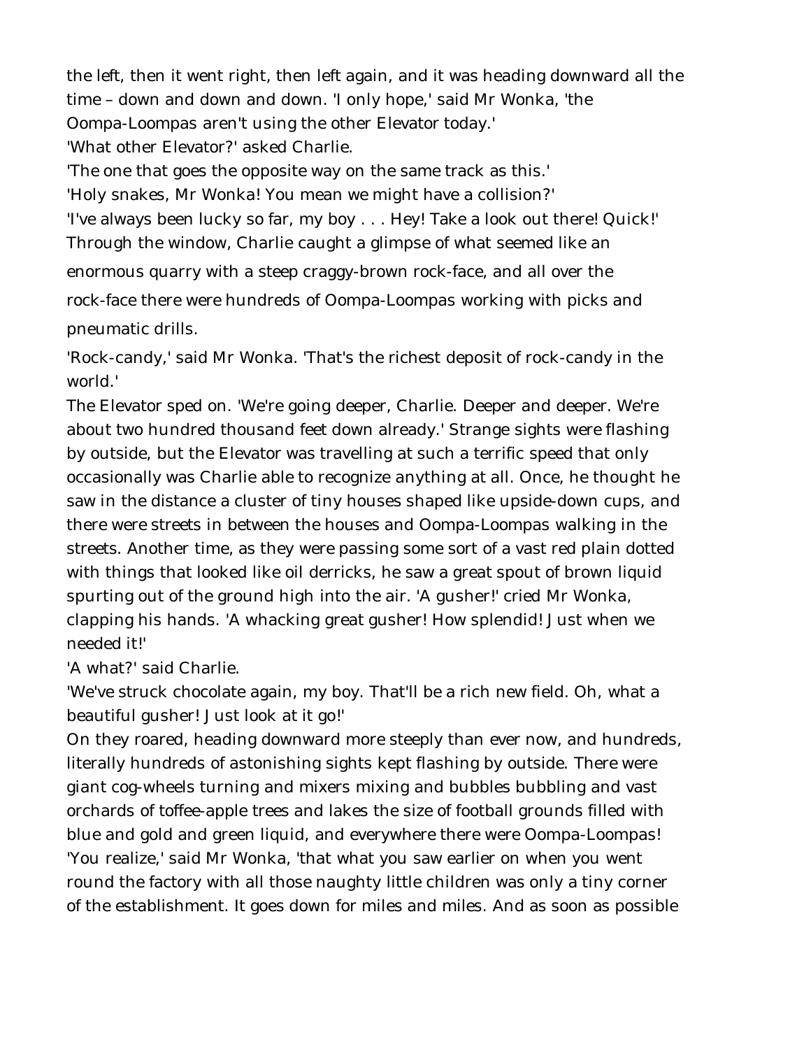the left, then it went right, then left again, and it was heading downward all the time – down and down and down. 'I only hope,' said Mr Wonka, 'the Oompa-Loompas aren't using the other Elevator today.'

'What other Elevator?' asked Charlie.

'The one that goes the opposite way on the same track as this.'

'Holy snakes, Mr Wonka! You mean we might have a collision?'

'I've always been lucky so far, my boy . . . Hey! Take a look out there! Quick!'

Through the window, Charlie caught a glimpse of what seemed like an enormous quarry with a steep craggy-brown rock-face, and all over the rock-face there were hundreds of Oompa-Loompas working with picks and pneumatic drills.

'Rock-candy,' said Mr Wonka. 'That's the richest deposit of rock-candy in the world.'

The Elevator sped on. 'We're going deeper, Charlie. Deeper and deeper. We're about two hundred thousand feet down already.' Strange sights were flashing by outside, but the Elevator was travelling at such a terrific speed that only occasionally was Charlie able to recognize anything at all. Once, he thought he saw in the distance a cluster of tiny houses shaped like upside-down cups, and there were streets in between the houses and Oompa-Loompas walking in the streets. Another time, as they were passing some sort of a vast red plain dotted with things that looked like oil derricks, he saw a great spout of brown liquid spurting out of the ground high into the air. 'A gusher!' cried Mr Wonka, clapping his hands. 'A whacking great gusher! How splendid! Just when we needed it!'

'A what?' said Charlie.

'We've struck chocolate again, my boy. That'll be a rich new field. Oh, what a beautiful gusher! Just look at it go!'

On they roared, heading downward more steeply than ever now, and hundreds, literally hundreds of astonishing sights kept flashing by outside. There were giant cog-wheels turning and mixers mixing and bubbles bubbling and vast orchards of toffee-apple trees and lakes the size of football grounds filled with blue and gold and green liquid, and everywhere there were Oompa-Loompas!

'You realize,' said Mr Wonka, 'that what you saw earlier on when you went round the factory with all those naughty little children was only a tiny corner of the establishment. It goes down for miles and miles. And as soon as possible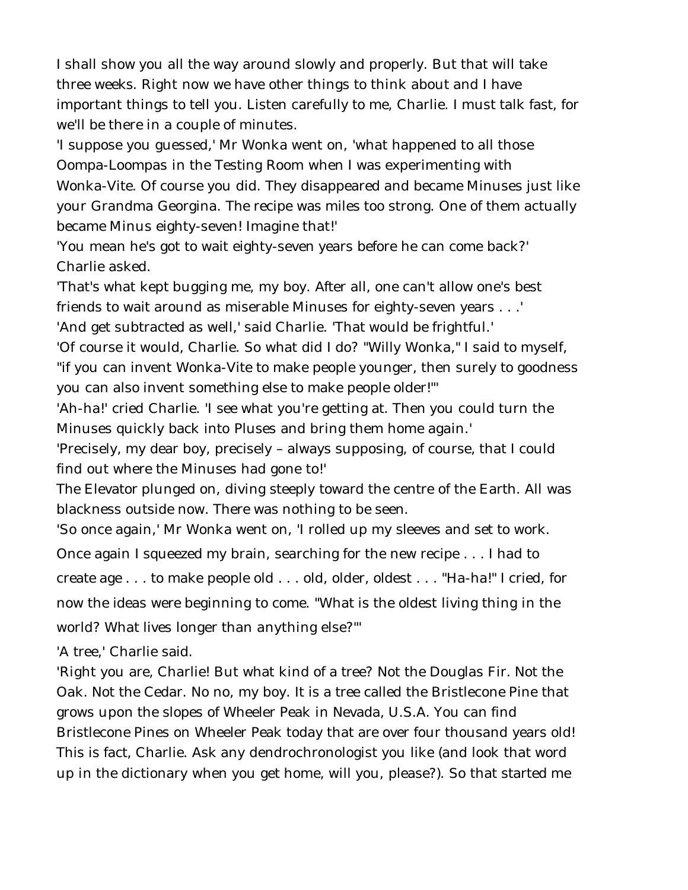I shall show you all the way around slowly and properly. But that will take three weeks. Right now we have other things to think about and I have important things to tell you. Listen carefully to me, Charlie. I must talk fast, for we'll be there in a couple of minutes.

'I suppose you guessed,' Mr Wonka went on, 'what happened to all those Oompa-Loompas in the Testing Room when I was experimenting with Wonka-Vite. Of course you did. They disappeared and became Minuses just like your Grandma Georgina. The recipe was miles too strong. One of them actually became Minus eighty-seven! Imagine that!'

'You mean he's got to wait eighty-seven years before he can come back?' Charlie asked.

'That's what kept bugging me, my boy. After all, one can't allow one's best friends to wait around as miserable Minuses for eighty-seven years . . .'

'And get subtracted as well,' said Charlie. 'That would be frightful.'

'Of course it would, Charlie. So what did I do? "Willy Wonka," I said to myself, "if you can invent Wonka-Vite to make people younger, then surely to goodness you can also invent something else to make people older!"'

'Ah-ha!' cried Charlie. 'I see what you're getting at. Then you could turn the Minuses quickly back into Pluses and bring them home again.'

'Precisely, my dear boy, precisely – always supposing, of course, that I could find out where the Minuses had gone to!'

The Elevator plunged on, diving steeply toward the centre of the Earth. All was blackness outside now. There was nothing to be seen.

'So once again,' Mr Wonka went on, 'I rolled up my sleeves and set to work. Once again I squeezed my brain, searching for the new recipe . . . I had to create age . . . to make people old . . . old, older, oldest . . . "Ha-ha!" I cried, for now the ideas were beginning to come. "What is the oldest living thing in the world? What lives longer than anything else?"'

'A tree,' Charlie said.

'Right you are, Charlie! But what kind of a tree? Not the Douglas Fir. Not the Oak. Not the Cedar. No no, my boy. It is a tree called the Bristlecone Pine that grows upon the slopes of Wheeler Peak in Nevada, U.S.A. You can find Bristlecone Pines on Wheeler Peak today that are over four thousand years old! This is fact, Charlie. Ask any dendrochronologist you like (and look that word up in the dictionary when you get home, will you, please?). So that started me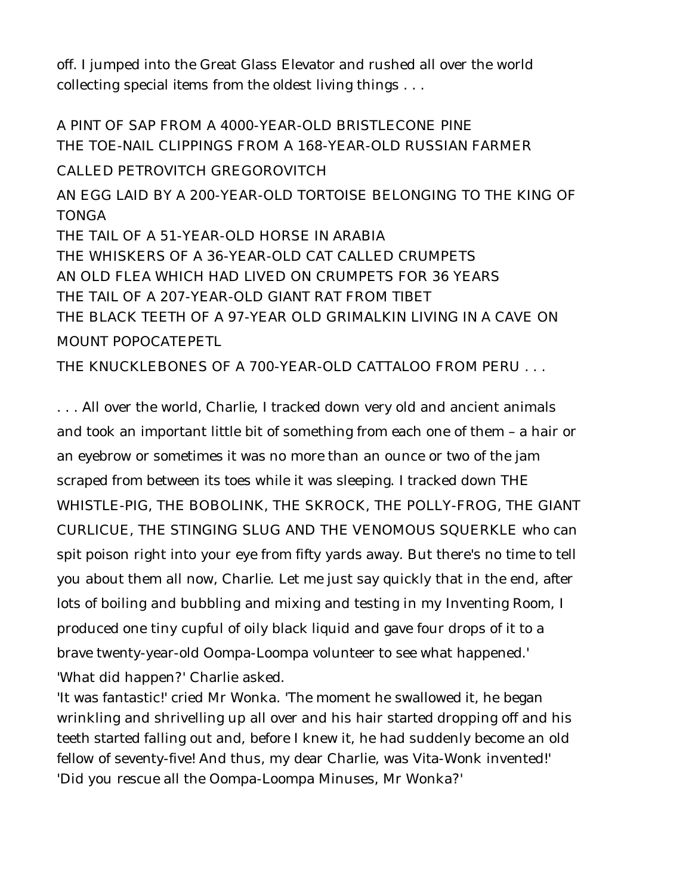off. I jumped into the Great Glass Elevator and rushed all over the world collecting special items from the oldest living things . . .

A PINT OF SAP FROM A 4000-YEAR-OLD BRISTLECONE PINE
THE TOE-NAIL CLIPPINGS FROM A 168-YEAR-OLD RUSSIAN FARMER CALLED PETROVITCH GREGOROVITCH
AN EGG LAID BY A 200-YEAR-OLD TORTOISE BELONGING TO THE KING OF TONGA
THE TAIL OF A 51-YEAR-OLD HORSE IN ARABIA
THE WHISKERS OF A 36-YEAR-OLD CAT CALLED CRUMPETS
AN OLD FLEA WHICH HAD LIVED ON CRUMPETS FOR 36 YEARS
THE TAIL OF A 207-YEAR-OLD GIANT RAT FROM TIBET
THE BLACK TEETH OF A 97-YEAR OLD GRIMALKIN LIVING IN A CAVE ON MOUNT POPOCATEPETL
THE KNUCKLEBONES OF A 700-YEAR-OLD CATTALOO FROM PERU . . .

. . . All over the world, Charlie, I tracked down very old and ancient animals and took an important little bit of something from each one of them – a hair or an eyebrow or sometimes it was no more than an ounce or two of the jam scraped from between its toes while it was sleeping. I tracked down THE WHISTLE-PIG, THE BOBOLINK, THE SKROCK, THE POLLY-FROG, THE GIANT CURLICUE, THE STINGING SLUG AND THE VENOMOUS SQUERKLE who can spit poison right into your eye from fifty yards away. But there's no time to tell you about them all now, Charlie. Let me just say quickly that in the end, after lots of boiling and bubbling and mixing and testing in my Inventing Room, I produced one tiny cupful of oily black liquid and gave four drops of it to a brave twenty-year-old Oompa-Loompa volunteer to see what happened.'

'What did happen?' Charlie asked.

'It was fantastic!' cried Mr Wonka. 'The moment he swallowed it, he began wrinkling and shrivelling up all over and his hair started dropping off and his teeth started falling out and, before I knew it, he had suddenly become an old fellow of seventy-five! And thus, my dear Charlie, was Vita-Wonk invented!'

'Did you rescue all the Oompa-Loompa Minuses, Mr Wonka?'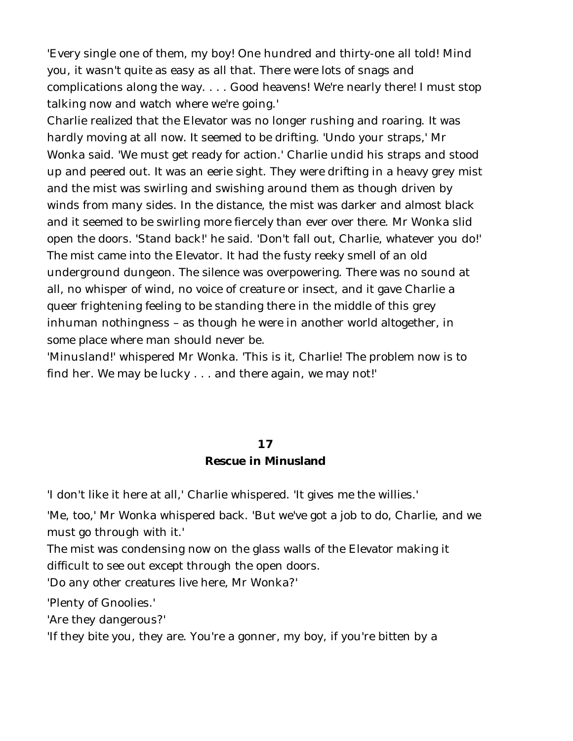'Every single one of them, my boy! One hundred and thirty-one all told! Mind you, it wasn't quite as easy as all that. There were lots of snags and complications along the way. . . . Good heavens! We're nearly there! I must stop talking now and watch where we're going.'

Charlie realized that the Elevator was no longer rushing and roaring. It was hardly moving at all now. It seemed to be drifting. 'Undo your straps,' Mr Wonka said. 'We must get ready for action.' Charlie undid his straps and stood up and peered out. It was an eerie sight. They were drifting in a heavy grey mist and the mist was swirling and swishing around them as though driven by winds from many sides. In the distance, the mist was darker and almost black and it seemed to be swirling more fiercely than ever over there. Mr Wonka slid open the doors. 'Stand back!' he said. 'Don't fall out, Charlie, whatever you do!' The mist came into the Elevator. It had the fusty reeky smell of an old underground dungeon. The silence was overpowering. There was no sound at all, no whisper of wind, no voice of creature or insect, and it gave Charlie a queer frightening feeling to be standing there in the middle of this grey inhuman nothingness – as though he were in another world altogether, in some place where man should never be.

'Minusland!' whispered Mr Wonka. 'This is it, Charlie! The problem now is to find her. We may be lucky . . . and there again, we may not!'

## 17
## Rescue in Minusland

'I don't like it here at all,' Charlie whispered. 'It gives me the willies.'

'Me, too,' Mr Wonka whispered back. 'But we've got a job to do, Charlie, and we must go through with it.'

The mist was condensing now on the glass walls of the Elevator making it difficult to see out except through the open doors.

'Do any other creatures live here, Mr Wonka?'

'Plenty of Gnoolies.'

'Are they dangerous?'

'If they bite you, they are. You're a gonner, my boy, if you're bitten by a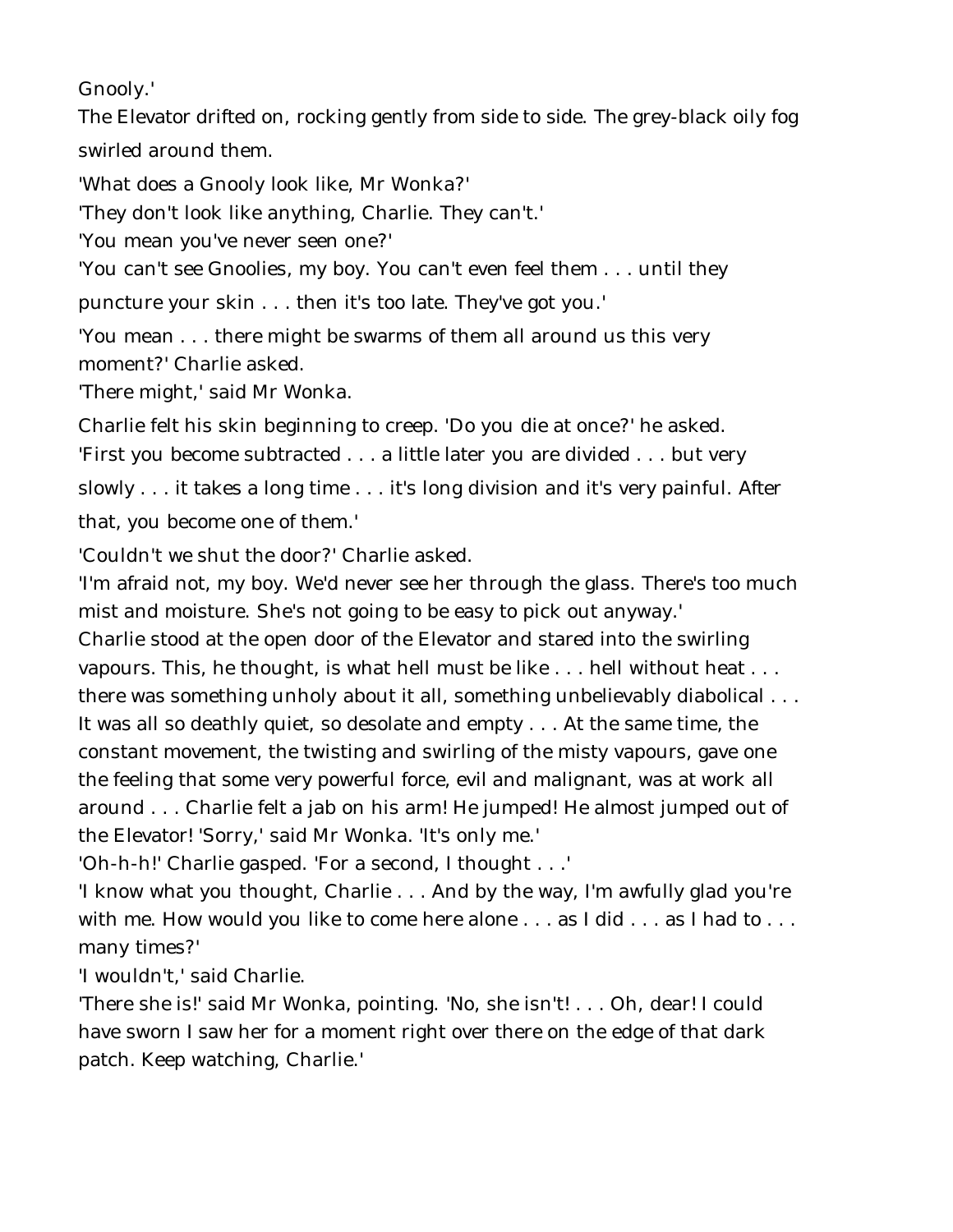Gnooly.'

The Elevator drifted on, rocking gently from side to side. The grey-black oily fog swirled around them.

'What does a Gnooly look like, Mr Wonka?'

'They don't look like anything, Charlie. They can't.'

'You mean you've never seen one?'

'You can't see Gnoolies, my boy. You can't even feel them . . . until they puncture your skin . . . then it's too late. They've got you.'

'You mean . . . there might be swarms of them all around us this very moment?' Charlie asked.

'There might,' said Mr Wonka.

Charlie felt his skin beginning to creep. 'Do you die at once?' he asked.

'First you become subtracted . . . a little later you are divided . . . but very slowly . . . it takes a long time . . . it's long division and it's very painful. After that, you become one of them.'

'Couldn't we shut the door?' Charlie asked.

'I'm afraid not, my boy. We'd never see her through the glass. There's too much mist and moisture. She's not going to be easy to pick out anyway.'

Charlie stood at the open door of the Elevator and stared into the swirling vapours. This, he thought, is what hell must be like . . . hell without heat . . . there was something unholy about it all, something unbelievably diabolical . . . It was all so deathly quiet, so desolate and empty . . . At the same time, the constant movement, the twisting and swirling of the misty vapours, gave one the feeling that some very powerful force, evil and malignant, was at work all around . . . Charlie felt a jab on his arm! He jumped! He almost jumped out of the Elevator! 'Sorry,' said Mr Wonka. 'It's only me.'

'Oh-h-h!' Charlie gasped. 'For a second, I thought . . .'

'I know what you thought, Charlie . . . And by the way, I'm awfully glad you're with me. How would you like to come here alone . . . as I did . . . as I had to . . . many times?'

'I wouldn't,' said Charlie.

'There she is!' said Mr Wonka, pointing. 'No, she isn't! . . . Oh, dear! I could have sworn I saw her for a moment right over there on the edge of that dark patch. Keep watching, Charlie.'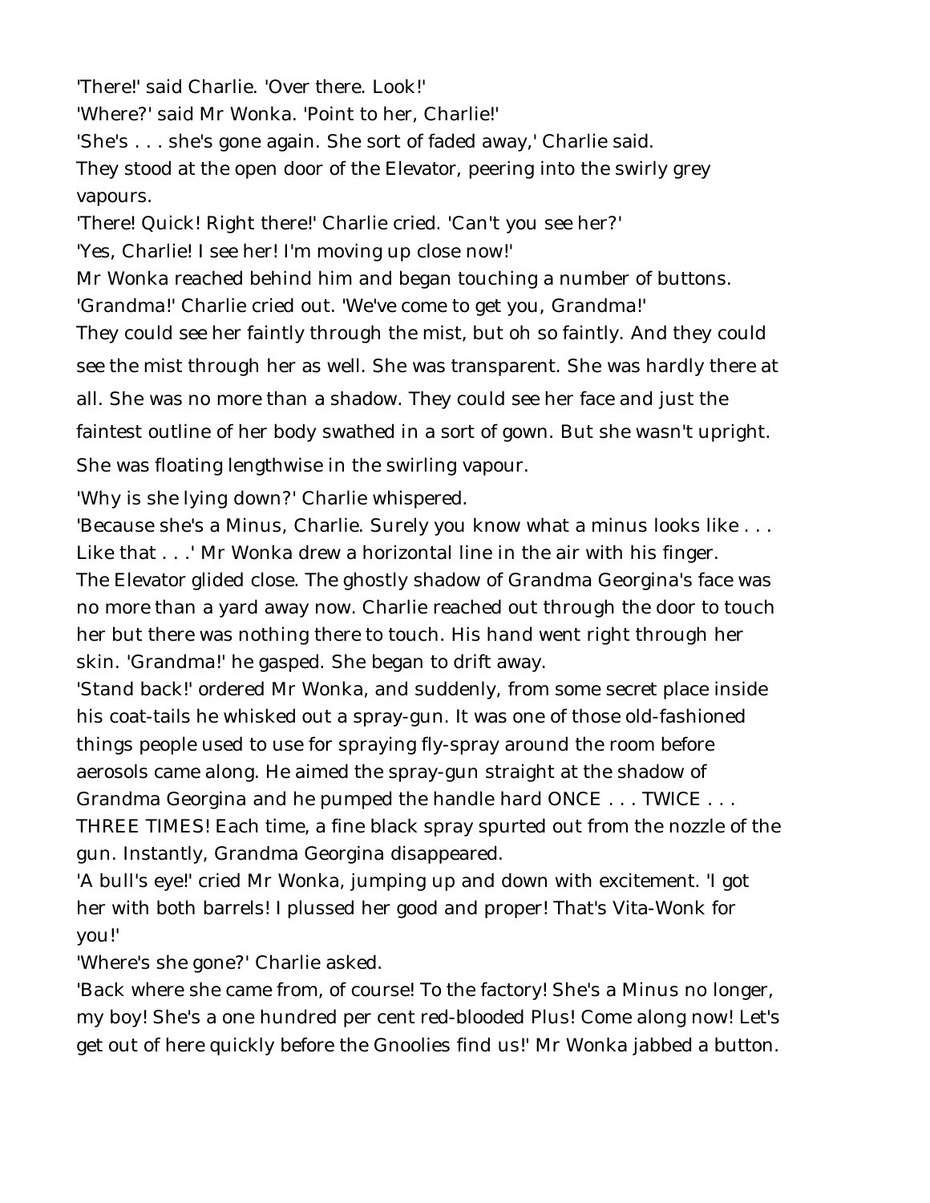'There!' said Charlie. 'Over there. Look!'

'Where?' said Mr Wonka. 'Point to her, Charlie!'

'She's . . . she's gone again. She sort of faded away,' Charlie said.

They stood at the open door of the Elevator, peering into the swirly grey vapours.

'There! Quick! Right there!' Charlie cried. 'Can't you see her?'

'Yes, Charlie! I see her! I'm moving up close now!'

Mr Wonka reached behind him and began touching a number of buttons.

'Grandma!' Charlie cried out. 'We've come to get you, Grandma!'

They could see her faintly through the mist, but oh so faintly. And they could see the mist through her as well. She was transparent. She was hardly there at all. She was no more than a shadow. They could see her face and just the faintest outline of her body swathed in a sort of gown. But she wasn't upright. She was floating lengthwise in the swirling vapour.

'Why is she lying down?' Charlie whispered.

'Because she's a Minus, Charlie. Surely you know what a minus looks like . . . Like that . . .' Mr Wonka drew a horizontal line in the air with his finger.

The Elevator glided close. The ghostly shadow of Grandma Georgina's face was no more than a yard away now. Charlie reached out through the door to touch her but there was nothing there to touch. His hand went right through her skin. 'Grandma!' he gasped. She began to drift away.

'Stand back!' ordered Mr Wonka, and suddenly, from some secret place inside his coat-tails he whisked out a spray-gun. It was one of those old-fashioned things people used to use for spraying fly-spray around the room before aerosols came along. He aimed the spray-gun straight at the shadow of Grandma Georgina and he pumped the handle hard ONCE . . . TWICE . . . THREE TIMES! Each time, a fine black spray spurted out from the nozzle of the gun. Instantly, Grandma Georgina disappeared.

'A bull's eye!' cried Mr Wonka, jumping up and down with excitement. 'I got her with both barrels! I plussed her good and proper! That's Vita-Wonk for you!'

'Where's she gone?' Charlie asked.

'Back where she came from, of course! To the factory! She's a Minus no longer, my boy! She's a one hundred per cent red-blooded Plus! Come along now! Let's get out of here quickly before the Gnoolies find us!' Mr Wonka jabbed a button.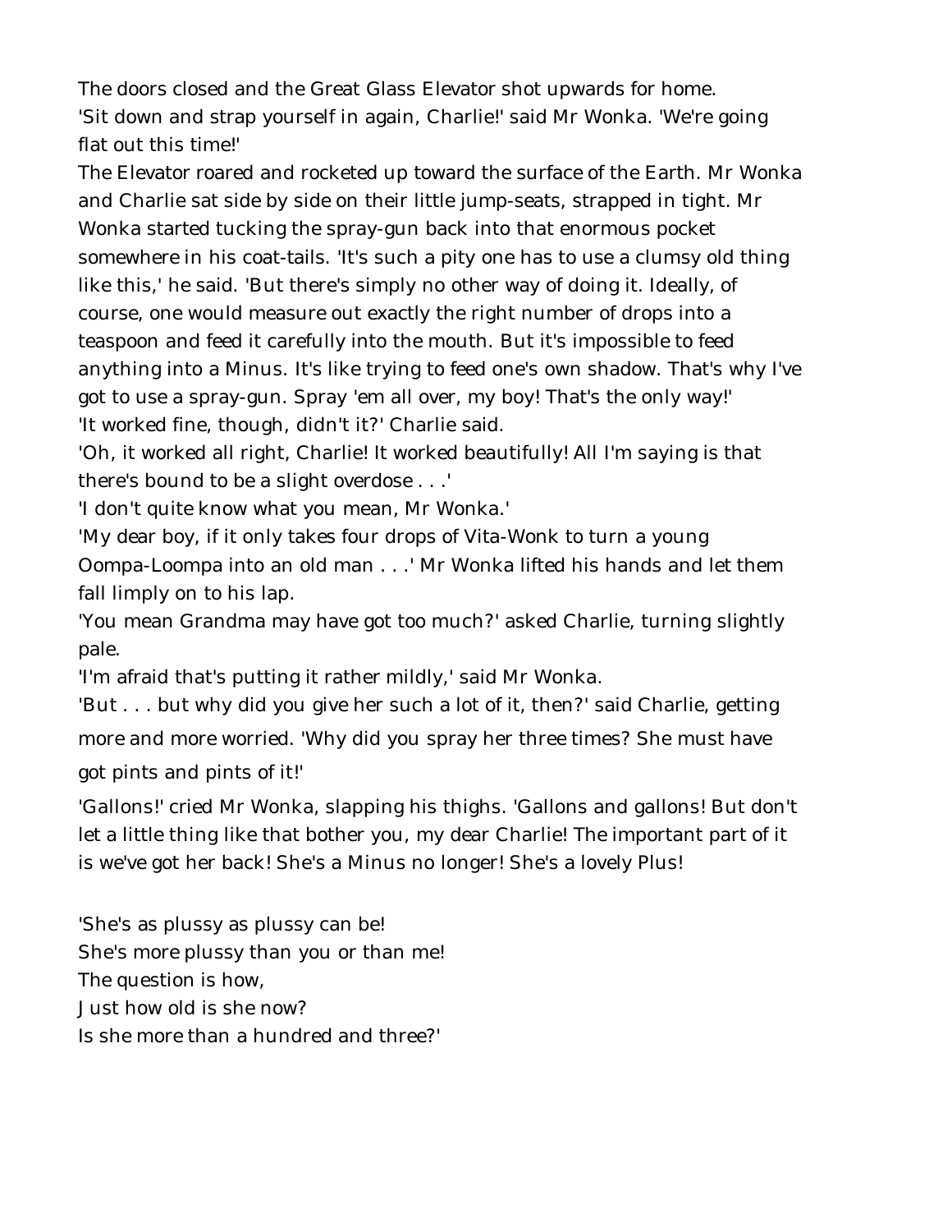The doors closed and the Great Glass Elevator shot upwards for home.

'Sit down and strap yourself in again, Charlie!' said Mr Wonka. 'We're going flat out this time!'

The Elevator roared and rocketed up toward the surface of the Earth. Mr Wonka and Charlie sat side by side on their little jump-seats, strapped in tight. Mr Wonka started tucking the spray-gun back into that enormous pocket somewhere in his coat-tails. 'It's such a pity one has to use a clumsy old thing like this,' he said. 'But there's simply no other way of doing it. Ideally, of course, one would measure out exactly the right number of drops into a teaspoon and feed it carefully into the mouth. But it's impossible to feed anything into a Minus. It's like trying to feed one's own shadow. That's why I've got to use a spray-gun. Spray 'em all over, my boy! That's the only way!'

'It worked fine, though, didn't it?' Charlie said.

'Oh, it worked all right, Charlie! It worked beautifully! All I'm saying is that there's bound to be a slight overdose . . .'

'I don't quite know what you mean, Mr Wonka.'

'My dear boy, if it only takes four drops of Vita-Wonk to turn a young Oompa-Loompa into an old man . . .' Mr Wonka lifted his hands and let them fall limply on to his lap.

'You mean Grandma may have got too much?' asked Charlie, turning slightly pale.

'I'm afraid that's putting it rather mildly,' said Mr Wonka.

'But . . . but why did you give her such a lot of it, then?' said Charlie, getting more and more worried. 'Why did you spray her three times? She must have got pints and pints of it!'

'Gallons!' cried Mr Wonka, slapping his thighs. 'Gallons and gallons! But don't let a little thing like that bother you, my dear Charlie! The important part of it is we've got her back! She's a Minus no longer! She's a lovely Plus!

'She's as plussy as plussy can be!  
She's more plussy than you or than me!  
The question is how,  
Just how old is she now?  
Is she more than a hundred and three?'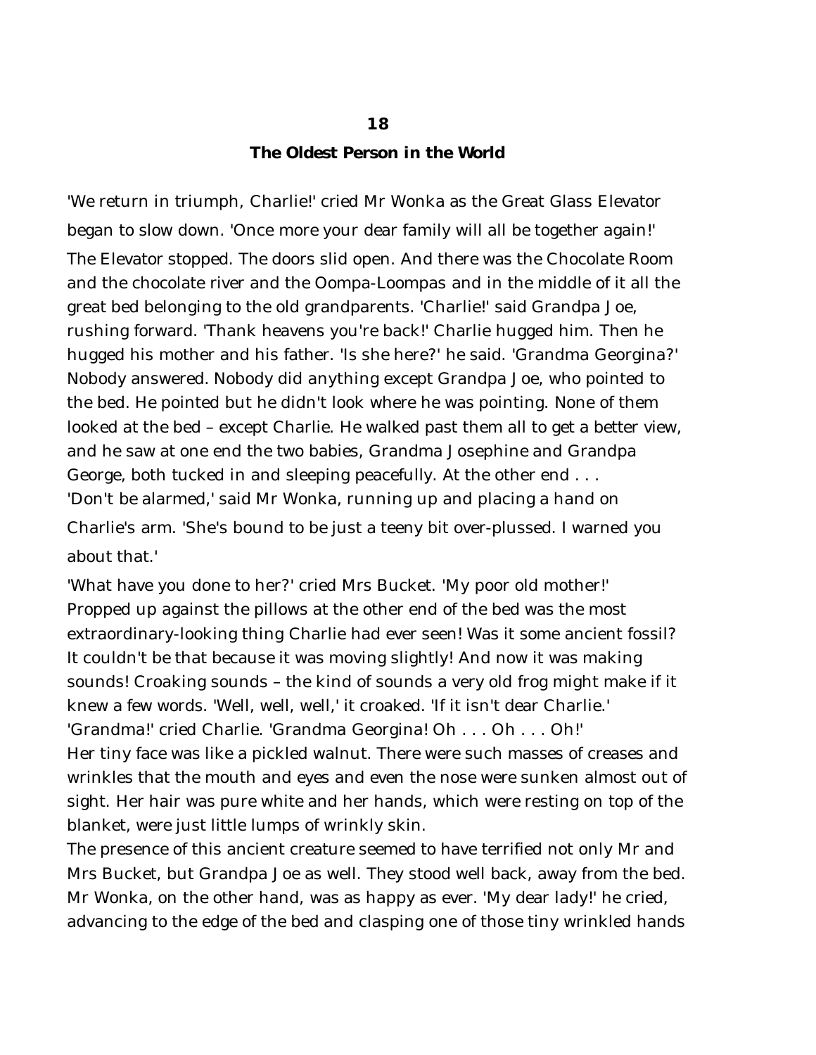# 18

## The Oldest Person in the World

'We return in triumph, Charlie!' cried Mr Wonka as the Great Glass Elevator began to slow down. 'Once more your dear family will all be together again!'

The Elevator stopped. The doors slid open. And there was the Chocolate Room and the chocolate river and the Oompa-Loompas and in the middle of it all the great bed belonging to the old grandparents. 'Charlie!' said Grandpa Joe, rushing forward. 'Thank heavens you're back!' Charlie hugged him. Then he hugged his mother and his father. 'Is she here?' he said. 'Grandma Georgina?' Nobody answered. Nobody did anything except Grandpa Joe, who pointed to the bed. He pointed but he didn't look where he was pointing. None of them looked at the bed – except Charlie. He walked past them all to get a better view, and he saw at one end the two babies, Grandma Josephine and Grandpa George, both tucked in and sleeping peacefully. At the other end . . .

'Don't be alarmed,' said Mr Wonka, running up and placing a hand on Charlie's arm. 'She's bound to be just a teeny bit over-plussed. I warned you about that.'

'What have you done to her?' cried Mrs Bucket. 'My poor old mother!'

Propped up against the pillows at the other end of the bed was the most extraordinary-looking thing Charlie had ever seen! Was it some ancient fossil? It couldn't be that because it was moving slightly! And now it was making sounds! Croaking sounds – the kind of sounds a very old frog might make if it knew a few words. 'Well, well, well,' it croaked. 'If it isn't dear Charlie.'

'Grandma!' cried Charlie. 'Grandma Georgina! Oh . . . Oh . . . Oh!'

Her tiny face was like a pickled walnut. There were such masses of creases and wrinkles that the mouth and eyes and even the nose were sunken almost out of sight. Her hair was pure white and her hands, which were resting on top of the blanket, were just little lumps of wrinkly skin.

The presence of this ancient creature seemed to have terrified not only Mr and Mrs Bucket, but Grandpa Joe as well. They stood well back, away from the bed. Mr Wonka, on the other hand, was as happy as ever. 'My dear lady!' he cried, advancing to the edge of the bed and clasping one of those tiny wrinkled hands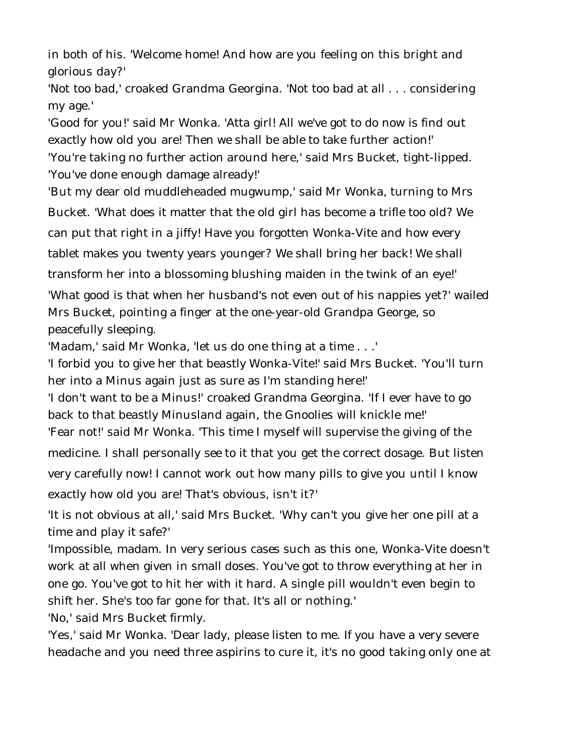in both of his. 'Welcome home! And how are you feeling on this bright and glorious day?'

'Not too bad,' croaked Grandma Georgina. 'Not too bad at all . . . considering my age.'

'Good for you!' said Mr Wonka. 'Atta girl! All we've got to do now is find out exactly how old you are! Then we shall be able to take further action!'

'You're taking no further action around here,' said Mrs Bucket, tight-lipped. 'You've done enough damage already!'

'But my dear old muddleheaded mugwump,' said Mr Wonka, turning to Mrs Bucket. 'What does it matter that the old girl has become a trifle too old? We can put that right in a jiffy! Have you forgotten Wonka-Vite and how every tablet makes you twenty years younger? We shall bring her back! We shall transform her into a blossoming blushing maiden in the twink of an eye!'

'What good is that when her husband's not even out of his nappies yet?' wailed Mrs Bucket, pointing a finger at the one-year-old Grandpa George, so peacefully sleeping.

'Madam,' said Mr Wonka, 'let us do one thing at a time . . .'

'I forbid you to give her that beastly Wonka-Vite!' said Mrs Bucket. 'You'll turn her into a Minus again just as sure as I'm standing here!'

'I don't want to be a Minus!' croaked Grandma Georgina. 'If I ever have to go back to that beastly Minusland again, the Gnoolies will knickle me!'

'Fear not!' said Mr Wonka. 'This time I myself will supervise the giving of the medicine. I shall personally see to it that you get the correct dosage. But listen very carefully now! I cannot work out how many pills to give you until I know exactly how old you are! That's obvious, isn't it?'

'It is not obvious at all,' said Mrs Bucket. 'Why can't you give her one pill at a time and play it safe?'

'Impossible, madam. In very serious cases such as this one, Wonka-Vite doesn't work at all when given in small doses. You've got to throw everything at her in one go. You've got to hit her with it hard. A single pill wouldn't even begin to shift her. She's too far gone for that. It's all or nothing.'

'No,' said Mrs Bucket firmly.

'Yes,' said Mr Wonka. 'Dear lady, please listen to me. If you have a very severe headache and you need three aspirins to cure it, it's no good taking only one at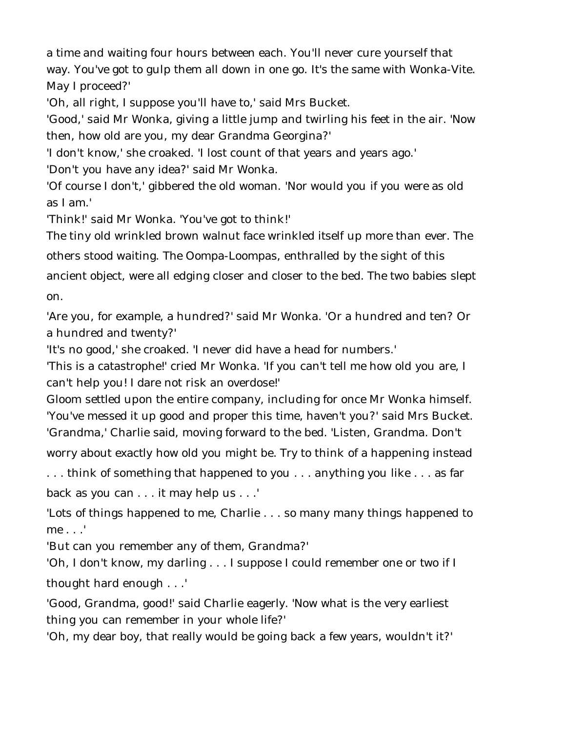a time and waiting four hours between each. You'll never cure yourself that way. You've got to gulp them all down in one go. It's the same with Wonka-Vite. May I proceed?'

'Oh, all right, I suppose you'll have to,' said Mrs Bucket.

'Good,' said Mr Wonka, giving a little jump and twirling his feet in the air. 'Now then, how old are you, my dear Grandma Georgina?'

'I don't know,' she croaked. 'I lost count of that years and years ago.'

'Don't you have any idea?' said Mr Wonka.

'Of course I don't,' gibbered the old woman. 'Nor would you if you were as old as I am.'

'Think!' said Mr Wonka. 'You've got to think!'

The tiny old wrinkled brown walnut face wrinkled itself up more than ever. The others stood waiting. The Oompa-Loompas, enthralled by the sight of this ancient object, were all edging closer and closer to the bed. The two babies slept on.

'Are you, for example, a hundred?' said Mr Wonka. 'Or a hundred and ten? Or a hundred and twenty?'

'It's no good,' she croaked. 'I never did have a head for numbers.'

'This is a catastrophe!' cried Mr Wonka. 'If you can't tell me how old you are, I can't help you! I dare not risk an overdose!'

Gloom settled upon the entire company, including for once Mr Wonka himself.

'You've messed it up good and proper this time, haven't you?' said Mrs Bucket.

'Grandma,' Charlie said, moving forward to the bed. 'Listen, Grandma. Don't worry about exactly how old you might be. Try to think of a happening instead . . . think of something that happened to you . . . anything you like . . . as far back as you can . . . it may help us . . .'

'Lots of things happened to me, Charlie . . . so many many things happened to me . . .'

'But can you remember any of them, Grandma?'

'Oh, I don't know, my darling . . . I suppose I could remember one or two if I thought hard enough . . .'

'Good, Grandma, good!' said Charlie eagerly. 'Now what is the very earliest thing you can remember in your whole life?'

'Oh, my dear boy, that really would be going back a few years, wouldn't it?'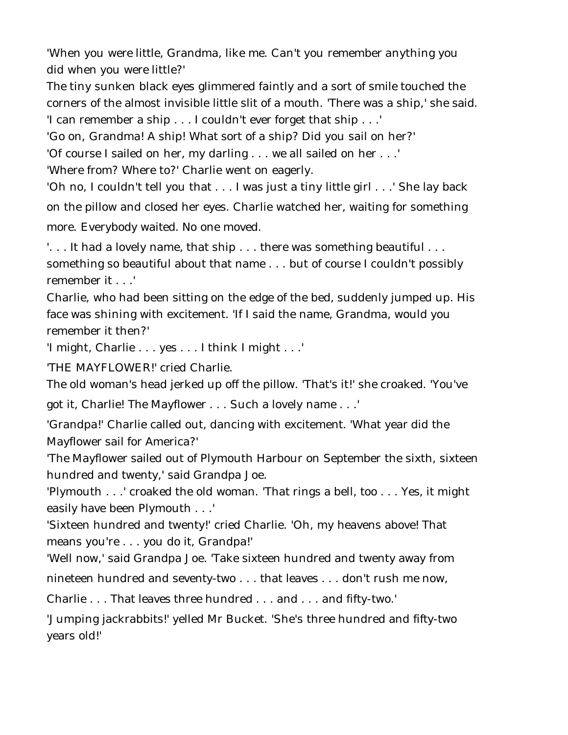'When you were little, Grandma, like me. Can't you remember anything you did when you were little?'

The tiny sunken black eyes glimmered faintly and a sort of smile touched the corners of the almost invisible little slit of a mouth. 'There was a ship,' she said. 'I can remember a ship . . . I couldn't ever forget that ship . . .'

'Go on, Grandma! A ship! What sort of a ship? Did you sail on her?'

'Of course I sailed on her, my darling . . . we all sailed on her . . .'

'Where from? Where to?' Charlie went on eagerly.

'Oh no, I couldn't tell you that . . . I was just a tiny little girl . . .' She lay back on the pillow and closed her eyes. Charlie watched her, waiting for something more. Everybody waited. No one moved.

'. . . It had a lovely name, that ship . . . there was something beautiful . . . something so beautiful about that name . . . but of course I couldn't possibly remember it . . .'

Charlie, who had been sitting on the edge of the bed, suddenly jumped up. His face was shining with excitement. 'If I said the name, Grandma, would you remember it then?'

'I might, Charlie . . . yes . . . I think I might . . .'

'THE MAYFLOWER!' cried Charlie.

The old woman's head jerked up off the pillow. 'That's it!' she croaked. 'You've got it, Charlie! The Mayflower . . . Such a lovely name . . .'

'Grandpa!' Charlie called out, dancing with excitement. 'What year did the Mayflower sail for America?'

'The Mayflower sailed out of Plymouth Harbour on September the sixth, sixteen hundred and twenty,' said Grandpa Joe.

'Plymouth . . .' croaked the old woman. 'That rings a bell, too . . . Yes, it might easily have been Plymouth . . .'

'Sixteen hundred and twenty!' cried Charlie. 'Oh, my heavens above! That means you're . . . you do it, Grandpa!'

'Well now,' said Grandpa Joe. 'Take sixteen hundred and twenty away from nineteen hundred and seventy-two . . . that leaves . . . don't rush me now, Charlie . . . That leaves three hundred . . . and . . . and fifty-two.'

'Jumping jackrabbits!' yelled Mr Bucket. 'She's three hundred and fifty-two years old!'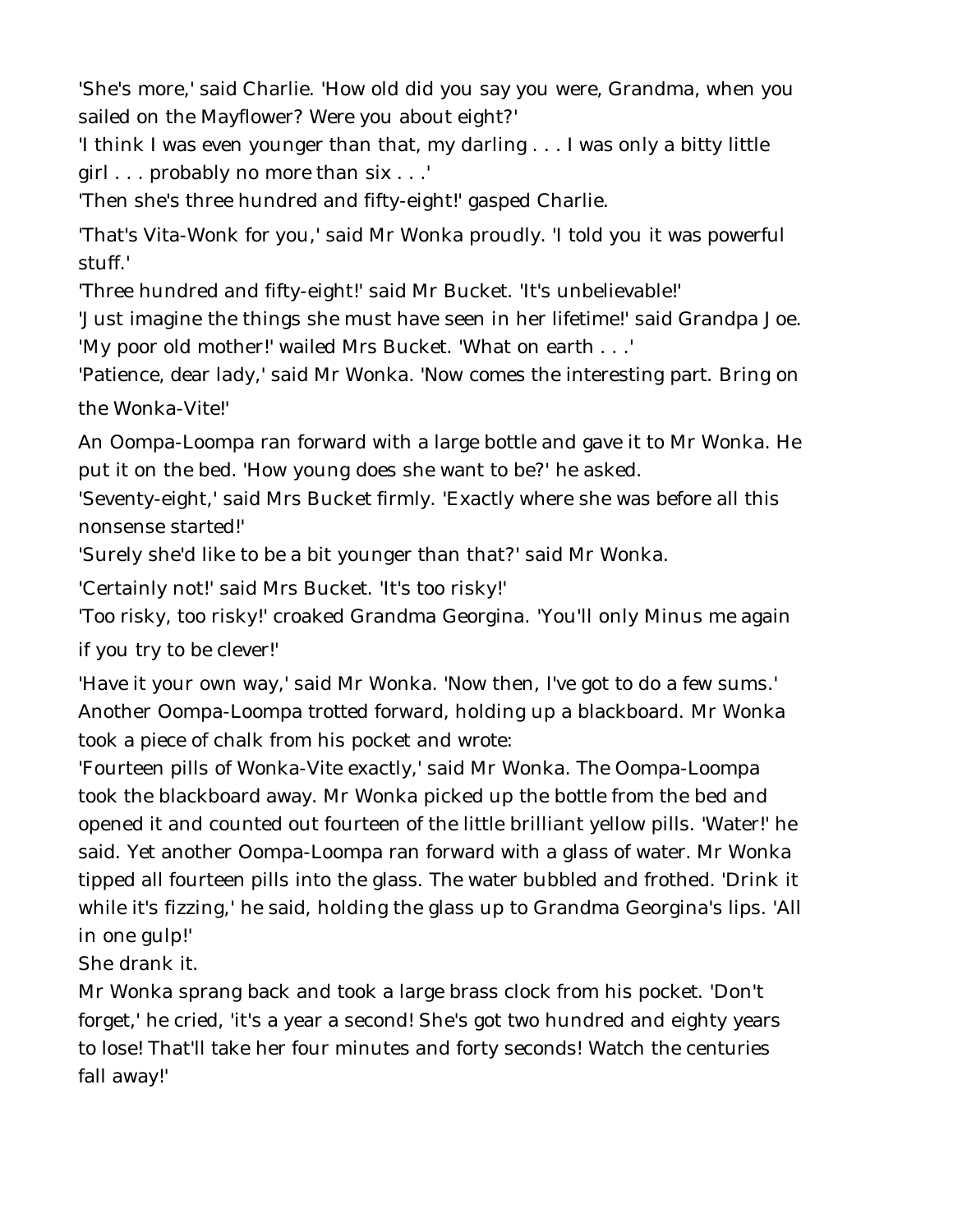'She's more,' said Charlie. 'How old did you say you were, Grandma, when you sailed on the Mayflower? Were you about eight?'

'I think I was even younger than that, my darling . . . I was only a bitty little girl . . . probably no more than six . . .'

'Then she's three hundred and fifty-eight!' gasped Charlie.

'That's Vita-Wonk for you,' said Mr Wonka proudly. 'I told you it was powerful stuff.'

'Three hundred and fifty-eight!' said Mr Bucket. 'It's unbelievable!'

'Just imagine the things she must have seen in her lifetime!' said Grandpa Joe.

'My poor old mother!' wailed Mrs Bucket. 'What on earth . . .'

'Patience, dear lady,' said Mr Wonka. 'Now comes the interesting part. Bring on the Wonka-Vite!'

An Oompa-Loompa ran forward with a large bottle and gave it to Mr Wonka. He put it on the bed. 'How young does she want to be?' he asked.

'Seventy-eight,' said Mrs Bucket firmly. 'Exactly where she was before all this nonsense started!'

'Surely she'd like to be a bit younger than that?' said Mr Wonka.

'Certainly not!' said Mrs Bucket. 'It's too risky!'

'Too risky, too risky!' croaked Grandma Georgina. 'You'll only Minus me again if you try to be clever!'

'Have it your own way,' said Mr Wonka. 'Now then, I've got to do a few sums.' Another Oompa-Loompa trotted forward, holding up a blackboard. Mr Wonka took a piece of chalk from his pocket and wrote:

'Fourteen pills of Wonka-Vite exactly,' said Mr Wonka. The Oompa-Loompa took the blackboard away. Mr Wonka picked up the bottle from the bed and opened it and counted out fourteen of the little brilliant yellow pills. 'Water!' he said. Yet another Oompa-Loompa ran forward with a glass of water. Mr Wonka tipped all fourteen pills into the glass. The water bubbled and frothed. 'Drink it while it's fizzing,' he said, holding the glass up to Grandma Georgina's lips. 'All in one gulp!'

She drank it.

Mr Wonka sprang back and took a large brass clock from his pocket. 'Don't forget,' he cried, 'it's a year a second! She's got two hundred and eighty years to lose! That'll take her four minutes and forty seconds! Watch the centuries fall away!'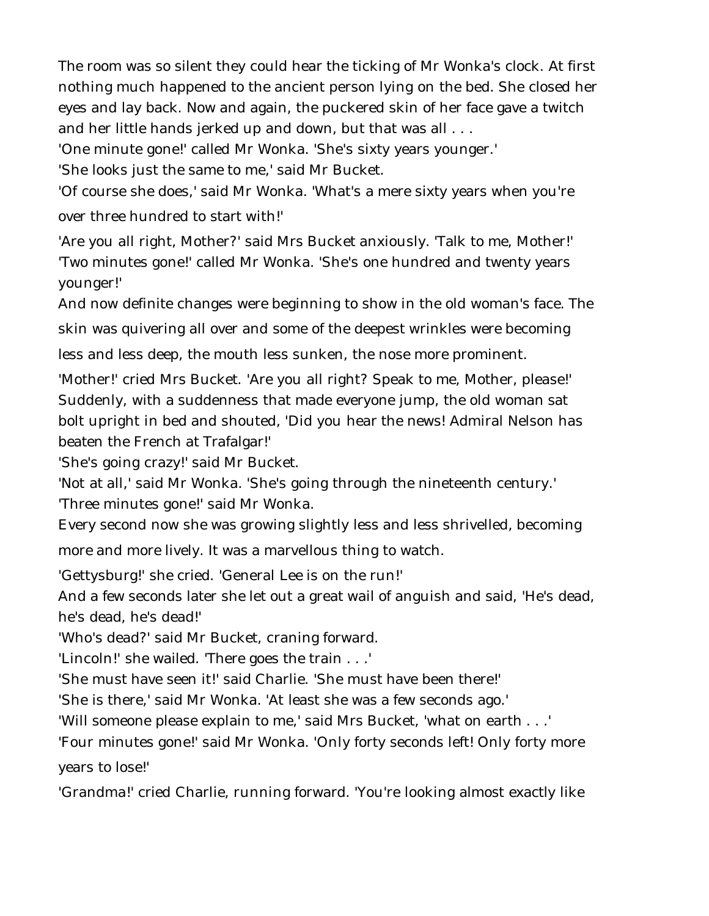The room was so silent they could hear the ticking of Mr Wonka's clock. At first nothing much happened to the ancient person lying on the bed. She closed her eyes and lay back. Now and again, the puckered skin of her face gave a twitch and her little hands jerked up and down, but that was all . . .

'One minute gone!' called Mr Wonka. 'She's sixty years younger.'

'She looks just the same to me,' said Mr Bucket.

'Of course she does,' said Mr Wonka. 'What's a mere sixty years when you're over three hundred to start with!'

'Are you all right, Mother?' said Mrs Bucket anxiously. 'Talk to me, Mother!'

'Two minutes gone!' called Mr Wonka. 'She's one hundred and twenty years younger!'

And now definite changes were beginning to show in the old woman's face. The skin was quivering all over and some of the deepest wrinkles were becoming less and less deep, the mouth less sunken, the nose more prominent.

'Mother!' cried Mrs Bucket. 'Are you all right? Speak to me, Mother, please!'

Suddenly, with a suddenness that made everyone jump, the old woman sat bolt upright in bed and shouted, 'Did you hear the news! Admiral Nelson has beaten the French at Trafalgar!'

'She's going crazy!' said Mr Bucket.

'Not at all,' said Mr Wonka. 'She's going through the nineteenth century.'

'Three minutes gone!' said Mr Wonka.

Every second now she was growing slightly less and less shrivelled, becoming more and more lively. It was a marvellous thing to watch.

'Gettysburg!' she cried. 'General Lee is on the run!'

And a few seconds later she let out a great wail of anguish and said, 'He's dead, he's dead, he's dead!'

'Who's dead?' said Mr Bucket, craning forward.

'Lincoln!' she wailed. 'There goes the train . . .'

'She must have seen it!' said Charlie. 'She must have been there!'

'She is there,' said Mr Wonka. 'At least she was a few seconds ago.'

'Will someone please explain to me,' said Mrs Bucket, 'what on earth . . .'

'Four minutes gone!' said Mr Wonka. 'Only forty seconds left! Only forty more years to lose!'

'Grandma!' cried Charlie, running forward. 'You're looking almost exactly like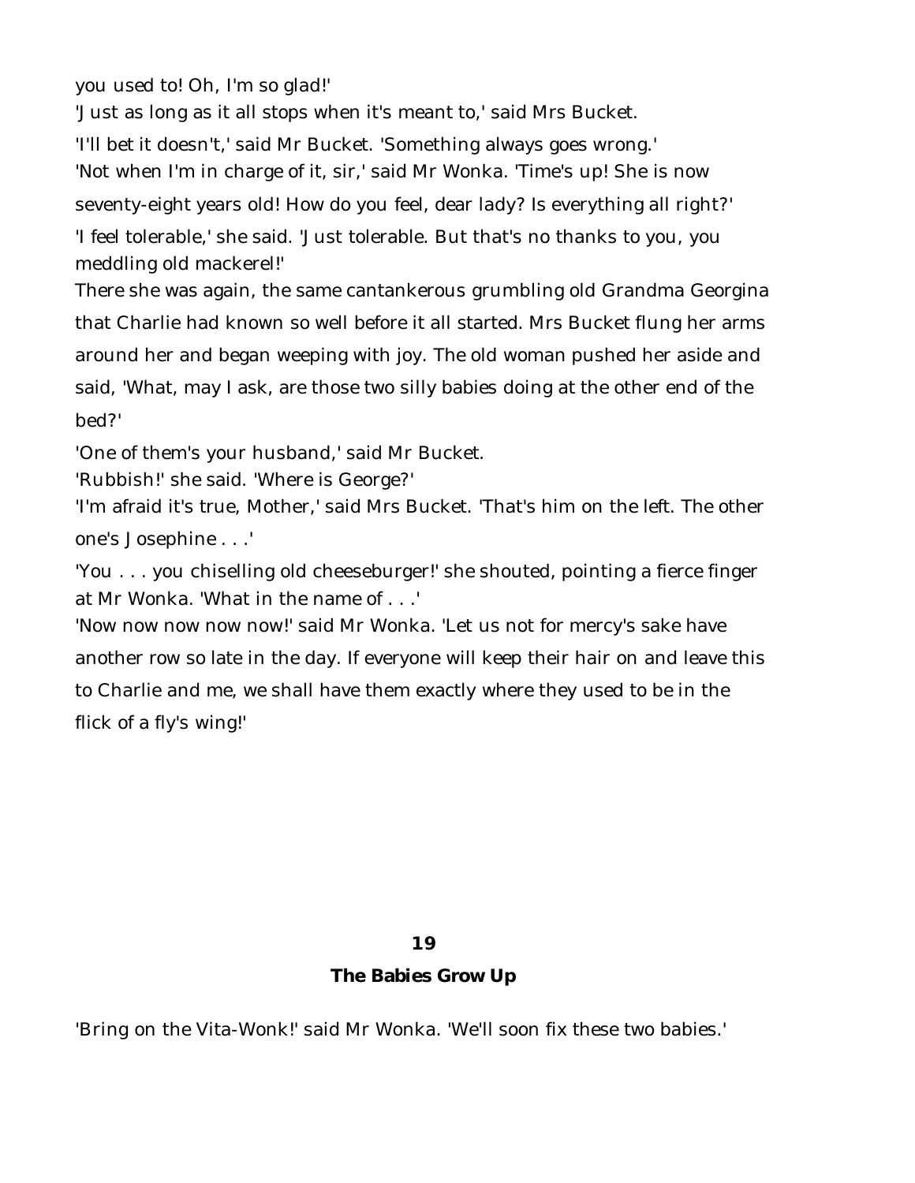you used to! Oh, I'm so glad!'

'Just as long as it all stops when it's meant to,' said Mrs Bucket.

'I'll bet it doesn't,' said Mr Bucket. 'Something always goes wrong.'

'Not when I'm in charge of it, sir,' said Mr Wonka. 'Time's up! She is now seventy-eight years old! How do you feel, dear lady? Is everything all right?'

'I feel tolerable,' she said. 'Just tolerable. But that's no thanks to you, you meddling old mackerel!'

There she was again, the same cantankerous grumbling old Grandma Georgina that Charlie had known so well before it all started. Mrs Bucket flung her arms around her and began weeping with joy. The old woman pushed her aside and said, 'What, may I ask, are those two silly babies doing at the other end of the bed?'

'One of them's your husband,' said Mr Bucket.

'Rubbish!' she said. 'Where is George?'

'I'm afraid it's true, Mother,' said Mrs Bucket. 'That's him on the left. The other one's Josephine . . .'

'You . . . you chiselling old cheeseburger!' she shouted, pointing a fierce finger at Mr Wonka. 'What in the name of . . .'

'Now now now now now!' said Mr Wonka. 'Let us not for mercy's sake have another row so late in the day. If everyone will keep their hair on and leave this to Charlie and me, we shall have them exactly where they used to be in the flick of a fly's wing!'

## 19

## The Babies Grow Up

'Bring on the Vita-Wonk!' said Mr Wonka. 'We'll soon fix these two babies.'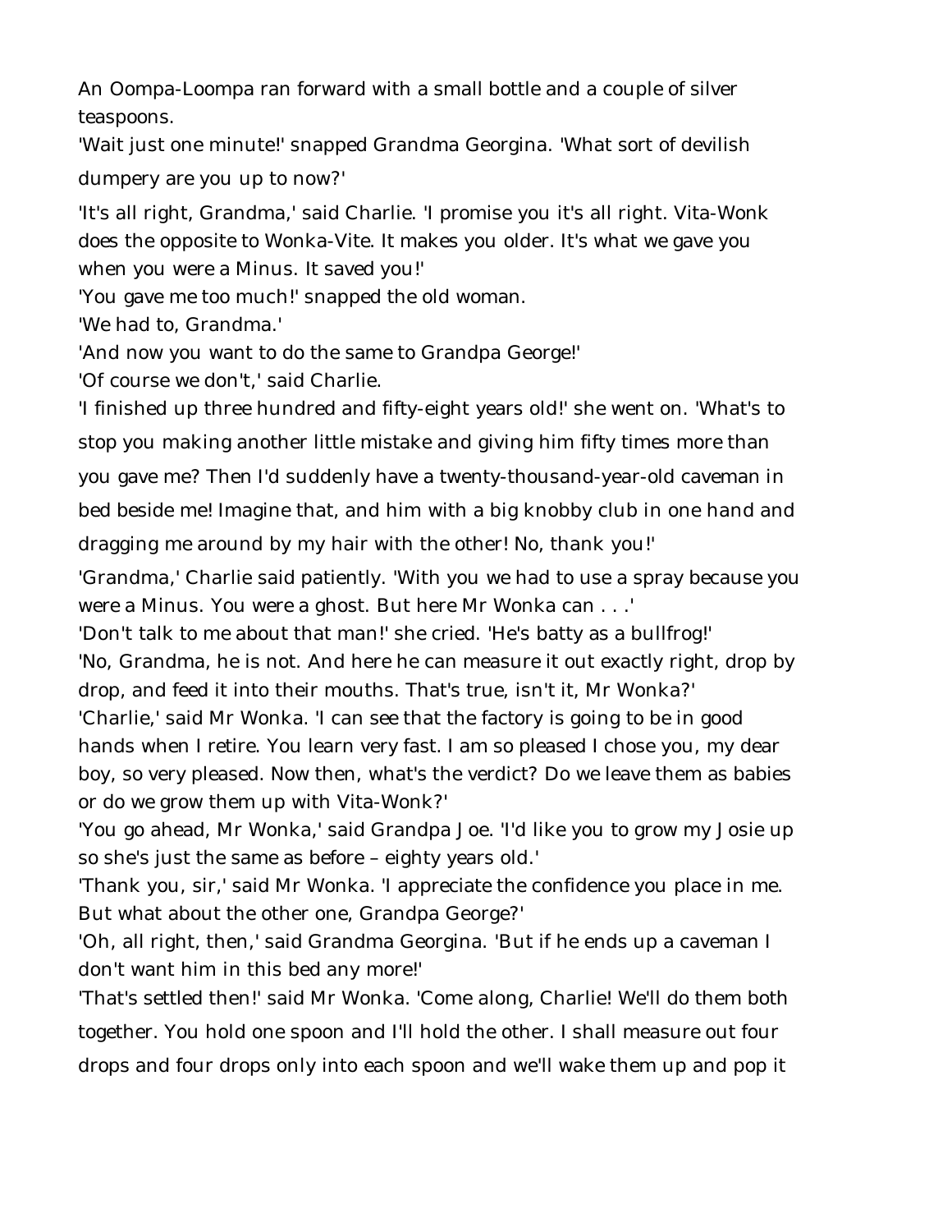An Oompa-Loompa ran forward with a small bottle and a couple of silver teaspoons.

'Wait just one minute!' snapped Grandma Georgina. 'What sort of devilish dumpery are you up to now?'

'It's all right, Grandma,' said Charlie. 'I promise you it's all right. Vita-Wonk does the opposite to Wonka-Vite. It makes you older. It's what we gave you when you were a Minus. It saved you!'

'You gave me too much!' snapped the old woman.

'We had to, Grandma.'

'And now you want to do the same to Grandpa George!'

'Of course we don't,' said Charlie.

'I finished up three hundred and fifty-eight years old!' she went on. 'What's to stop you making another little mistake and giving him fifty times more than you gave me? Then I'd suddenly have a twenty-thousand-year-old caveman in bed beside me! Imagine that, and him with a big knobby club in one hand and dragging me around by my hair with the other! No, thank you!'

'Grandma,' Charlie said patiently. 'With you we had to use a spray because you were a Minus. You were a ghost. But here Mr Wonka can . . .'

'Don't talk to me about that man!' she cried. 'He's batty as a bullfrog!'

'No, Grandma, he is not. And here he can measure it out exactly right, drop by drop, and feed it into their mouths. That's true, isn't it, Mr Wonka?'

'Charlie,' said Mr Wonka. 'I can see that the factory is going to be in good hands when I retire. You learn very fast. I am so pleased I chose you, my dear boy, so very pleased. Now then, what's the verdict? Do we leave them as babies or do we grow them up with Vita-Wonk?'

'You go ahead, Mr Wonka,' said Grandpa Joe. 'I'd like you to grow my Josie up so she's just the same as before – eighty years old.'

'Thank you, sir,' said Mr Wonka. 'I appreciate the confidence you place in me. But what about the other one, Grandpa George?'

'Oh, all right, then,' said Grandma Georgina. 'But if he ends up a caveman I don't want him in this bed any more!'

'That's settled then!' said Mr Wonka. 'Come along, Charlie! We'll do them both together. You hold one spoon and I'll hold the other. I shall measure out four drops and four drops only into each spoon and we'll wake them up and pop it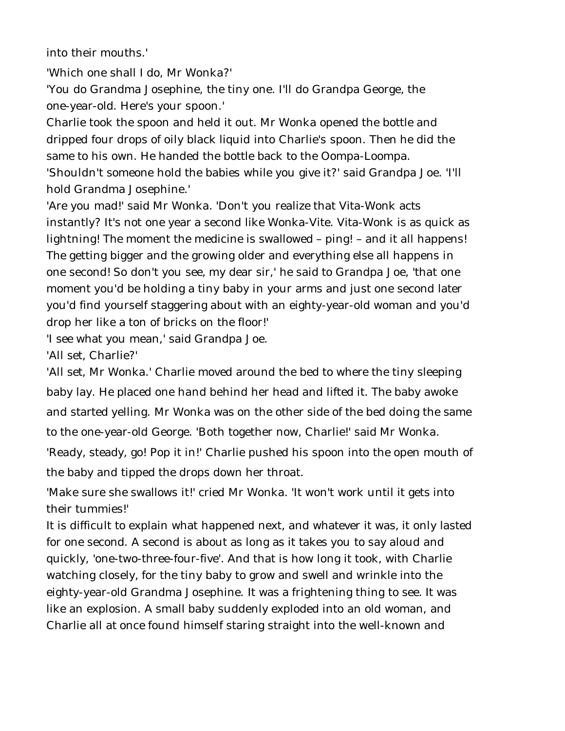into their mouths.'

'Which one shall I do, Mr Wonka?'

'You do Grandma Josephine, the tiny one. I'll do Grandpa George, the one-year-old. Here's your spoon.'

Charlie took the spoon and held it out. Mr Wonka opened the bottle and dripped four drops of oily black liquid into Charlie's spoon. Then he did the same to his own. He handed the bottle back to the Oompa-Loompa.

'Shouldn't someone hold the babies while you give it?' said Grandpa Joe. 'I'll hold Grandma Josephine.'

'Are you mad!' said Mr Wonka. 'Don't you realize that Vita-Wonk acts instantly? It's not one year a second like Wonka-Vite. Vita-Wonk is as quick as lightning! The moment the medicine is swallowed – ping! – and it all happens! The getting bigger and the growing older and everything else all happens in one second! So don't you see, my dear sir,' he said to Grandpa Joe, 'that one moment you'd be holding a tiny baby in your arms and just one second later you'd find yourself staggering about with an eighty-year-old woman and you'd drop her like a ton of bricks on the floor!'

'I see what you mean,' said Grandpa Joe.

'All set, Charlie?'

'All set, Mr Wonka.' Charlie moved around the bed to where the tiny sleeping baby lay. He placed one hand behind her head and lifted it. The baby awoke and started yelling. Mr Wonka was on the other side of the bed doing the same to the one-year-old George. 'Both together now, Charlie!' said Mr Wonka. 'Ready, steady, go! Pop it in!' Charlie pushed his spoon into the open mouth of the baby and tipped the drops down her throat.

'Make sure she swallows it!' cried Mr Wonka. 'It won't work until it gets into their tummies!'

It is difficult to explain what happened next, and whatever it was, it only lasted for one second. A second is about as long as it takes you to say aloud and quickly, 'one-two-three-four-five'. And that is how long it took, with Charlie watching closely, for the tiny baby to grow and swell and wrinkle into the eighty-year-old Grandma Josephine. It was a frightening thing to see. It was like an explosion. A small baby suddenly exploded into an old woman, and Charlie all at once found himself staring straight into the well-known and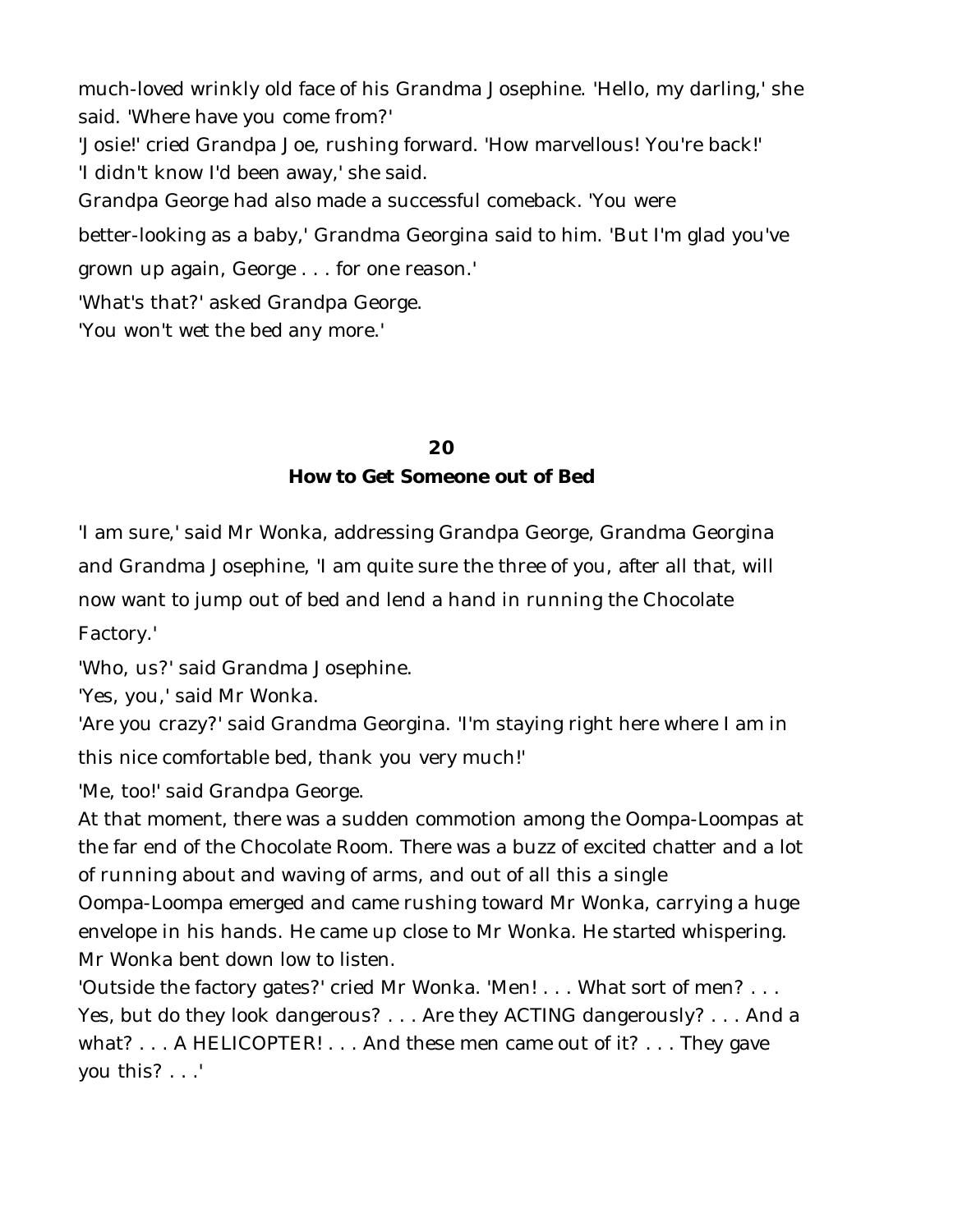much-loved wrinkly old face of his Grandma Josephine. 'Hello, my darling,' she said. 'Where have you come from?'

'Josie!' cried Grandpa Joe, rushing forward. 'How marvellous! You're back!'

'I didn't know I'd been away,' she said.

Grandpa George had also made a successful comeback. 'You were better-looking as a baby,' Grandma Georgina said to him. 'But I'm glad you've grown up again, George . . . for one reason.'

'What's that?' asked Grandpa George.

'You won't wet the bed any more.'

## 20
## How to Get Someone out of Bed

'I am sure,' said Mr Wonka, addressing Grandpa George, Grandma Georgina and Grandma Josephine, 'I am quite sure the three of you, after all that, will now want to jump out of bed and lend a hand in running the Chocolate Factory.'

'Who, us?' said Grandma Josephine.

'Yes, you,' said Mr Wonka.

'Are you crazy?' said Grandma Georgina. 'I'm staying right here where I am in this nice comfortable bed, thank you very much!'

'Me, too!' said Grandpa George.

At that moment, there was a sudden commotion among the Oompa-Loompas at the far end of the Chocolate Room. There was a buzz of excited chatter and a lot of running about and waving of arms, and out of all this a single Oompa-Loompa emerged and came rushing toward Mr Wonka, carrying a huge envelope in his hands. He came up close to Mr Wonka. He started whispering. Mr Wonka bent down low to listen.

'Outside the factory gates?' cried Mr Wonka. 'Men! . . . What sort of men? . . . Yes, but do they look dangerous? . . . Are they ACTING dangerously? . . . And a what? . . . A HELICOPTER! . . . And these men came out of it? . . . They gave you this? . . .'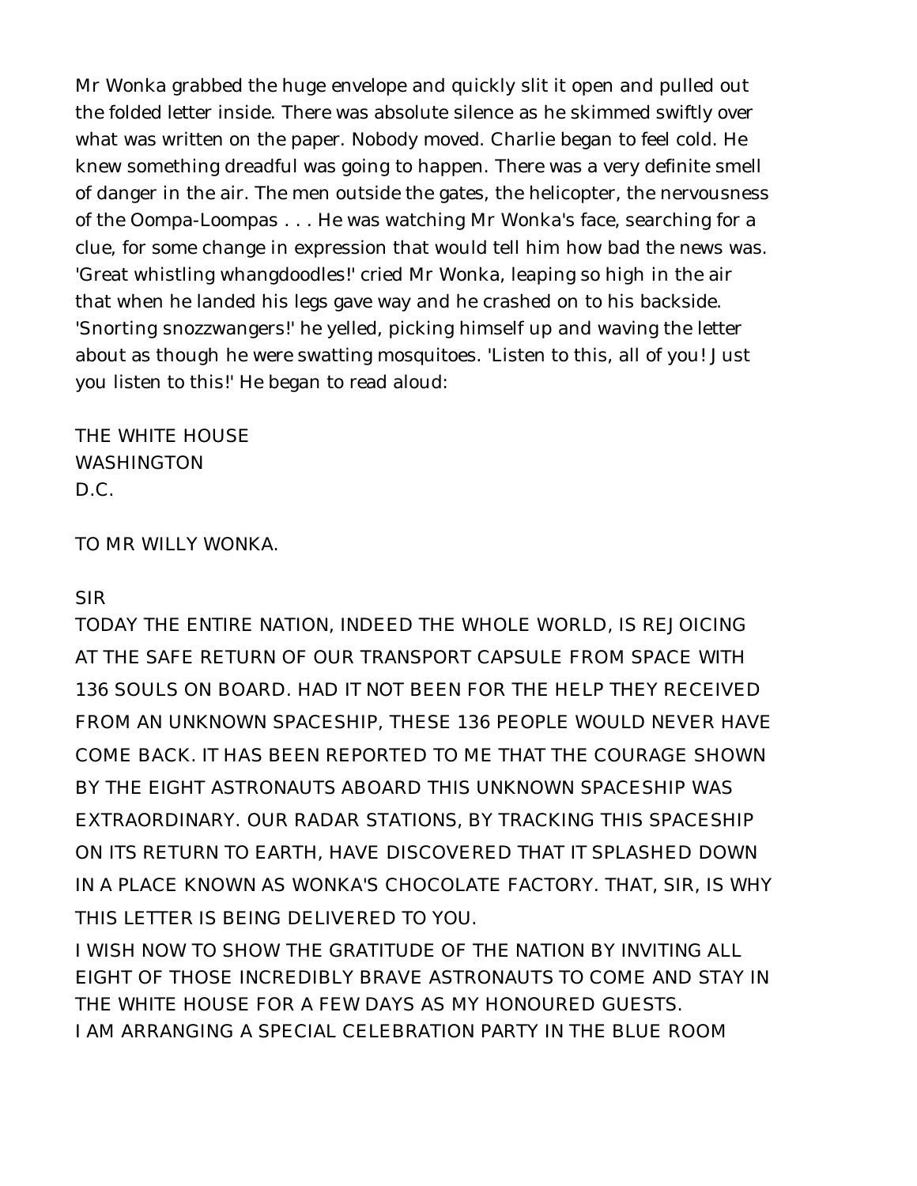Mr Wonka grabbed the huge envelope and quickly slit it open and pulled out the folded letter inside. There was absolute silence as he skimmed swiftly over what was written on the paper. Nobody moved. Charlie began to feel cold. He knew something dreadful was going to happen. There was a very definite smell of danger in the air. The men outside the gates, the helicopter, the nervousness of the Oompa-Loompas . . . He was watching Mr Wonka's face, searching for a clue, for some change in expression that would tell him how bad the news was.
'Great whistling whangdoodles!' cried Mr Wonka, leaping so high in the air that when he landed his legs gave way and he crashed on to his backside.
'Snorting snozzwangers!' he yelled, picking himself up and waving the letter about as though he were swatting mosquitoes. 'Listen to this, all of you! Just you listen to this!' He began to read aloud:

THE WHITE HOUSE
WASHINGTON
D.C.

TO MR WILLY WONKA.

SIR
TODAY THE ENTIRE NATION, INDEED THE WHOLE WORLD, IS REJOICING AT THE SAFE RETURN OF OUR TRANSPORT CAPSULE FROM SPACE WITH 136 SOULS ON BOARD. HAD IT NOT BEEN FOR THE HELP THEY RECEIVED FROM AN UNKNOWN SPACESHIP, THESE 136 PEOPLE WOULD NEVER HAVE COME BACK. IT HAS BEEN REPORTED TO ME THAT THE COURAGE SHOWN BY THE EIGHT ASTRONAUTS ABOARD THIS UNKNOWN SPACESHIP WAS EXTRAORDINARY. OUR RADAR STATIONS, BY TRACKING THIS SPACESHIP ON ITS RETURN TO EARTH, HAVE DISCOVERED THAT IT SPLASHED DOWN IN A PLACE KNOWN AS WONKA'S CHOCOLATE FACTORY. THAT, SIR, IS WHY THIS LETTER IS BEING DELIVERED TO YOU.
I WISH NOW TO SHOW THE GRATITUDE OF THE NATION BY INVITING ALL EIGHT OF THOSE INCREDIBLY BRAVE ASTRONAUTS TO COME AND STAY IN THE WHITE HOUSE FOR A FEW DAYS AS MY HONOURED GUESTS.
I AM ARRANGING A SPECIAL CELEBRATION PARTY IN THE BLUE ROOM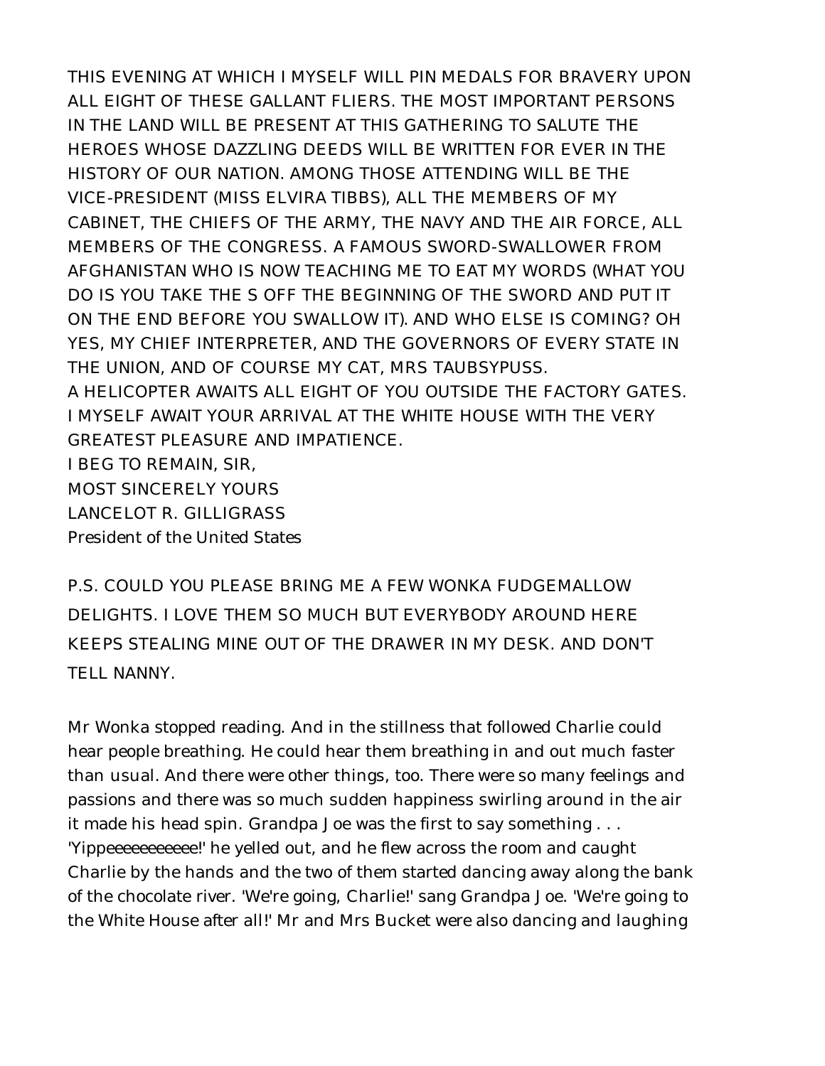THIS EVENING AT WHICH I MYSELF WILL PIN MEDALS FOR BRAVERY UPON ALL EIGHT OF THESE GALLANT FLIERS. THE MOST IMPORTANT PERSONS IN THE LAND WILL BE PRESENT AT THIS GATHERING TO SALUTE THE HEROES WHOSE DAZZLING DEEDS WILL BE WRITTEN FOR EVER IN THE HISTORY OF OUR NATION. AMONG THOSE ATTENDING WILL BE THE VICE-PRESIDENT (MISS ELVIRA TIBBS), ALL THE MEMBERS OF MY CABINET, THE CHIEFS OF THE ARMY, THE NAVY AND THE AIR FORCE, ALL MEMBERS OF THE CONGRESS. A FAMOUS SWORD-SWALLOWER FROM AFGHANISTAN WHO IS NOW TEACHING ME TO EAT MY WORDS (WHAT YOU DO IS YOU TAKE THE S OFF THE BEGINNING OF THE SWORD AND PUT IT ON THE END BEFORE YOU SWALLOW IT). AND WHO ELSE IS COMING? OH YES, MY CHIEF INTERPRETER, AND THE GOVERNORS OF EVERY STATE IN THE UNION, AND OF COURSE MY CAT, MRS TAUBSYPUSS.
A HELICOPTER AWAITS ALL EIGHT OF YOU OUTSIDE THE FACTORY GATES. I MYSELF AWAIT YOUR ARRIVAL AT THE WHITE HOUSE WITH THE VERY GREATEST PLEASURE AND IMPATIENCE.
I BEG TO REMAIN, SIR,
MOST SINCERELY YOURS
LANCELOT R. GILLIGRASS
President of the United States

P.S. COULD YOU PLEASE BRING ME A FEW WONKA FUDGEMALLOW DELIGHTS. I LOVE THEM SO MUCH BUT EVERYBODY AROUND HERE KEEPS STEALING MINE OUT OF THE DRAWER IN MY DESK. AND DON'T TELL NANNY.

Mr Wonka stopped reading. And in the stillness that followed Charlie could hear people breathing. He could hear them breathing in and out much faster than usual. And there were other things, too. There were so many feelings and passions and there was so much sudden happiness swirling around in the air it made his head spin. Grandpa Joe was the first to say something . . .
'Yippeeeeeeeeeee!' he yelled out, and he flew across the room and caught Charlie by the hands and the two of them started dancing away along the bank of the chocolate river. 'We're going, Charlie!' sang Grandpa Joe. 'We're going to the White House after all!' Mr and Mrs Bucket were also dancing and laughing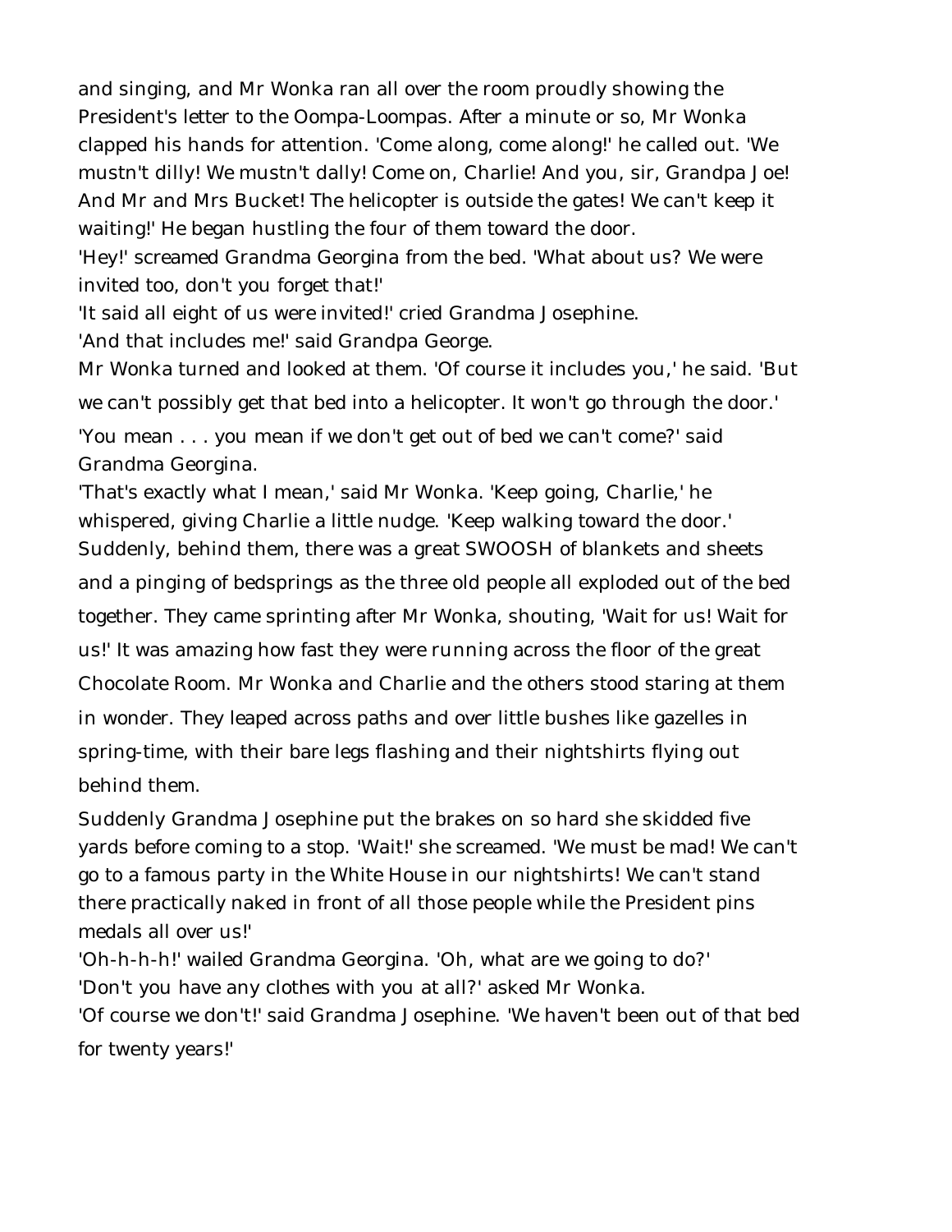and singing, and Mr Wonka ran all over the room proudly showing the President's letter to the Oompa-Loompas. After a minute or so, Mr Wonka clapped his hands for attention. 'Come along, come along!' he called out. 'We mustn't dilly! We mustn't dally! Come on, Charlie! And you, sir, Grandpa Joe! And Mr and Mrs Bucket! The helicopter is outside the gates! We can't keep it waiting!' He began hustling the four of them toward the door.

'Hey!' screamed Grandma Georgina from the bed. 'What about us? We were invited too, don't you forget that!'

'It said all eight of us were invited!' cried Grandma Josephine.

'And that includes me!' said Grandpa George.

Mr Wonka turned and looked at them. 'Of course it includes you,' he said. 'But we can't possibly get that bed into a helicopter. It won't go through the door.'

'You mean . . . you mean if we don't get out of bed we can't come?' said Grandma Georgina.

'That's exactly what I mean,' said Mr Wonka. 'Keep going, Charlie,' he whispered, giving Charlie a little nudge. 'Keep walking toward the door.'

Suddenly, behind them, there was a great SWOOSH of blankets and sheets and a pinging of bedsprings as the three old people all exploded out of the bed together. They came sprinting after Mr Wonka, shouting, 'Wait for us! Wait for us!' It was amazing how fast they were running across the floor of the great Chocolate Room. Mr Wonka and Charlie and the others stood staring at them in wonder. They leaped across paths and over little bushes like gazelles in spring-time, with their bare legs flashing and their nightshirts flying out behind them.

Suddenly Grandma Josephine put the brakes on so hard she skidded five yards before coming to a stop. 'Wait!' she screamed. 'We must be mad! We can't go to a famous party in the White House in our nightshirts! We can't stand there practically naked in front of all those people while the President pins medals all over us!'

'Oh-h-h-h!' wailed Grandma Georgina. 'Oh, what are we going to do?'

'Don't you have any clothes with you at all?' asked Mr Wonka.

'Of course we don't!' said Grandma Josephine. 'We haven't been out of that bed for twenty years!'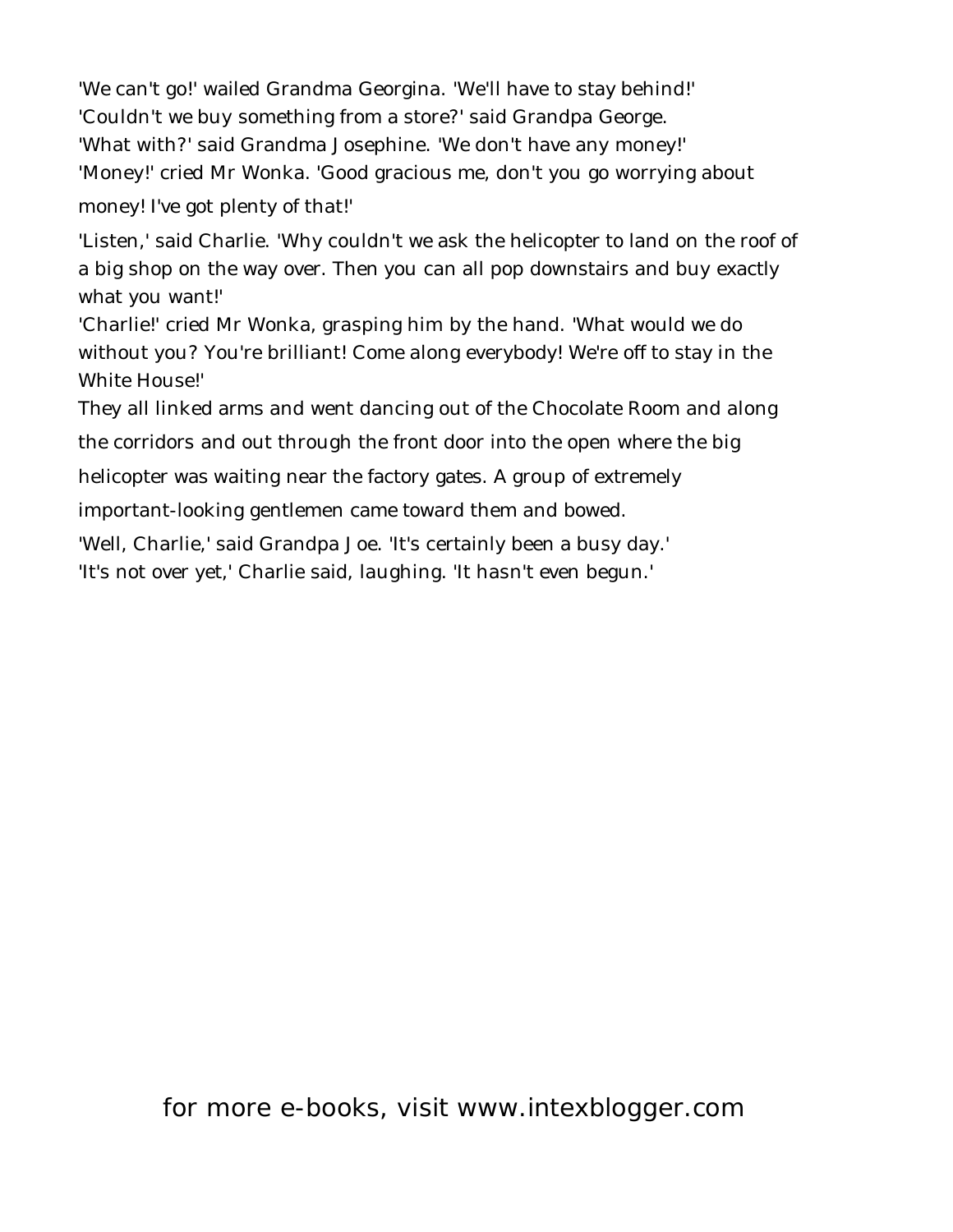'We can't go!' wailed Grandma Georgina. 'We'll have to stay behind!'

'Couldn't we buy something from a store?' said Grandpa George.

'What with?' said Grandma Josephine. 'We don't have any money!'

'Money!' cried Mr Wonka. 'Good gracious me, don't you go worrying about money! I've got plenty of that!'

'Listen,' said Charlie. 'Why couldn't we ask the helicopter to land on the roof of a big shop on the way over. Then you can all pop downstairs and buy exactly what you want!'

'Charlie!' cried Mr Wonka, grasping him by the hand. 'What would we do without you? You're brilliant! Come along everybody! We're off to stay in the White House!'

They all linked arms and went dancing out of the Chocolate Room and along the corridors and out through the front door into the open where the big helicopter was waiting near the factory gates. A group of extremely important-looking gentlemen came toward them and bowed.

'Well, Charlie,' said Grandpa Joe. 'It's certainly been a busy day.'

'It's not over yet,' Charlie said, laughing. 'It hasn't even begun.'